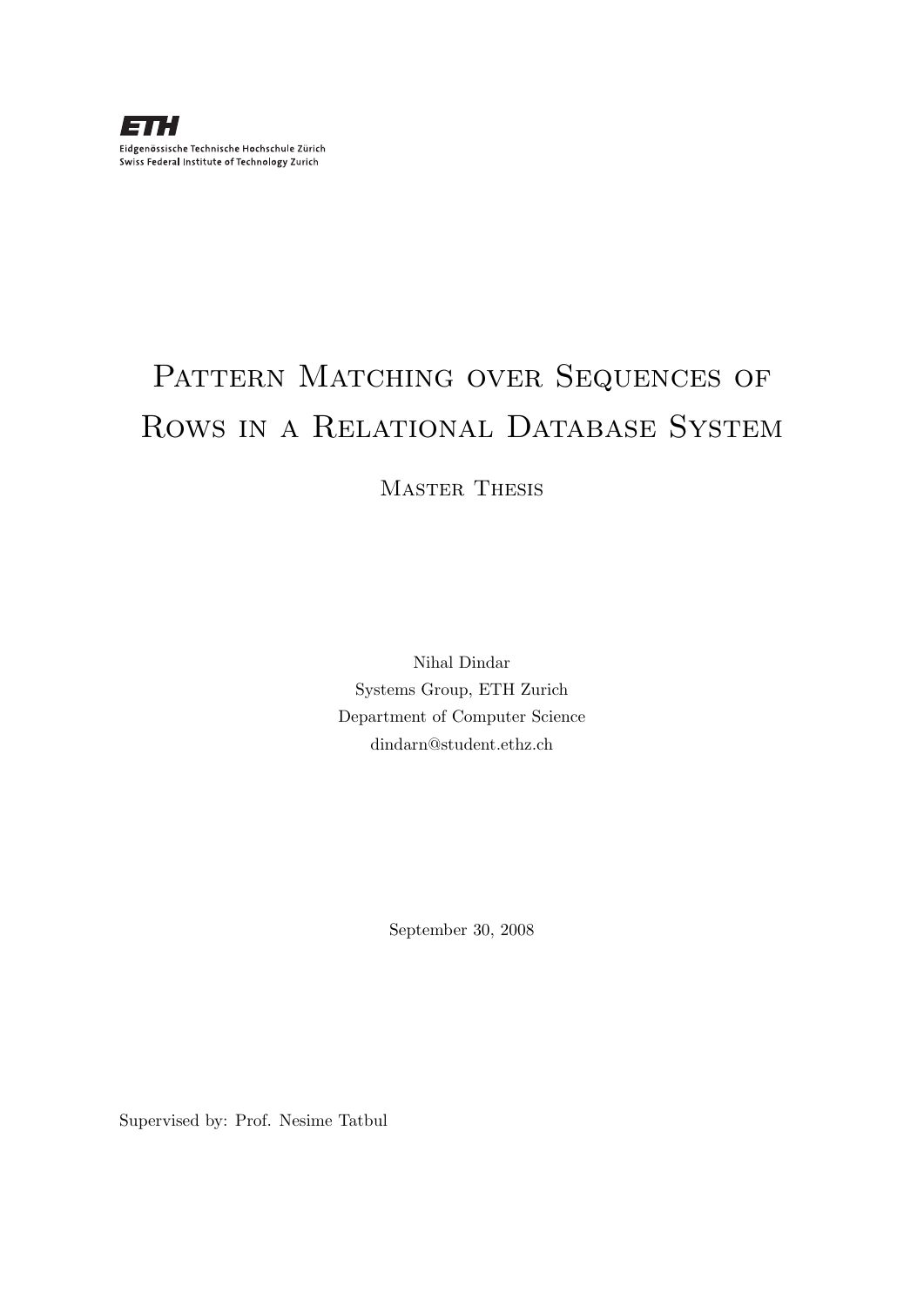**ETH**

Eidgenössische Technische Hochschule Zürich
Swiss Federal Institute of Technology Zurich

# Pattern Matching over Sequences of Rows in a Relational Database System

## Master Thesis

Nihal Dindar
Systems Group, ETH Zurich
Department of Computer Science
dindarn@student.ethz.ch

September 30, 2008

Supervised by: Prof. Nesime Tatbul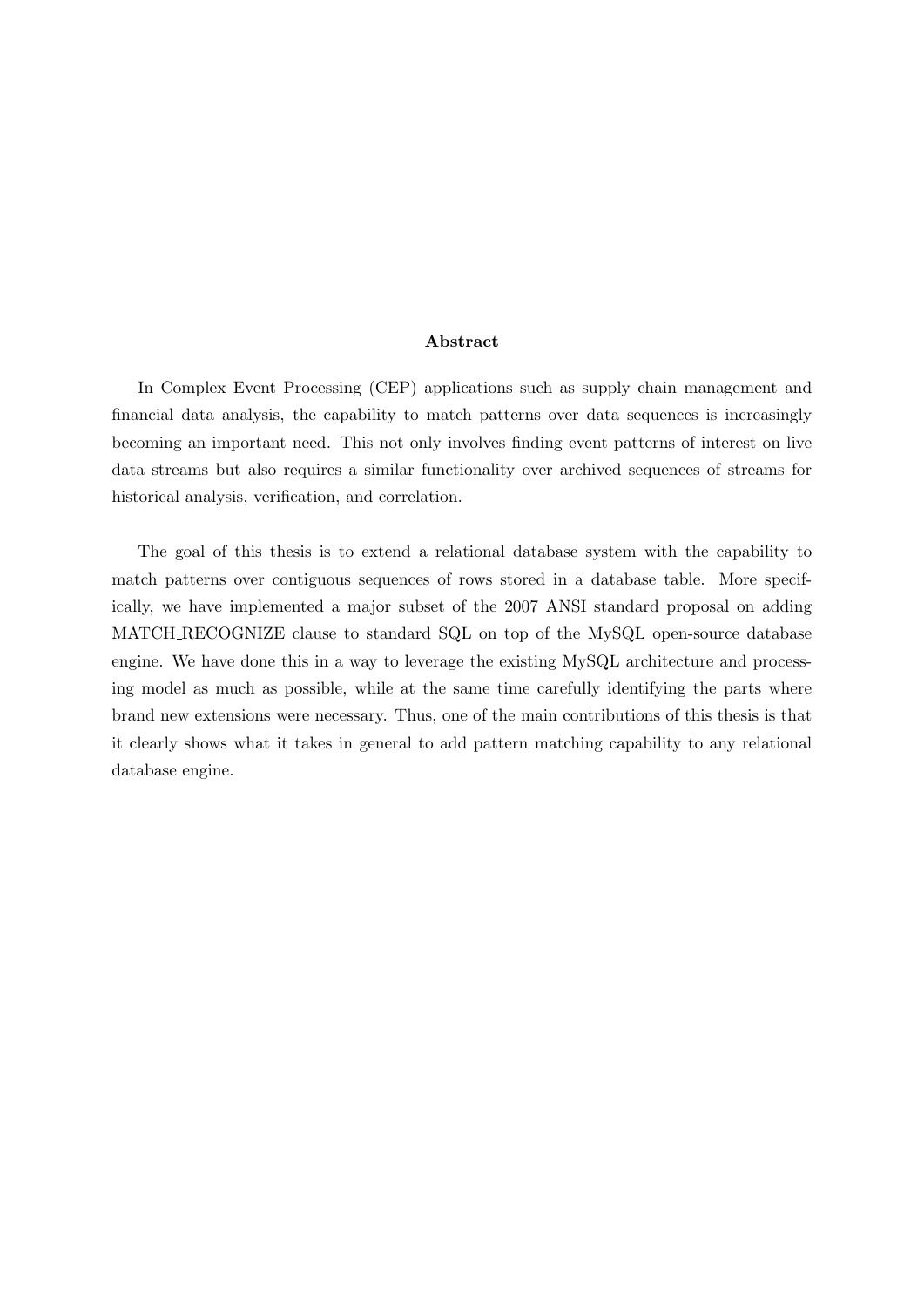## Abstract

In Complex Event Processing (CEP) applications such as supply chain management and financial data analysis, the capability to match patterns over data sequences is increasingly becoming an important need. This not only involves finding event patterns of interest on live data streams but also requires a similar functionality over archived sequences of streams for historical analysis, verification, and correlation.

The goal of this thesis is to extend a relational database system with the capability to match patterns over contiguous sequences of rows stored in a database table. More specifically, we have implemented a major subset of the 2007 ANSI standard proposal on adding MATCH_RECOGNIZE clause to standard SQL on top of the MySQL open-source database engine. We have done this in a way to leverage the existing MySQL architecture and processing model as much as possible, while at the same time carefully identifying the parts where brand new extensions were necessary. Thus, one of the main contributions of this thesis is that it clearly shows what it takes in general to add pattern matching capability to any relational database engine.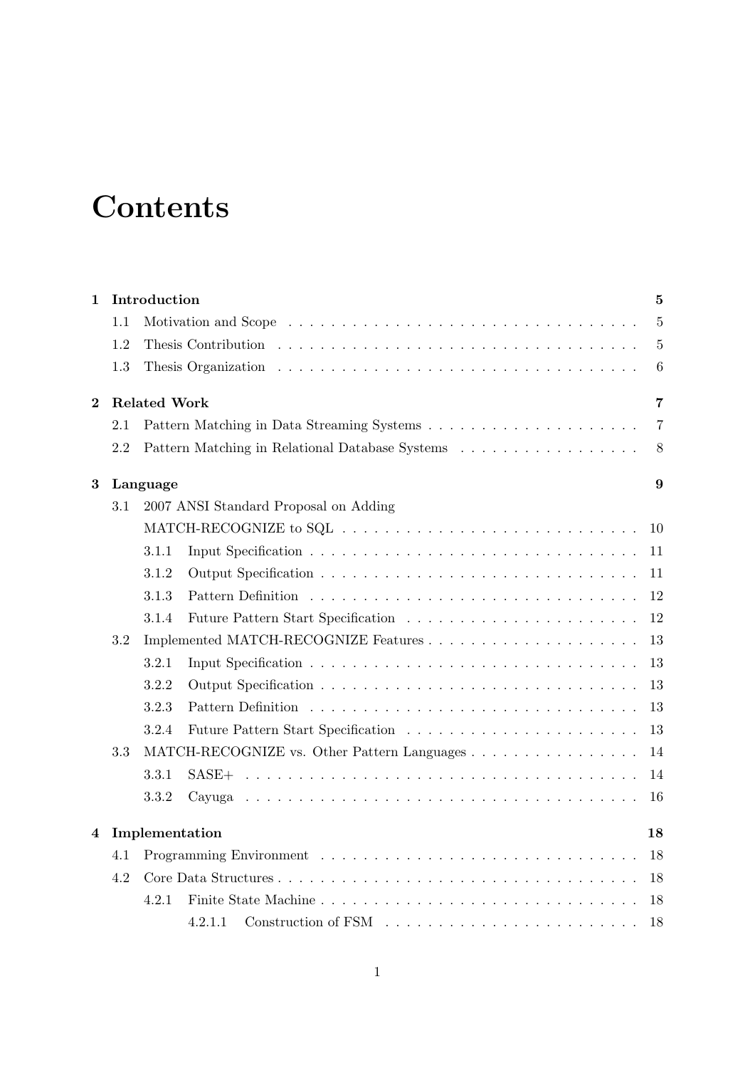# Contents

**1 Introduction** **5**

- 1.1 Motivation and Scope . . . . . 5
- 1.2 Thesis Contribution . . . . . 5
- 1.3 Thesis Organization . . . . . 6

**2 Related Work** **7**

- 2.1 Pattern Matching in Data Streaming Systems . . . . . 7
- 2.2 Pattern Matching in Relational Database Systems . . . . . 8

**3 Language** **9**

- 3.1 2007 ANSI Standard Proposal on Adding MATCH-RECOGNIZE to SQL . . . . . 10
  - 3.1.1 Input Specification . . . . . 11
  - 3.1.2 Output Specification . . . . . 11
  - 3.1.3 Pattern Definition . . . . . 12
  - 3.1.4 Future Pattern Start Specification . . . . . 12
- 3.2 Implemented MATCH-RECOGNIZE Features . . . . . 13
  - 3.2.1 Input Specification . . . . . 13
  - 3.2.2 Output Specification . . . . . 13
  - 3.2.3 Pattern Definition . . . . . 13
  - 3.2.4 Future Pattern Start Specification . . . . . 13
- 3.3 MATCH-RECOGNIZE vs. Other Pattern Languages . . . . . 14
  - 3.3.1 SASE+ . . . . . 14
  - 3.3.2 Cayuga . . . . . 16

**4 Implementation** **18**

- 4.1 Programming Environment . . . . . 18
- 4.2 Core Data Structures . . . . . 18
  - 4.2.1 Finite State Machine . . . . . 18
    - 4.2.1.1 Construction of FSM . . . . . 18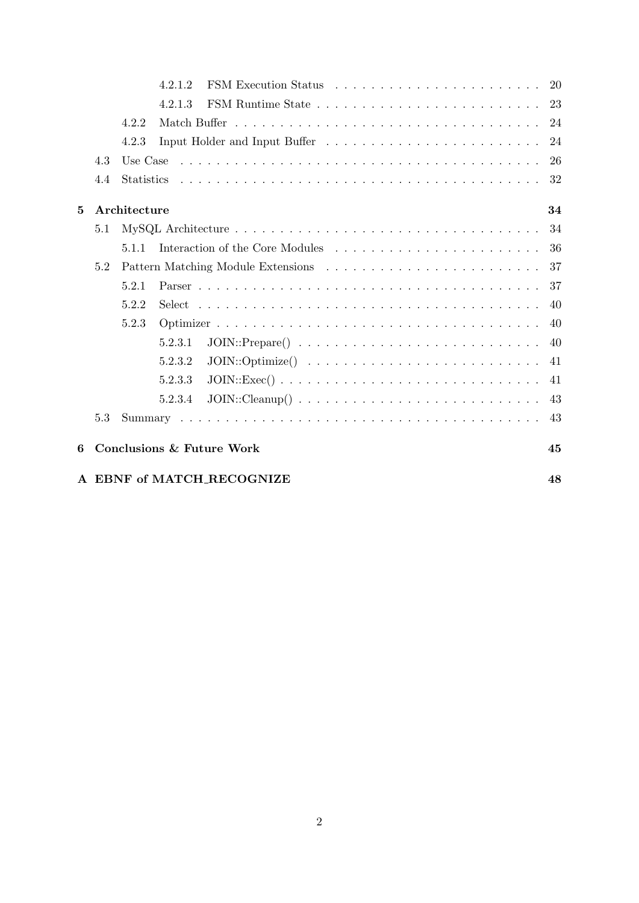- 4.2.1.2 FSM Execution Status . . . . . . . . . . 20
- 4.2.1.3 FSM Runtime State . . . . . . . . . . 23
- 4.2.2 Match Buffer . . . . . . . . . . 24
- 4.2.3 Input Holder and Input Buffer . . . . . . . . . . 24
- 4.3 Use Case . . . . . . . . . . 26
- 4.4 Statistics . . . . . . . . . . 32

**5 Architecture** **34**

- 5.1 MySQL Architecture . . . . . . . . . . 34
  - 5.1.1 Interaction of the Core Modules . . . . . . . . . . 36
- 5.2 Pattern Matching Module Extensions . . . . . . . . . . 37
  - 5.2.1 Parser . . . . . . . . . . 37
  - 5.2.2 Select . . . . . . . . . . 40
  - 5.2.3 Optimizer . . . . . . . . . . 40
    - 5.2.3.1 JOIN::Prepare() . . . . . . . . . . 40
    - 5.2.3.2 JOIN::Optimize() . . . . . . . . . . 41
    - 5.2.3.3 JOIN::Exec() . . . . . . . . . . 41
    - 5.2.3.4 JOIN::Cleanup() . . . . . . . . . . 43
- 5.3 Summary . . . . . . . . . . 43

**6 Conclusions & Future Work** **45**

**A EBNF of MATCH_RECOGNIZE** **48**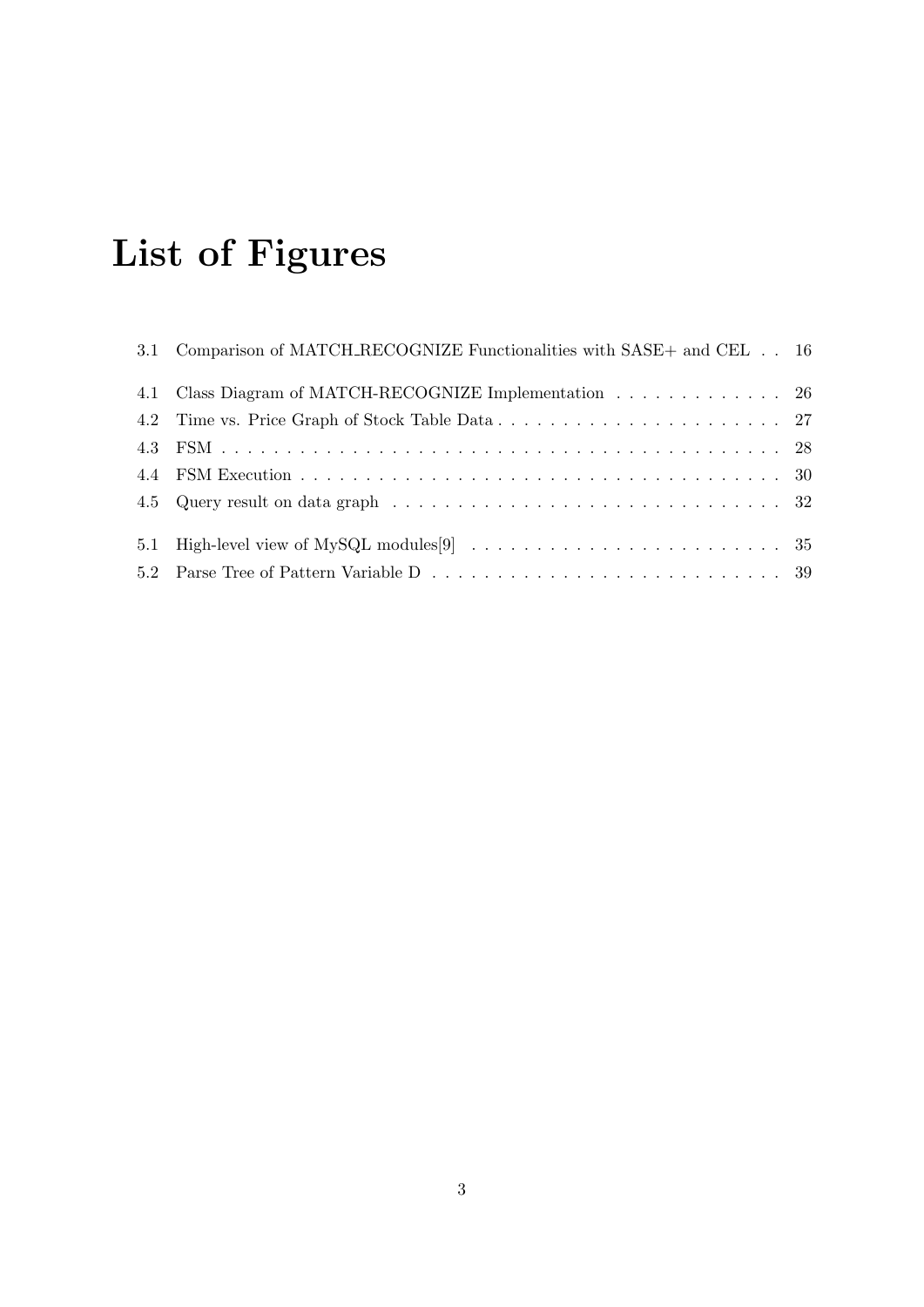# List of Figures

3.1 Comparison of MATCH_RECOGNIZE Functionalities with SASE+ and CEL . . 16

4.1 Class Diagram of MATCH-RECOGNIZE Implementation . . . . . . . . . . . . . 26
4.2 Time vs. Price Graph of Stock Table Data . . . . . . . . . . . . . . . . . . . . . . 27
4.3 FSM . . . . . . . . . . . . . . . . . . . . . . . . . . . . . . . . . . . . . . . . . 28
4.4 FSM Execution . . . . . . . . . . . . . . . . . . . . . . . . . . . . . . . . . . . 30
4.5 Query result on data graph . . . . . . . . . . . . . . . . . . . . . . . . . . . . . 32

5.1 High-level view of MySQL modules[9] . . . . . . . . . . . . . . . . . . . . . . . . 35
5.2 Parse Tree of Pattern Variable D . . . . . . . . . . . . . . . . . . . . . . . . . . 39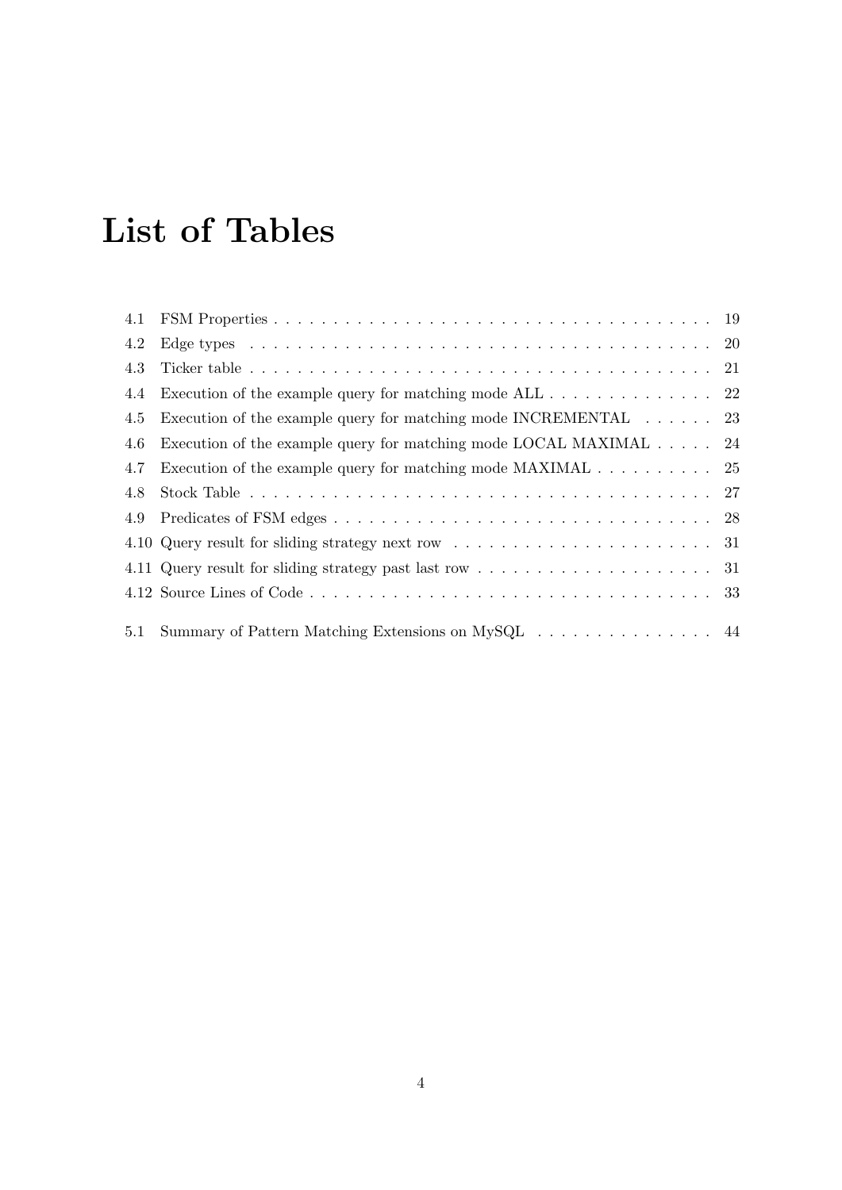# List of Tables

4.1 FSM Properties . . . . . . . . . . . . . . . . . . . . . . . . . . . . . . . . . . . . . 19
4.2 Edge types . . . . . . . . . . . . . . . . . . . . . . . . . . . . . . . . . . . . . . . 20
4.3 Ticker table . . . . . . . . . . . . . . . . . . . . . . . . . . . . . . . . . . . . . . 21
4.4 Execution of the example query for matching mode ALL . . . . . . . . . . . . . . 22
4.5 Execution of the example query for matching mode INCREMENTAL . . . . . . 23
4.6 Execution of the example query for matching mode LOCAL MAXIMAL . . . . . 24
4.7 Execution of the example query for matching mode MAXIMAL . . . . . . . . . . 25
4.8 Stock Table . . . . . . . . . . . . . . . . . . . . . . . . . . . . . . . . . . . . . . 27
4.9 Predicates of FSM edges . . . . . . . . . . . . . . . . . . . . . . . . . . . . . . . 28
4.10 Query result for sliding strategy next row . . . . . . . . . . . . . . . . . . . . . 31
4.11 Query result for sliding strategy past last row . . . . . . . . . . . . . . . . . . . 31
4.12 Source Lines of Code . . . . . . . . . . . . . . . . . . . . . . . . . . . . . . . . . 33

5.1 Summary of Pattern Matching Extensions on MySQL . . . . . . . . . . . . . . . 44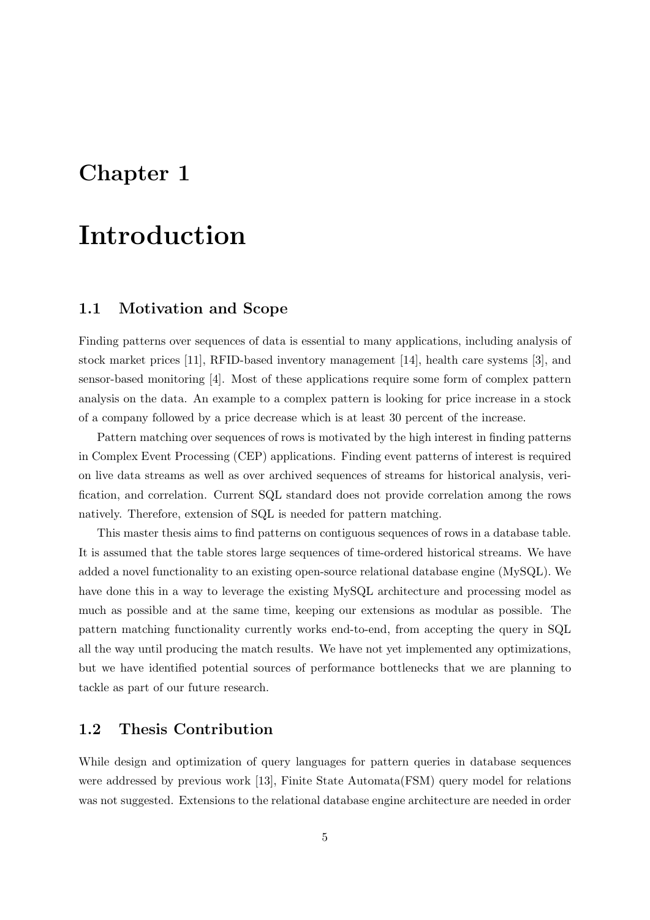# Chapter 1

# Introduction

## 1.1 Motivation and Scope

Finding patterns over sequences of data is essential to many applications, including analysis of stock market prices [11], RFID-based inventory management [14], health care systems [3], and sensor-based monitoring [4]. Most of these applications require some form of complex pattern analysis on the data. An example to a complex pattern is looking for price increase in a stock of a company followed by a price decrease which is at least 30 percent of the increase.

Pattern matching over sequences of rows is motivated by the high interest in finding patterns in Complex Event Processing (CEP) applications. Finding event patterns of interest is required on live data streams as well as over archived sequences of streams for historical analysis, verification, and correlation. Current SQL standard does not provide correlation among the rows natively. Therefore, extension of SQL is needed for pattern matching.

This master thesis aims to find patterns on contiguous sequences of rows in a database table. It is assumed that the table stores large sequences of time-ordered historical streams. We have added a novel functionality to an existing open-source relational database engine (MySQL). We have done this in a way to leverage the existing MySQL architecture and processing model as much as possible and at the same time, keeping our extensions as modular as possible. The pattern matching functionality currently works end-to-end, from accepting the query in SQL all the way until producing the match results. We have not yet implemented any optimizations, but we have identified potential sources of performance bottlenecks that we are planning to tackle as part of our future research.

## 1.2 Thesis Contribution

While design and optimization of query languages for pattern queries in database sequences were addressed by previous work [13], Finite State Automata(FSM) query model for relations was not suggested. Extensions to the relational database engine architecture are needed in order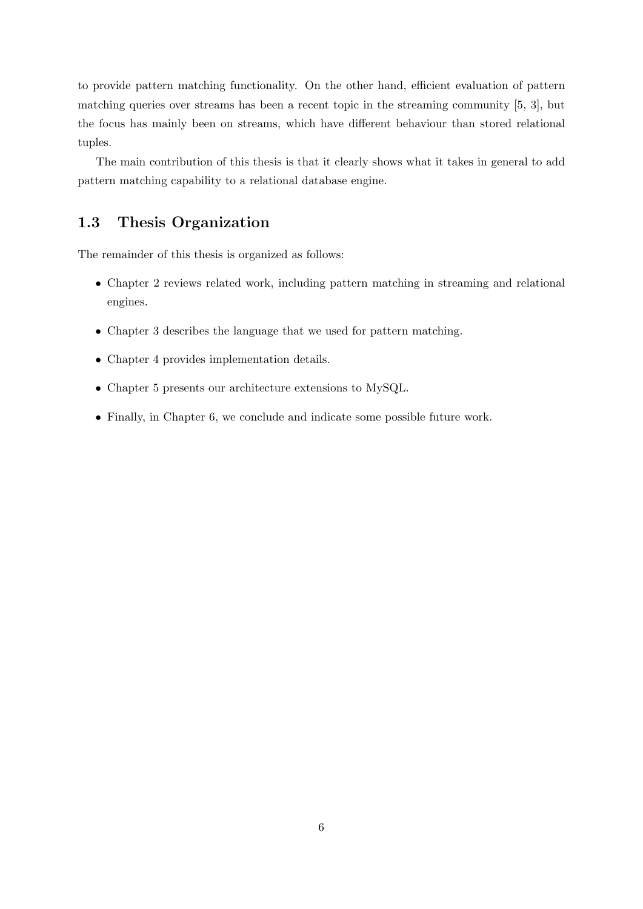to provide pattern matching functionality. On the other hand, efficient evaluation of pattern matching queries over streams has been a recent topic in the streaming community [5, 3], but the focus has mainly been on streams, which have different behaviour than stored relational tuples.

The main contribution of this thesis is that it clearly shows what it takes in general to add pattern matching capability to a relational database engine.

## 1.3 Thesis Organization

The remainder of this thesis is organized as follows:

- Chapter 2 reviews related work, including pattern matching in streaming and relational engines.
- Chapter 3 describes the language that we used for pattern matching.
- Chapter 4 provides implementation details.
- Chapter 5 presents our architecture extensions to MySQL.
- Finally, in Chapter 6, we conclude and indicate some possible future work.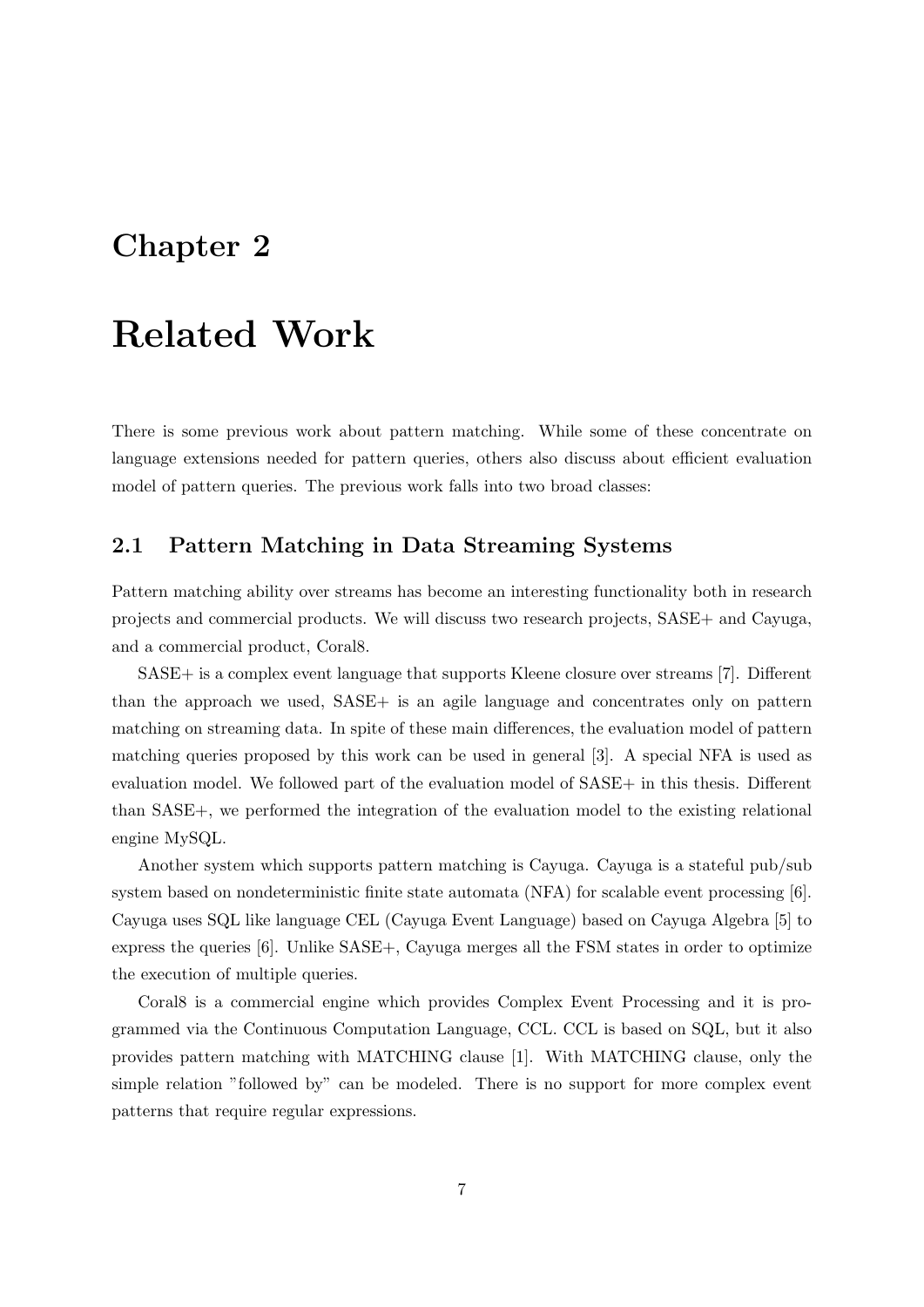# Chapter 2

# Related Work

There is some previous work about pattern matching. While some of these concentrate on language extensions needed for pattern queries, others also discuss about efficient evaluation model of pattern queries. The previous work falls into two broad classes:

## 2.1 Pattern Matching in Data Streaming Systems

Pattern matching ability over streams has become an interesting functionality both in research projects and commercial products. We will discuss two research projects, SASE+ and Cayuga, and a commercial product, Coral8.

SASE+ is a complex event language that supports Kleene closure over streams [7]. Different than the approach we used, SASE+ is an agile language and concentrates only on pattern matching on streaming data. In spite of these main differences, the evaluation model of pattern matching queries proposed by this work can be used in general [3]. A special NFA is used as evaluation model. We followed part of the evaluation model of SASE+ in this thesis. Different than SASE+, we performed the integration of the evaluation model to the existing relational engine MySQL.

Another system which supports pattern matching is Cayuga. Cayuga is a stateful pub/sub system based on nondeterministic finite state automata (NFA) for scalable event processing [6]. Cayuga uses SQL like language CEL (Cayuga Event Language) based on Cayuga Algebra [5] to express the queries [6]. Unlike SASE+, Cayuga merges all the FSM states in order to optimize the execution of multiple queries.

Coral8 is a commercial engine which provides Complex Event Processing and it is programmed via the Continuous Computation Language, CCL. CCL is based on SQL, but it also provides pattern matching with MATCHING clause [1]. With MATCHING clause, only the simple relation "followed by" can be modeled. There is no support for more complex event patterns that require regular expressions.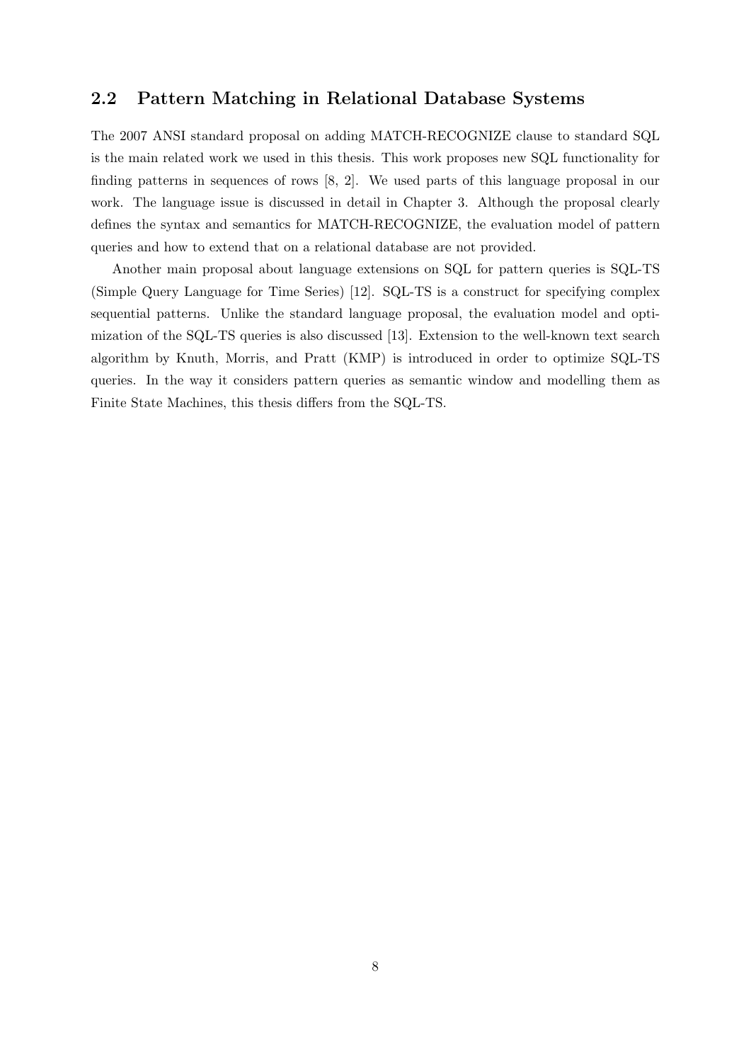## 2.2 Pattern Matching in Relational Database Systems

The 2007 ANSI standard proposal on adding MATCH-RECOGNIZE clause to standard SQL is the main related work we used in this thesis. This work proposes new SQL functionality for finding patterns in sequences of rows [8, 2]. We used parts of this language proposal in our work. The language issue is discussed in detail in Chapter 3. Although the proposal clearly defines the syntax and semantics for MATCH-RECOGNIZE, the evaluation model of pattern queries and how to extend that on a relational database are not provided.

Another main proposal about language extensions on SQL for pattern queries is SQL-TS (Simple Query Language for Time Series) [12]. SQL-TS is a construct for specifying complex sequential patterns. Unlike the standard language proposal, the evaluation model and optimization of the SQL-TS queries is also discussed [13]. Extension to the well-known text search algorithm by Knuth, Morris, and Pratt (KMP) is introduced in order to optimize SQL-TS queries. In the way it considers pattern queries as semantic window and modelling them as Finite State Machines, this thesis differs from the SQL-TS.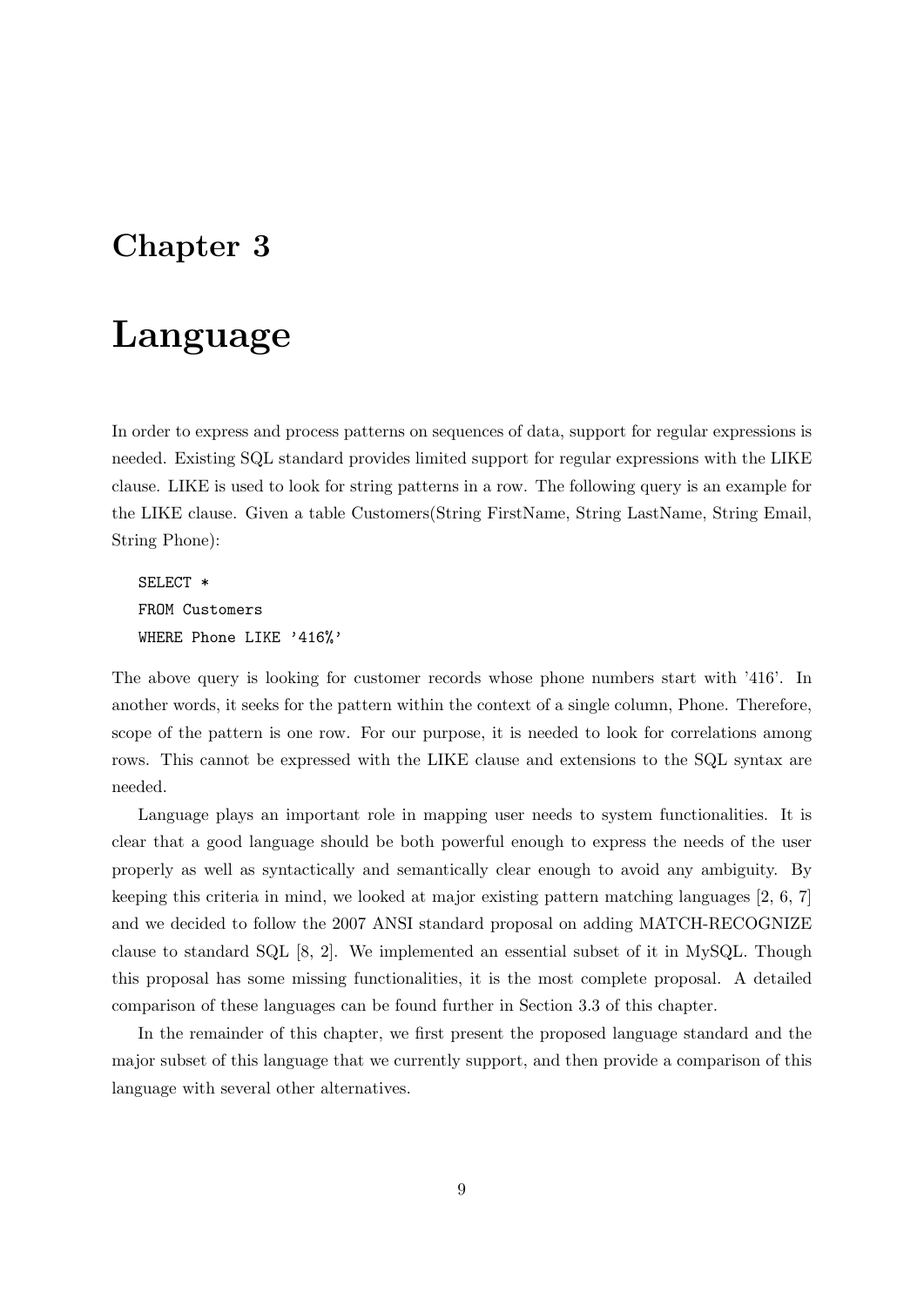# Chapter 3

# Language

In order to express and process patterns on sequences of data, support for regular expressions is needed. Existing SQL standard provides limited support for regular expressions with the LIKE clause. LIKE is used to look for string patterns in a row. The following query is an example for the LIKE clause. Given a table Customers(String FirstName, String LastName, String Email, String Phone):

```
SELECT *
FROM Customers
WHERE Phone LIKE '416%'
```

The above query is looking for customer records whose phone numbers start with '416'. In another words, it seeks for the pattern within the context of a single column, Phone. Therefore, scope of the pattern is one row. For our purpose, it is needed to look for correlations among rows. This cannot be expressed with the LIKE clause and extensions to the SQL syntax are needed.

Language plays an important role in mapping user needs to system functionalities. It is clear that a good language should be both powerful enough to express the needs of the user properly as well as syntactically and semantically clear enough to avoid any ambiguity. By keeping this criteria in mind, we looked at major existing pattern matching languages [2, 6, 7] and we decided to follow the 2007 ANSI standard proposal on adding MATCH-RECOGNIZE clause to standard SQL [8, 2]. We implemented an essential subset of it in MySQL. Though this proposal has some missing functionalities, it is the most complete proposal. A detailed comparison of these languages can be found further in Section 3.3 of this chapter.

In the remainder of this chapter, we first present the proposed language standard and the major subset of this language that we currently support, and then provide a comparison of this language with several other alternatives.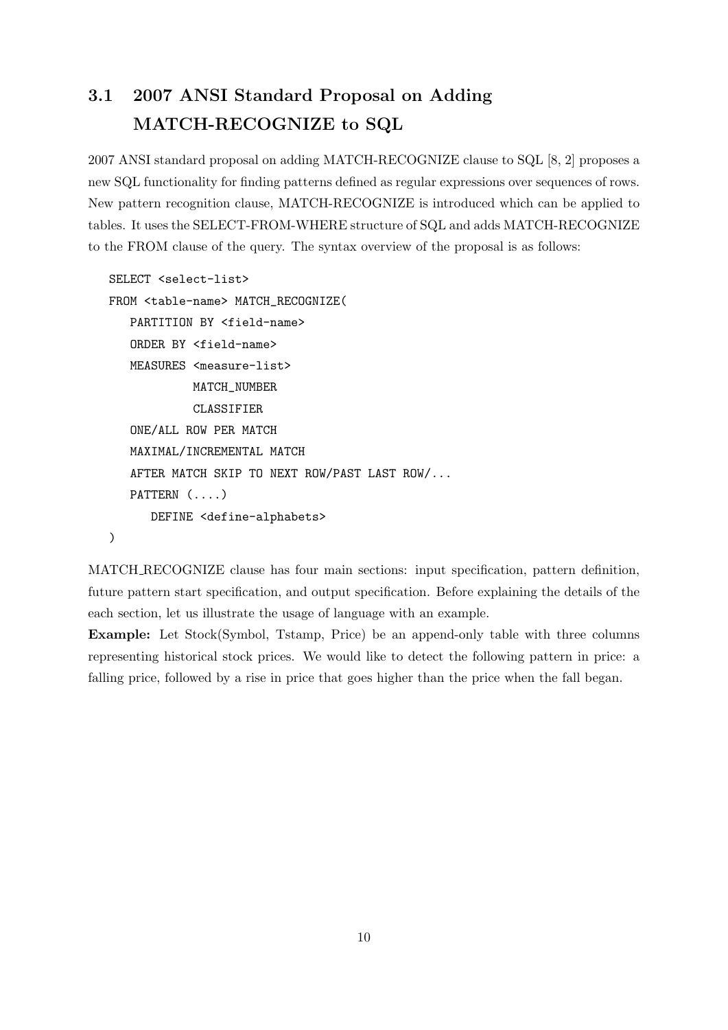## 3.1 2007 ANSI Standard Proposal on Adding MATCH-RECOGNIZE to SQL

2007 ANSI standard proposal on adding MATCH-RECOGNIZE clause to SQL [8, 2] proposes a new SQL functionality for finding patterns defined as regular expressions over sequences of rows. New pattern recognition clause, MATCH-RECOGNIZE is introduced which can be applied to tables. It uses the SELECT-FROM-WHERE structure of SQL and adds MATCH-RECOGNIZE to the FROM clause of the query. The syntax overview of the proposal is as follows:

```
SELECT <select-list>
FROM <table-name> MATCH_RECOGNIZE(
   PARTITION BY <field-name>
   ORDER BY <field-name>
   MEASURES <measure-list>
            MATCH_NUMBER
            CLASSIFIER
   ONE/ALL ROW PER MATCH
   MAXIMAL/INCREMENTAL MATCH
   AFTER MATCH SKIP TO NEXT ROW/PAST LAST ROW/...
   PATTERN (....)
      DEFINE <define-alphabets>
)
```

MATCH_RECOGNIZE clause has four main sections: input specification, pattern definition, future pattern start specification, and output specification. Before explaining the details of the each section, let us illustrate the usage of language with an example.

**Example:** Let Stock(Symbol, Tstamp, Price) be an append-only table with three columns representing historical stock prices. We would like to detect the following pattern in price: a falling price, followed by a rise in price that goes higher than the price when the fall began.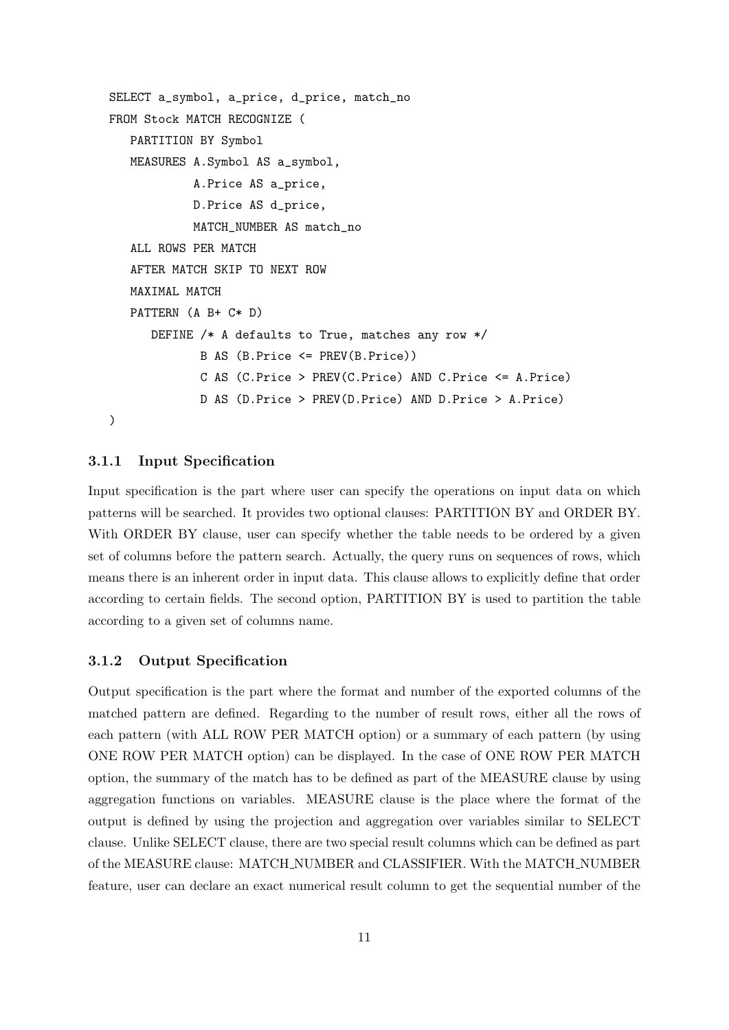```
SELECT a_symbol, a_price, d_price, match_no
FROM Stock MATCH RECOGNIZE (
   PARTITION BY Symbol
   MEASURES A.Symbol AS a_symbol,
            A.Price AS a_price,
            D.Price AS d_price,
            MATCH_NUMBER AS match_no
   ALL ROWS PER MATCH
   AFTER MATCH SKIP TO NEXT ROW
   MAXIMAL MATCH
   PATTERN (A B+ C* D)
      DEFINE /* A defaults to True, matches any row */
             B AS (B.Price <= PREV(B.Price))
             C AS (C.Price > PREV(C.Price) AND C.Price <= A.Price)
             D AS (D.Price > PREV(D.Price) AND D.Price > A.Price)
)
```

### 3.1.1 Input Specification

Input specification is the part where user can specify the operations on input data on which patterns will be searched. It provides two optional clauses: PARTITION BY and ORDER BY. With ORDER BY clause, user can specify whether the table needs to be ordered by a given set of columns before the pattern search. Actually, the query runs on sequences of rows, which means there is an inherent order in input data. This clause allows to explicitly define that order according to certain fields. The second option, PARTITION BY is used to partition the table according to a given set of columns name.

### 3.1.2 Output Specification

Output specification is the part where the format and number of the exported columns of the matched pattern are defined. Regarding to the number of result rows, either all the rows of each pattern (with ALL ROW PER MATCH option) or a summary of each pattern (by using ONE ROW PER MATCH option) can be displayed. In the case of ONE ROW PER MATCH option, the summary of the match has to be defined as part of the MEASURE clause by using aggregation functions on variables. MEASURE clause is the place where the format of the output is defined by using the projection and aggregation over variables similar to SELECT clause. Unlike SELECT clause, there are two special result columns which can be defined as part of the MEASURE clause: MATCH_NUMBER and CLASSIFIER. With the MATCH_NUMBER feature, user can declare an exact numerical result column to get the sequential number of the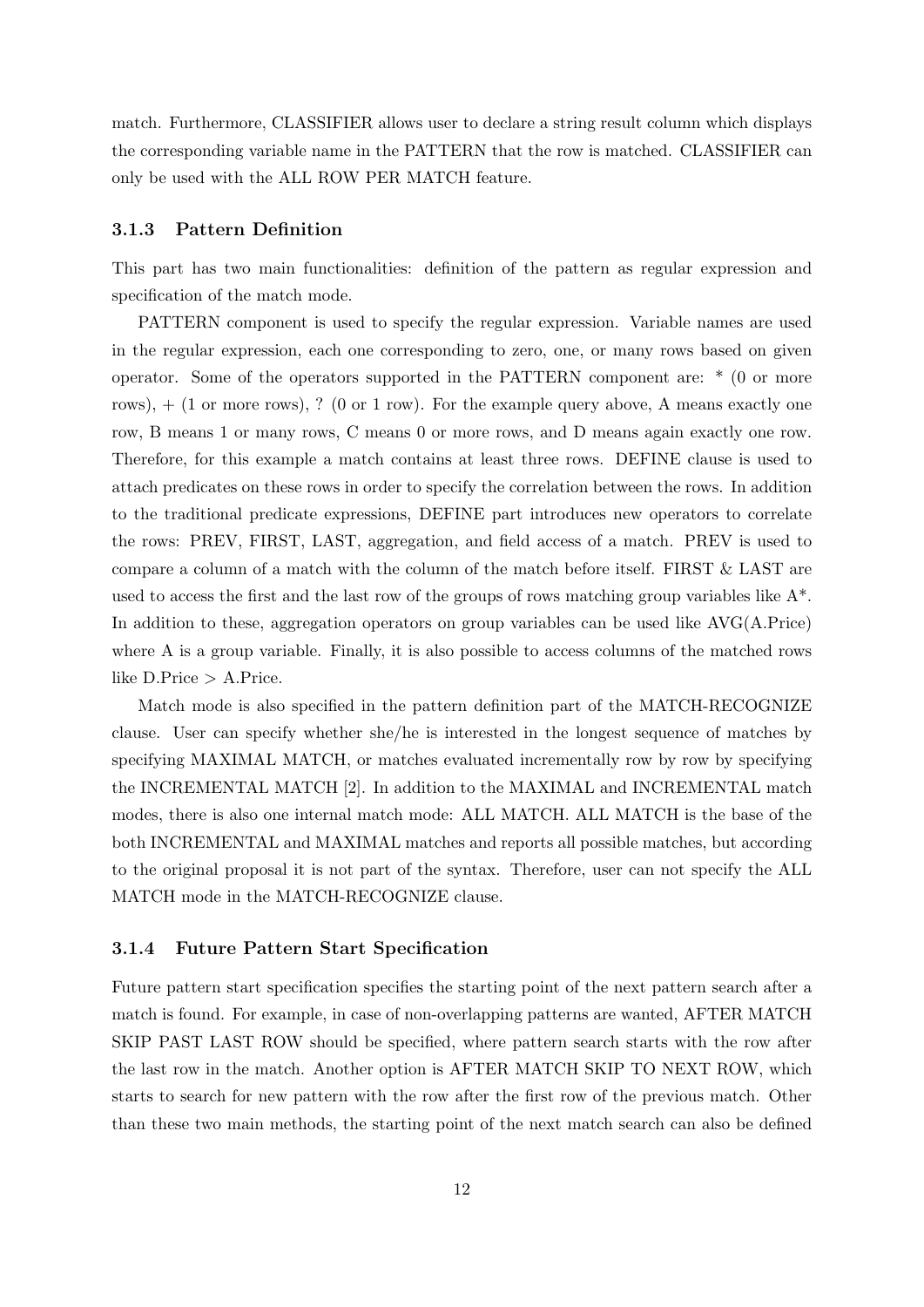match. Furthermore, CLASSIFIER allows user to declare a string result column which displays the corresponding variable name in the PATTERN that the row is matched. CLASSIFIER can only be used with the ALL ROW PER MATCH feature.

### 3.1.3 Pattern Definition

This part has two main functionalities: definition of the pattern as regular expression and specification of the match mode.

PATTERN component is used to specify the regular expression. Variable names are used in the regular expression, each one corresponding to zero, one, or many rows based on given operator. Some of the operators supported in the PATTERN component are: * (0 or more rows), + (1 or more rows), ? (0 or 1 row). For the example query above, A means exactly one row, B means 1 or many rows, C means 0 or more rows, and D means again exactly one row. Therefore, for this example a match contains at least three rows. DEFINE clause is used to attach predicates on these rows in order to specify the correlation between the rows. In addition to the traditional predicate expressions, DEFINE part introduces new operators to correlate the rows: PREV, FIRST, LAST, aggregation, and field access of a match. PREV is used to compare a column of a match with the column of the match before itself. FIRST & LAST are used to access the first and the last row of the groups of rows matching group variables like A*. In addition to these, aggregation operators on group variables can be used like AVG(A.Price) where A is a group variable. Finally, it is also possible to access columns of the matched rows like D.Price > A.Price.

Match mode is also specified in the pattern definition part of the MATCH-RECOGNIZE clause. User can specify whether she/he is interested in the longest sequence of matches by specifying MAXIMAL MATCH, or matches evaluated incrementally row by row by specifying the INCREMENTAL MATCH [2]. In addition to the MAXIMAL and INCREMENTAL match modes, there is also one internal match mode: ALL MATCH. ALL MATCH is the base of the both INCREMENTAL and MAXIMAL matches and reports all possible matches, but according to the original proposal it is not part of the syntax. Therefore, user can not specify the ALL MATCH mode in the MATCH-RECOGNIZE clause.

### 3.1.4 Future Pattern Start Specification

Future pattern start specification specifies the starting point of the next pattern search after a match is found. For example, in case of non-overlapping patterns are wanted, AFTER MATCH SKIP PAST LAST ROW should be specified, where pattern search starts with the row after the last row in the match. Another option is AFTER MATCH SKIP TO NEXT ROW, which starts to search for new pattern with the row after the first row of the previous match. Other than these two main methods, the starting point of the next match search can also be defined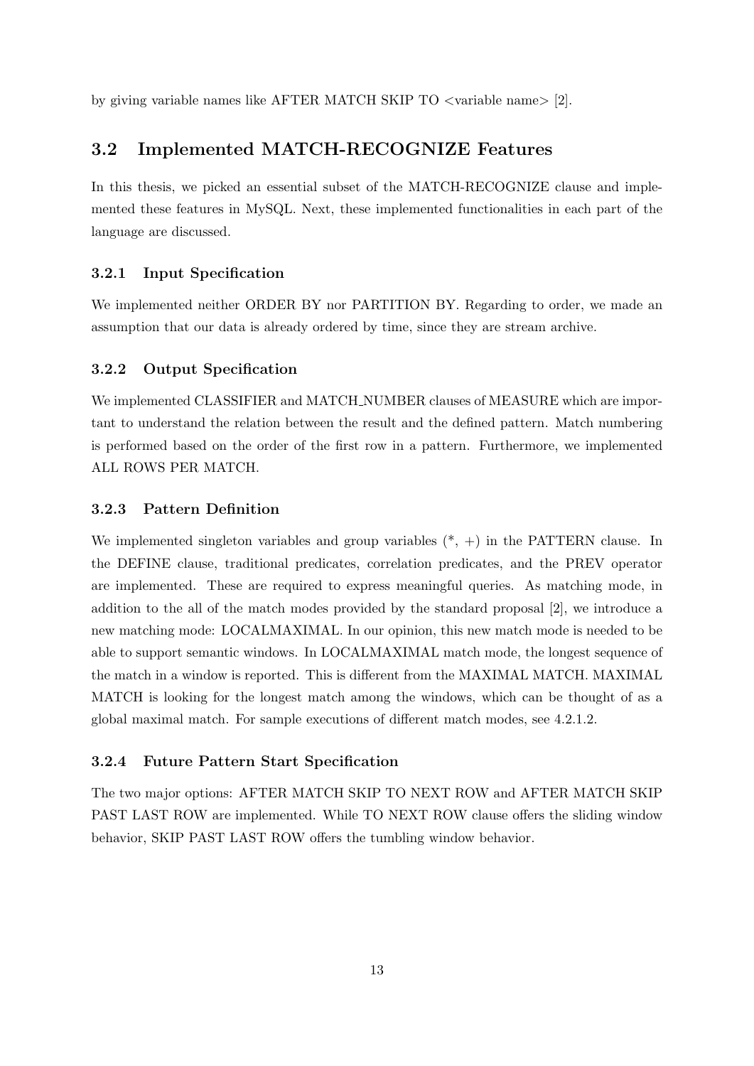by giving variable names like AFTER MATCH SKIP TO <variable name> [2].

## 3.2 Implemented MATCH-RECOGNIZE Features

In this thesis, we picked an essential subset of the MATCH-RECOGNIZE clause and implemented these features in MySQL. Next, these implemented functionalities in each part of the language are discussed.

### 3.2.1 Input Specification

We implemented neither ORDER BY nor PARTITION BY. Regarding to order, we made an assumption that our data is already ordered by time, since they are stream archive.

### 3.2.2 Output Specification

We implemented CLASSIFIER and MATCH_NUMBER clauses of MEASURE which are important to understand the relation between the result and the defined pattern. Match numbering is performed based on the order of the first row in a pattern. Furthermore, we implemented ALL ROWS PER MATCH.

### 3.2.3 Pattern Definition

We implemented singleton variables and group variables (*, +) in the PATTERN clause. In the DEFINE clause, traditional predicates, correlation predicates, and the PREV operator are implemented. These are required to express meaningful queries. As matching mode, in addition to the all of the match modes provided by the standard proposal [2], we introduce a new matching mode: LOCALMAXIMAL. In our opinion, this new match mode is needed to be able to support semantic windows. In LOCALMAXIMAL match mode, the longest sequence of the match in a window is reported. This is different from the MAXIMAL MATCH. MAXIMAL MATCH is looking for the longest match among the windows, which can be thought of as a global maximal match. For sample executions of different match modes, see 4.2.1.2.

### 3.2.4 Future Pattern Start Specification

The two major options: AFTER MATCH SKIP TO NEXT ROW and AFTER MATCH SKIP PAST LAST ROW are implemented. While TO NEXT ROW clause offers the sliding window behavior, SKIP PAST LAST ROW offers the tumbling window behavior.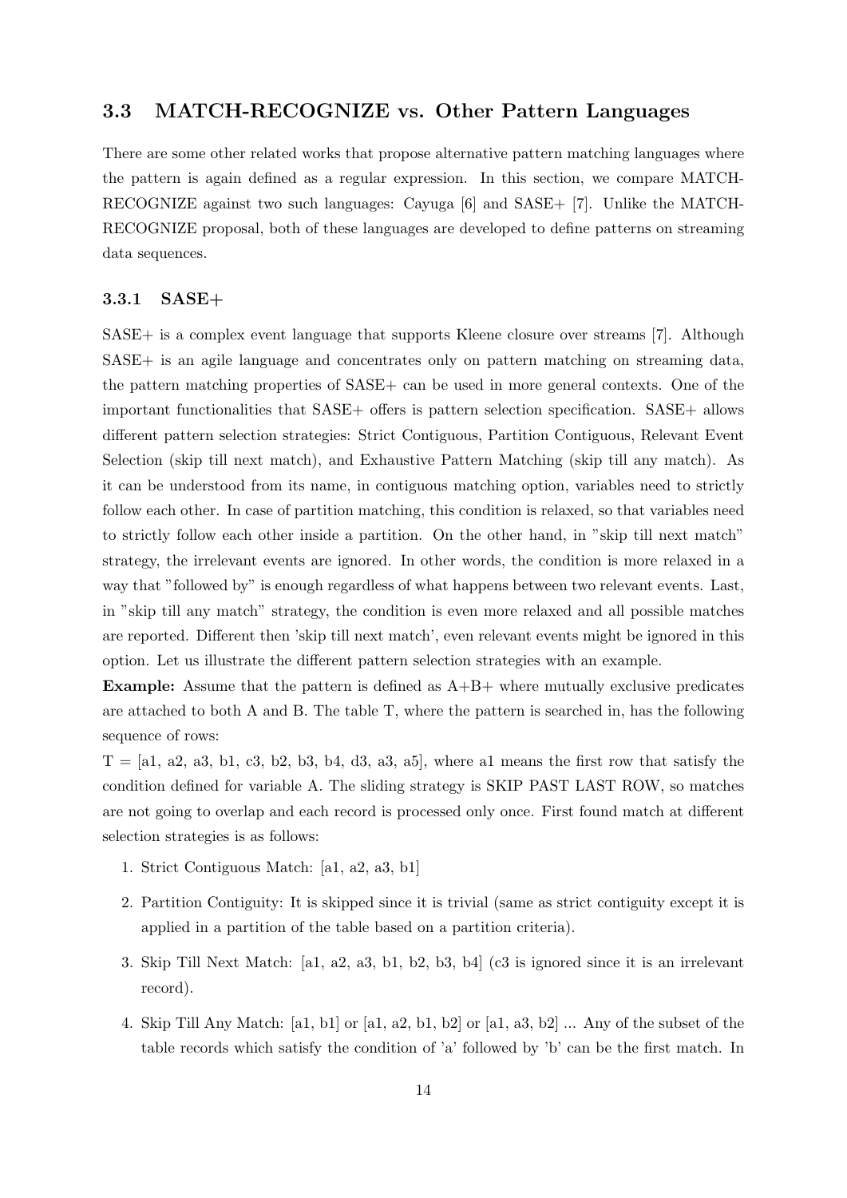## 3.3 MATCH-RECOGNIZE vs. Other Pattern Languages

There are some other related works that propose alternative pattern matching languages where the pattern is again defined as a regular expression. In this section, we compare MATCH-RECOGNIZE against two such languages: Cayuga [6] and SASE+ [7]. Unlike the MATCH-RECOGNIZE proposal, both of these languages are developed to define patterns on streaming data sequences.

### 3.3.1 SASE+

SASE+ is a complex event language that supports Kleene closure over streams [7]. Although SASE+ is an agile language and concentrates only on pattern matching on streaming data, the pattern matching properties of SASE+ can be used in more general contexts. One of the important functionalities that SASE+ offers is pattern selection specification. SASE+ allows different pattern selection strategies: Strict Contiguous, Partition Contiguous, Relevant Event Selection (skip till next match), and Exhaustive Pattern Matching (skip till any match). As it can be understood from its name, in contiguous matching option, variables need to strictly follow each other. In case of partition matching, this condition is relaxed, so that variables need to strictly follow each other inside a partition. On the other hand, in "skip till next match" strategy, the irrelevant events are ignored. In other words, the condition is more relaxed in a way that "followed by" is enough regardless of what happens between two relevant events. Last, in "skip till any match" strategy, the condition is even more relaxed and all possible matches are reported. Different then 'skip till next match', even relevant events might be ignored in this option. Let us illustrate the different pattern selection strategies with an example.

**Example:** Assume that the pattern is defined as A+B+ where mutually exclusive predicates are attached to both A and B. The table T, where the pattern is searched in, has the following sequence of rows:

T = [a1, a2, a3, b1, c3, b2, b3, b4, d3, a3, a5], where a1 means the first row that satisfy the condition defined for variable A. The sliding strategy is SKIP PAST LAST ROW, so matches are not going to overlap and each record is processed only once. First found match at different selection strategies is as follows:

1. Strict Contiguous Match: [a1, a2, a3, b1]
2. Partition Contiguity: It is skipped since it is trivial (same as strict contiguity except it is applied in a partition of the table based on a partition criteria).
3. Skip Till Next Match: [a1, a2, a3, b1, b2, b3, b4] (c3 is ignored since it is an irrelevant record).
4. Skip Till Any Match: [a1, b1] or [a1, a2, b1, b2] or [a1, a3, b2] ... Any of the subset of the table records which satisfy the condition of 'a' followed by 'b' can be the first match. In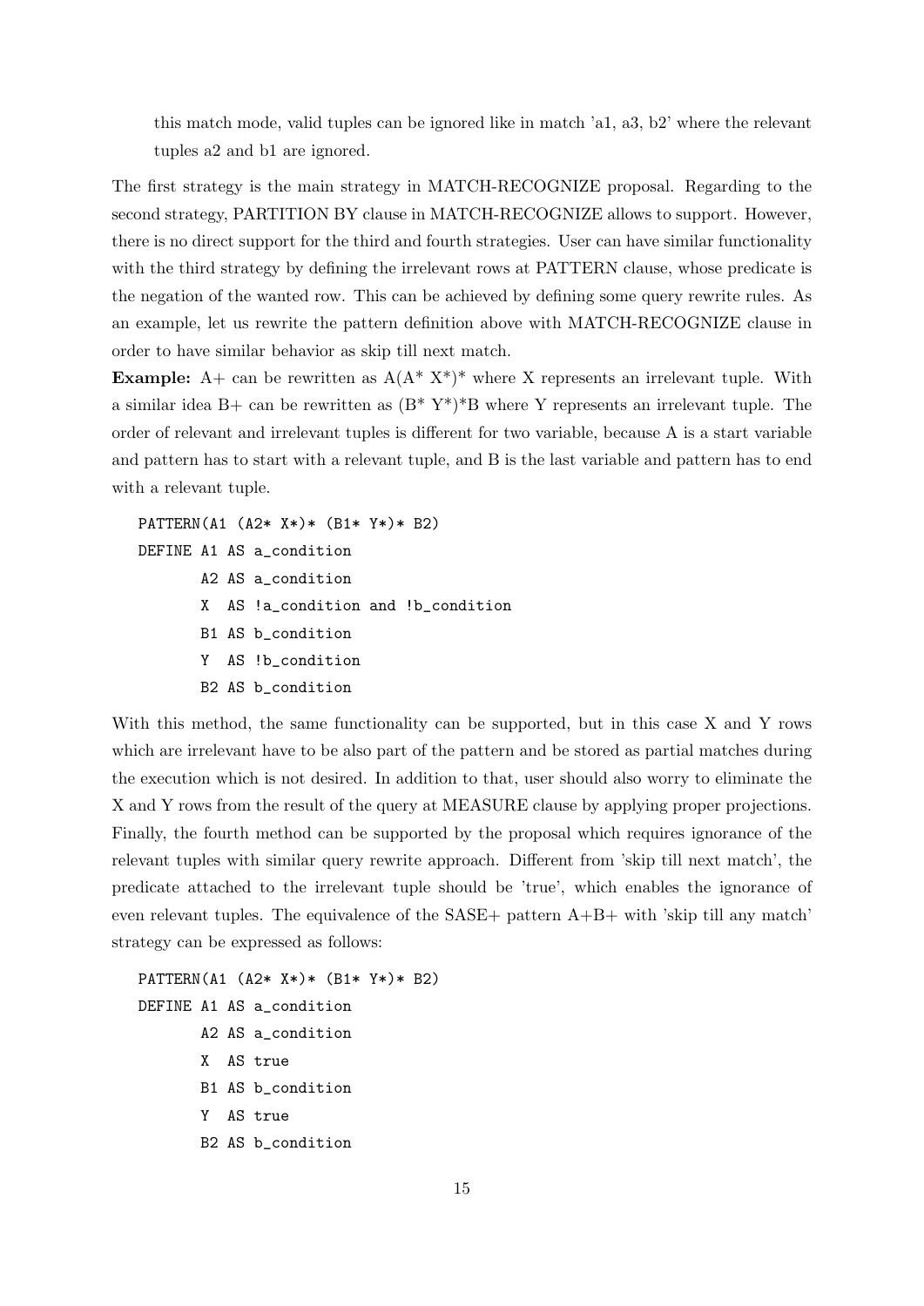this match mode, valid tuples can be ignored like in match 'a1, a3, b2' where the relevant tuples a2 and b1 are ignored.

The first strategy is the main strategy in MATCH-RECOGNIZE proposal. Regarding to the second strategy, PARTITION BY clause in MATCH-RECOGNIZE allows to support. However, there is no direct support for the third and fourth strategies. User can have similar functionality with the third strategy by defining the irrelevant rows at PATTERN clause, whose predicate is the negation of the wanted row. This can be achieved by defining some query rewrite rules. As an example, let us rewrite the pattern definition above with MATCH-RECOGNIZE clause in order to have similar behavior as skip till next match.

**Example:** A+ can be rewritten as A(A* X*)* where X represents an irrelevant tuple. With a similar idea B+ can be rewritten as (B* Y*)*B where Y represents an irrelevant tuple. The order of relevant and irrelevant tuples is different for two variable, because A is a start variable and pattern has to start with a relevant tuple, and B is the last variable and pattern has to end with a relevant tuple.

```
PATTERN(A1 (A2* X*)* (B1* Y*)* B2)
DEFINE A1 AS a_condition
       A2 AS a_condition
       X  AS !a_condition and !b_condition
       B1 AS b_condition
       Y  AS !b_condition
       B2 AS b_condition
```

With this method, the same functionality can be supported, but in this case X and Y rows which are irrelevant have to be also part of the pattern and be stored as partial matches during the execution which is not desired. In addition to that, user should also worry to eliminate the X and Y rows from the result of the query at MEASURE clause by applying proper projections. Finally, the fourth method can be supported by the proposal which requires ignorance of the relevant tuples with similar query rewrite approach. Different from 'skip till next match', the predicate attached to the irrelevant tuple should be 'true', which enables the ignorance of even relevant tuples. The equivalence of the SASE+ pattern A+B+ with 'skip till any match' strategy can be expressed as follows:

```
PATTERN(A1 (A2* X*)* (B1* Y*)* B2)
DEFINE A1 AS a_condition
       A2 AS a_condition
       X  AS true
       B1 AS b_condition
       Y  AS true
       B2 AS b_condition
```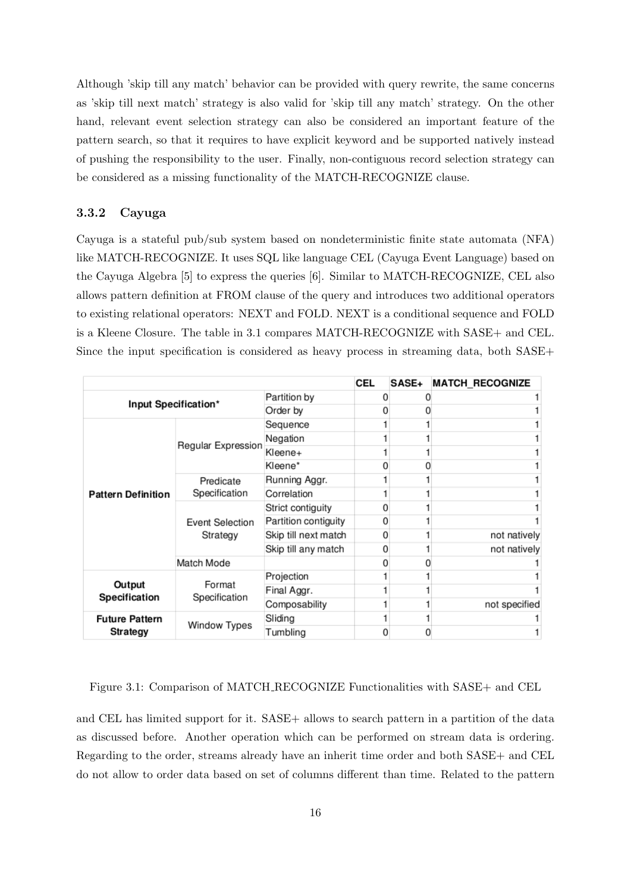Although 'skip till any match' behavior can be provided with query rewrite, the same concerns as 'skip till next match' strategy is also valid for 'skip till any match' strategy. On the other hand, relevant event selection strategy can also be considered an important feature of the pattern search, so that it requires to have explicit keyword and be supported natively instead of pushing the responsibility to the user. Finally, non-contiguous record selection strategy can be considered as a missing functionality of the MATCH-RECOGNIZE clause.

### 3.3.2 Cayuga

Cayuga is a stateful pub/sub system based on nondeterministic finite state automata (NFA) like MATCH-RECOGNIZE. It uses SQL like language CEL (Cayuga Event Language) based on the Cayuga Algebra [5] to express the queries [6]. Similar to MATCH-RECOGNIZE, CEL also allows pattern definition at FROM clause of the query and introduces two additional operators to existing relational operators: NEXT and FOLD. NEXT is a conditional sequence and FOLD is a Kleene Closure. The table in 3.1 compares MATCH-RECOGNIZE with SASE+ and CEL. Since the input specification is considered as heavy process in streaming data, both SASE+

| | | | CEL | SASE+ | MATCH_RECOGNIZE |
|---|---|---|---|---|---|
| **Input Specification*** | | Partition by | 0 | 0 | 1 |
| | | Order by | 0 | 0 | 1 |
| **Pattern Definition** | Regular Expression | Sequence | 1 | 1 | 1 |
| | | Negation | 1 | 1 | 1 |
| | | Kleene+ | 1 | 1 | 1 |
| | | Kleene* | 0 | 0 | 1 |
| | Predicate Specification | Running Aggr. | 1 | 1 | 1 |
| | | Correlation | 1 | 1 | 1 |
| | Event Selection Strategy | Strict contiguity | 0 | 1 | 1 |
| | | Partition contiguity | 0 | 1 | 1 |
| | | Skip till next match | 0 | 1 | not natively |
| | | Skip till any match | 0 | 1 | not natively |
| | Match Mode | | 0 | 0 | 1 |
| **Output Specification** | Format Specification | Projection | 1 | 1 | 1 |
| | | Final Aggr. | 1 | 1 | 1 |
| | | Composability | 1 | 1 | not specified |
| **Future Pattern Strategy** | Window Types | Sliding | 1 | 1 | 1 |
| | | Tumbling | 0 | 0 | 1 |

Figure 3.1: Comparison of MATCH_RECOGNIZE Functionalities with SASE+ and CEL

and CEL has limited support for it. SASE+ allows to search pattern in a partition of the data as discussed before. Another operation which can be performed on stream data is ordering. Regarding to the order, streams already have an inherit time order and both SASE+ and CEL do not allow to order data based on set of columns different than time. Related to the pattern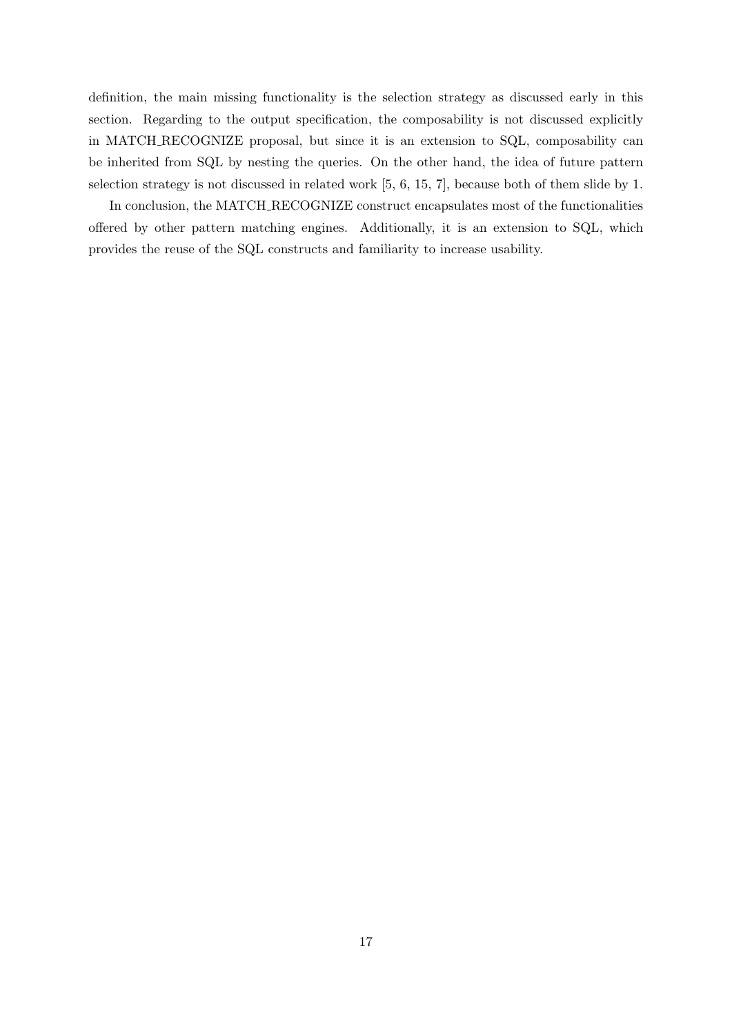definition, the main missing functionality is the selection strategy as discussed early in this section. Regarding to the output specification, the composability is not discussed explicitly in MATCH_RECOGNIZE proposal, but since it is an extension to SQL, composability can be inherited from SQL by nesting the queries. On the other hand, the idea of future pattern selection strategy is not discussed in related work [5, 6, 15, 7], because both of them slide by 1.

In conclusion, the MATCH_RECOGNIZE construct encapsulates most of the functionalities offered by other pattern matching engines. Additionally, it is an extension to SQL, which provides the reuse of the SQL constructs and familiarity to increase usability.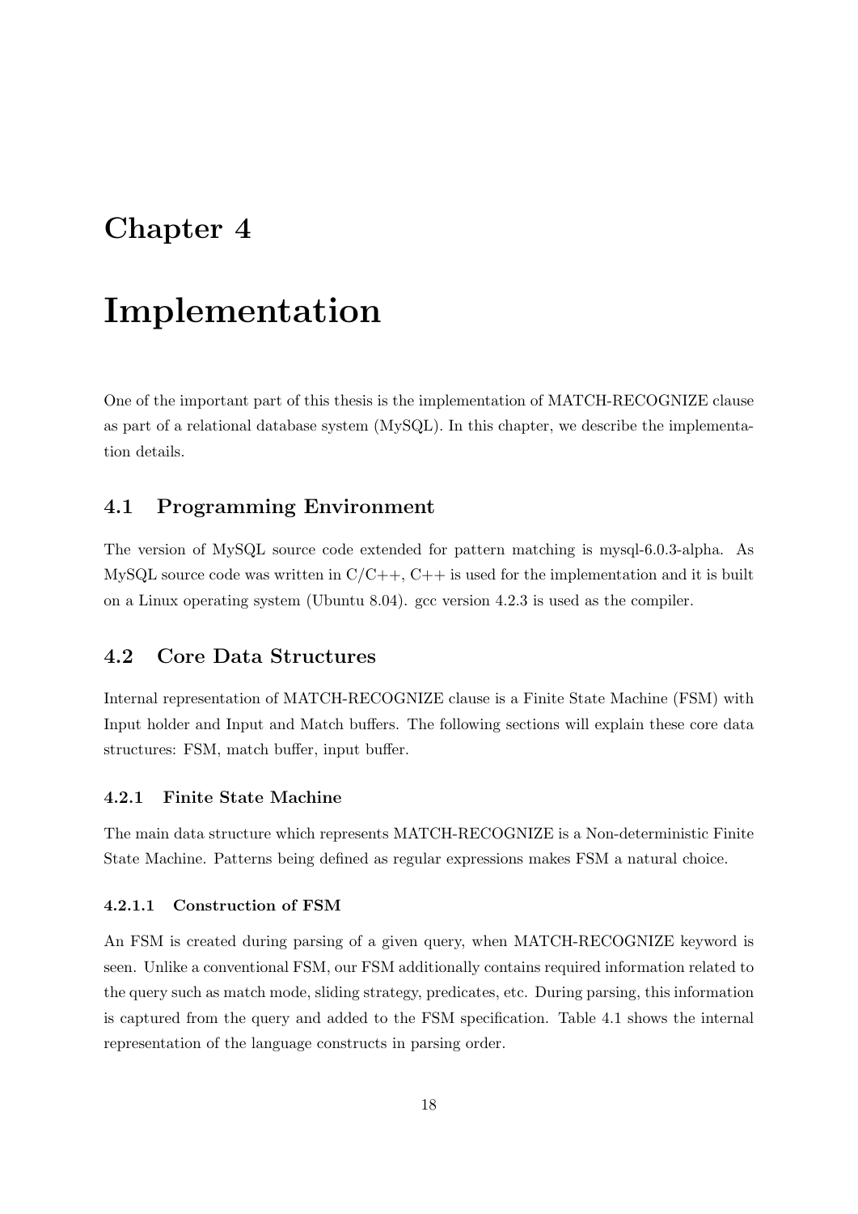# Chapter 4

# Implementation

One of the important part of this thesis is the implementation of MATCH-RECOGNIZE clause as part of a relational database system (MySQL). In this chapter, we describe the implementation details.

## 4.1 Programming Environment

The version of MySQL source code extended for pattern matching is mysql-6.0.3-alpha. As MySQL source code was written in C/C++, C++ is used for the implementation and it is built on a Linux operating system (Ubuntu 8.04). gcc version 4.2.3 is used as the compiler.

## 4.2 Core Data Structures

Internal representation of MATCH-RECOGNIZE clause is a Finite State Machine (FSM) with Input holder and Input and Match buffers. The following sections will explain these core data structures: FSM, match buffer, input buffer.

### 4.2.1 Finite State Machine

The main data structure which represents MATCH-RECOGNIZE is a Non-deterministic Finite State Machine. Patterns being defined as regular expressions makes FSM a natural choice.

#### 4.2.1.1 Construction of FSM

An FSM is created during parsing of a given query, when MATCH-RECOGNIZE keyword is seen. Unlike a conventional FSM, our FSM additionally contains required information related to the query such as match mode, sliding strategy, predicates, etc. During parsing, this information is captured from the query and added to the FSM specification. Table 4.1 shows the internal representation of the language constructs in parsing order.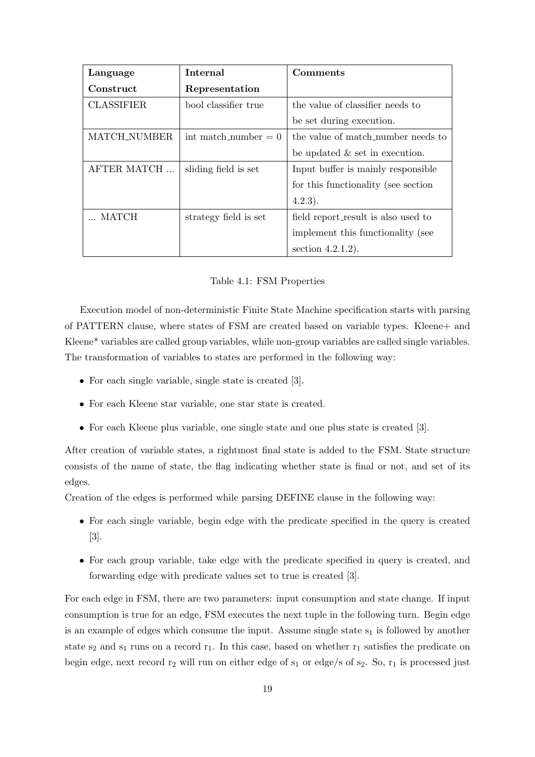| **Language Construct** | **Internal Representation** | **Comments** |
| --- | --- | --- |
| CLASSIFIER | bool classifier true | the value of classifier needs to be set during execution. |
| MATCH_NUMBER | int match_number = 0 | the value of match_number needs to be updated & set in execution. |
| AFTER MATCH ... | sliding field is set | Input buffer is mainly responsible for this functionality (see section 4.2.3). |
| ... MATCH | strategy field is set | field report_result is also used to implement this functionality (see section 4.2.1.2). |

Table 4.1: FSM Properties

Execution model of non-deterministic Finite State Machine specification starts with parsing of PATTERN clause, where states of FSM are created based on variable types. Kleene+ and Kleene* variables are called group variables, while non-group variables are called single variables. The transformation of variables to states are performed in the following way:

- For each single variable, single state is created [3].
- For each Kleene star variable, one star state is created.
- For each Kleene plus variable, one single state and one plus state is created [3].

After creation of variable states, a rightmost final state is added to the FSM. State structure consists of the name of state, the flag indicating whether state is final or not, and set of its edges.
Creation of the edges is performed while parsing DEFINE clause in the following way:

- For each single variable, begin edge with the predicate specified in the query is created [3].
- For each group variable, take edge with the predicate specified in query is created, and forwarding edge with predicate values set to true is created [3].

For each edge in FSM, there are two parameters: input consumption and state change. If input consumption is true for an edge, FSM executes the next tuple in the following turn. Begin edge is an example of edges which consume the input. Assume single state $s_1$ is followed by another state $s_2$ and $s_1$ runs on a record $r_1$. In this case, based on whether $r_1$ satisfies the predicate on begin edge, next record $r_2$ will run on either edge of $s_1$ or edge/s of $s_2$. So, $r_1$ is processed just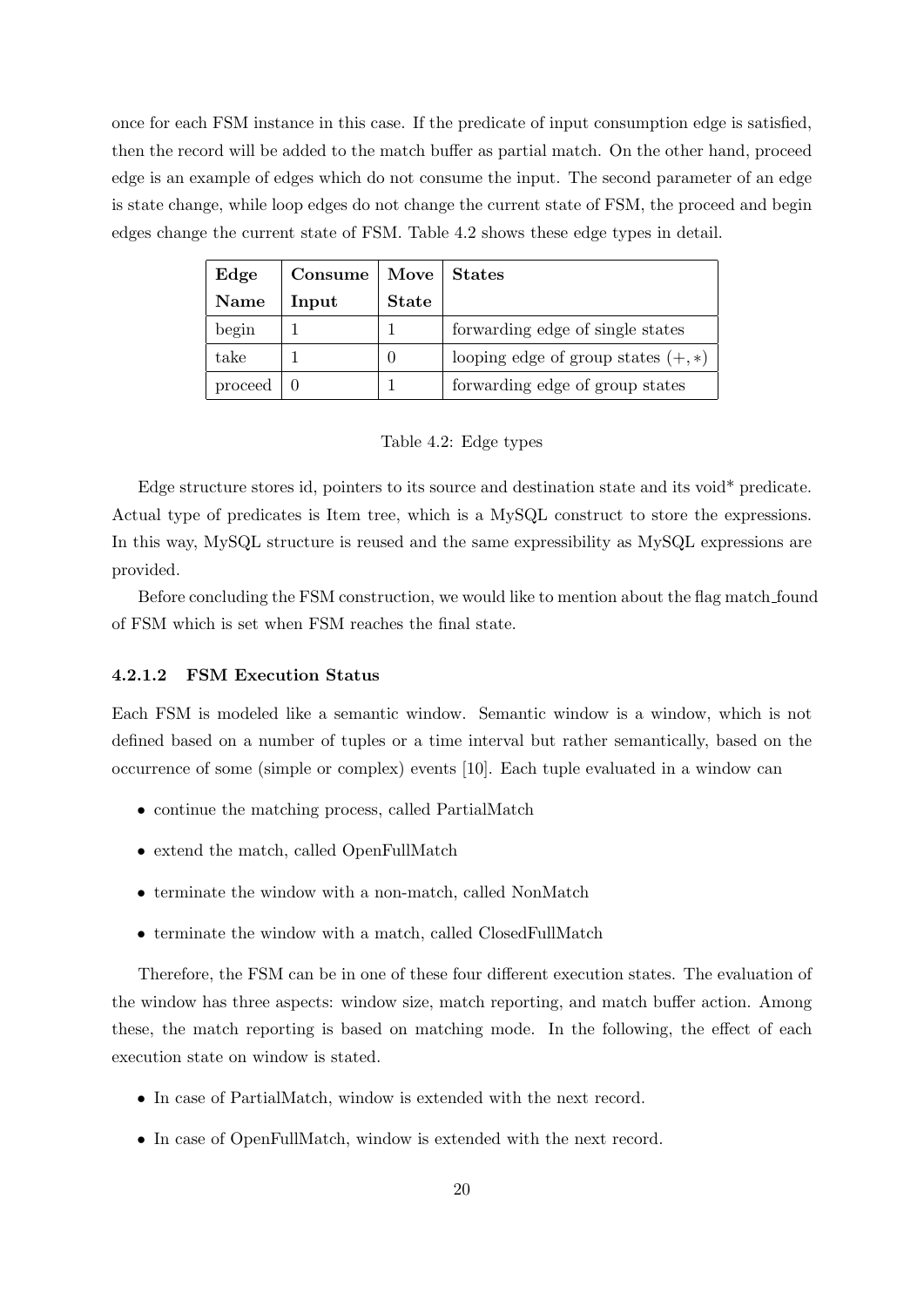once for each FSM instance in this case. If the predicate of input consumption edge is satisfied, then the record will be added to the match buffer as partial match. On the other hand, proceed edge is an example of edges which do not consume the input. The second parameter of an edge is state change, while loop edges do not change the current state of FSM, the proceed and begin edges change the current state of FSM. Table 4.2 shows these edge types in detail.

| Edge Name | Consume Input | Move State | States |
|---|---|---|---|
| begin | 1 | 1 | forwarding edge of single states |
| take | 1 | 0 | looping edge of group states $(+, *)$ |
| proceed | 0 | 1 | forwarding edge of group states |

Table 4.2: Edge types

Edge structure stores id, pointers to its source and destination state and its void* predicate. Actual type of predicates is Item tree, which is a MySQL construct to store the expressions. In this way, MySQL structure is reused and the same expressibility as MySQL expressions are provided.

Before concluding the FSM construction, we would like to mention about the flag match_found of FSM which is set when FSM reaches the final state.

#### 4.2.1.2 FSM Execution Status

Each FSM is modeled like a semantic window. Semantic window is a window, which is not defined based on a number of tuples or a time interval but rather semantically, based on the occurrence of some (simple or complex) events [10]. Each tuple evaluated in a window can

- continue the matching process, called PartialMatch
- extend the match, called OpenFullMatch
- terminate the window with a non-match, called NonMatch
- terminate the window with a match, called ClosedFullMatch

Therefore, the FSM can be in one of these four different execution states. The evaluation of the window has three aspects: window size, match reporting, and match buffer action. Among these, the match reporting is based on matching mode. In the following, the effect of each execution state on window is stated.

- In case of PartialMatch, window is extended with the next record.
- In case of OpenFullMatch, window is extended with the next record.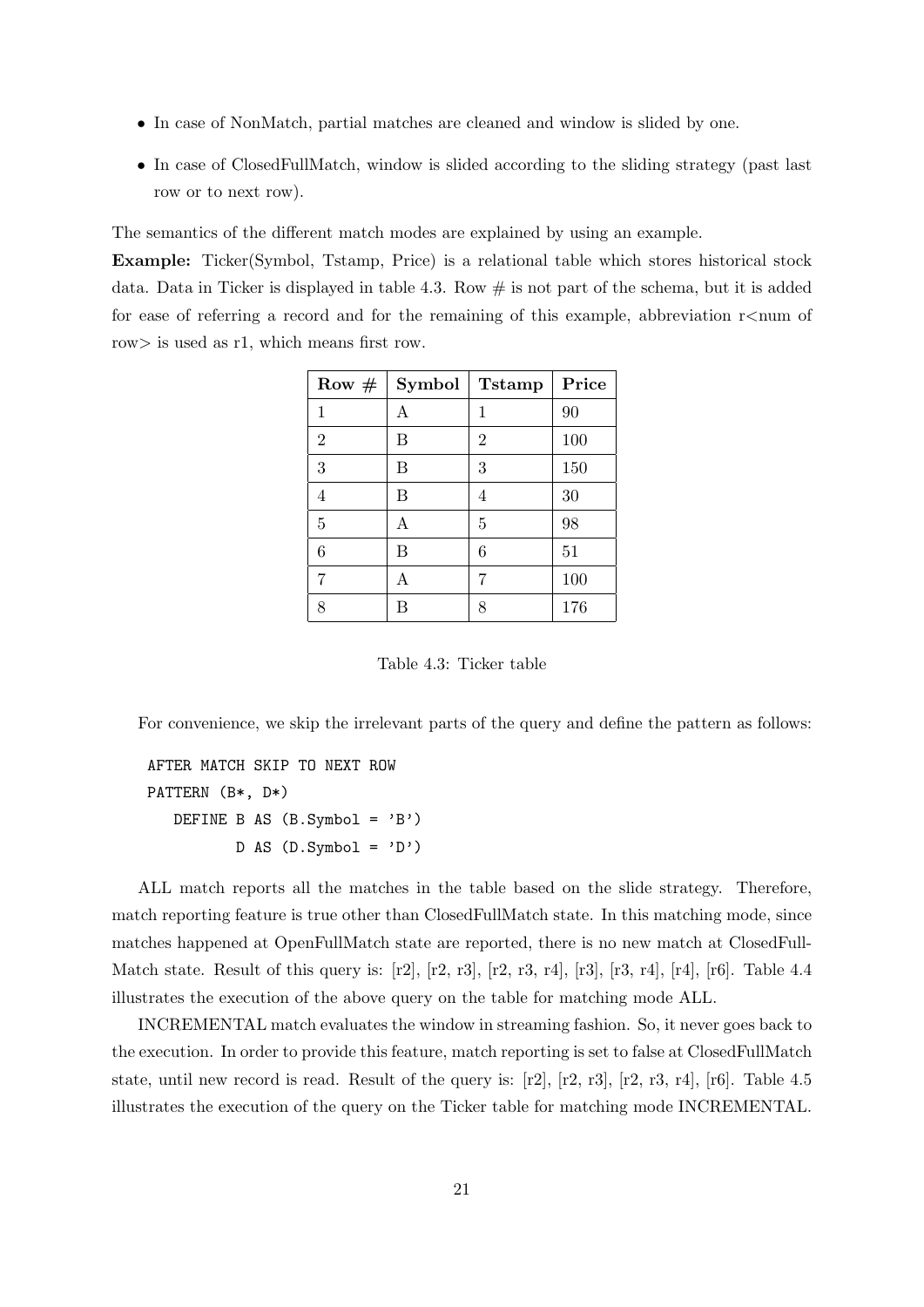- In case of NonMatch, partial matches are cleaned and window is slided by one.
- In case of ClosedFullMatch, window is slided according to the sliding strategy (past last row or to next row).

The semantics of the different match modes are explained by using an example.

**Example:** Ticker(Symbol, Tstamp, Price) is a relational table which stores historical stock data. Data in Ticker is displayed in table 4.3. Row # is not part of the schema, but it is added for ease of referring a record and for the remaining of this example, abbreviation r<num of row> is used as r1, which means first row.

| Row # | Symbol | Tstamp | Price |
|---|---|---|---|
| 1 | A | 1 | 90 |
| 2 | B | 2 | 100 |
| 3 | B | 3 | 150 |
| 4 | B | 4 | 30 |
| 5 | A | 5 | 98 |
| 6 | B | 6 | 51 |
| 7 | A | 7 | 100 |
| 8 | B | 8 | 176 |

Table 4.3: Ticker table

For convenience, we skip the irrelevant parts of the query and define the pattern as follows:

```
AFTER MATCH SKIP TO NEXT ROW
PATTERN (B*, D*)
   DEFINE B AS (B.Symbol = 'B')
          D AS (D.Symbol = 'D')
```

ALL match reports all the matches in the table based on the slide strategy. Therefore, match reporting feature is true other than ClosedFullMatch state. In this matching mode, since matches happened at OpenFullMatch state are reported, there is no new match at ClosedFullMatch state. Result of this query is: [r2], [r2, r3], [r2, r3, r4], [r3], [r3, r4], [r4], [r6]. Table 4.4 illustrates the execution of the above query on the table for matching mode ALL.

INCREMENTAL match evaluates the window in streaming fashion. So, it never goes back to the execution. In order to provide this feature, match reporting is set to false at ClosedFullMatch state, until new record is read. Result of the query is: [r2], [r2, r3], [r2, r3, r4], [r6]. Table 4.5 illustrates the execution of the query on the Ticker table for matching mode INCREMENTAL.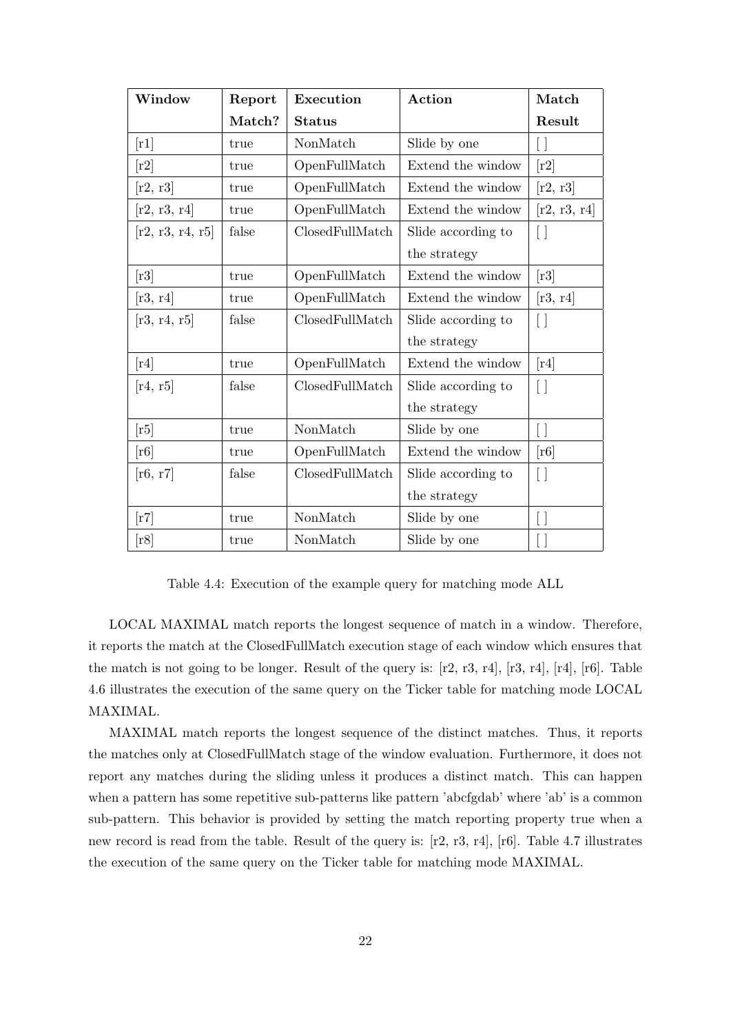| **Window** | **Report Match?** | **Execution Status** | **Action** | **Match Result** |
|---|---|---|---|---|
| [r1] | true | NonMatch | Slide by one | [ ] |
| [r2] | true | OpenFullMatch | Extend the window | [r2] |
| [r2, r3] | true | OpenFullMatch | Extend the window | [r2, r3] |
| [r2, r3, r4] | true | OpenFullMatch | Extend the window | [r2, r3, r4] |
| [r2, r3, r4, r5] | false | ClosedFullMatch | Slide according to the strategy | [ ] |
| [r3] | true | OpenFullMatch | Extend the window | [r3] |
| [r3, r4] | true | OpenFullMatch | Extend the window | [r3, r4] |
| [r3, r4, r5] | false | ClosedFullMatch | Slide according to the strategy | [ ] |
| [r4] | true | OpenFullMatch | Extend the window | [r4] |
| [r4, r5] | false | ClosedFullMatch | Slide according to the strategy | [ ] |
| [r5] | true | NonMatch | Slide by one | [ ] |
| [r6] | true | OpenFullMatch | Extend the window | [r6] |
| [r6, r7] | false | ClosedFullMatch | Slide according to the strategy | [ ] |
| [r7] | true | NonMatch | Slide by one | [ ] |
| [r8] | true | NonMatch | Slide by one | [ ] |

Table 4.4: Execution of the example query for matching mode ALL

LOCAL MAXIMAL match reports the longest sequence of match in a window. Therefore, it reports the match at the ClosedFullMatch execution stage of each window which ensures that the match is not going to be longer. Result of the query is: [r2, r3, r4], [r3, r4], [r4], [r6]. Table 4.6 illustrates the execution of the same query on the Ticker table for matching mode LOCAL MAXIMAL.

MAXIMAL match reports the longest sequence of the distinct matches. Thus, it reports the matches only at ClosedFullMatch stage of the window evaluation. Furthermore, it does not report any matches during the sliding unless it produces a distinct match. This can happen when a pattern has some repetitive sub-patterns like pattern 'abcfgdab' where 'ab' is a common sub-pattern. This behavior is provided by setting the match reporting property true when a new record is read from the table. Result of the query is: [r2, r3, r4], [r6]. Table 4.7 illustrates the execution of the same query on the Ticker table for matching mode MAXIMAL.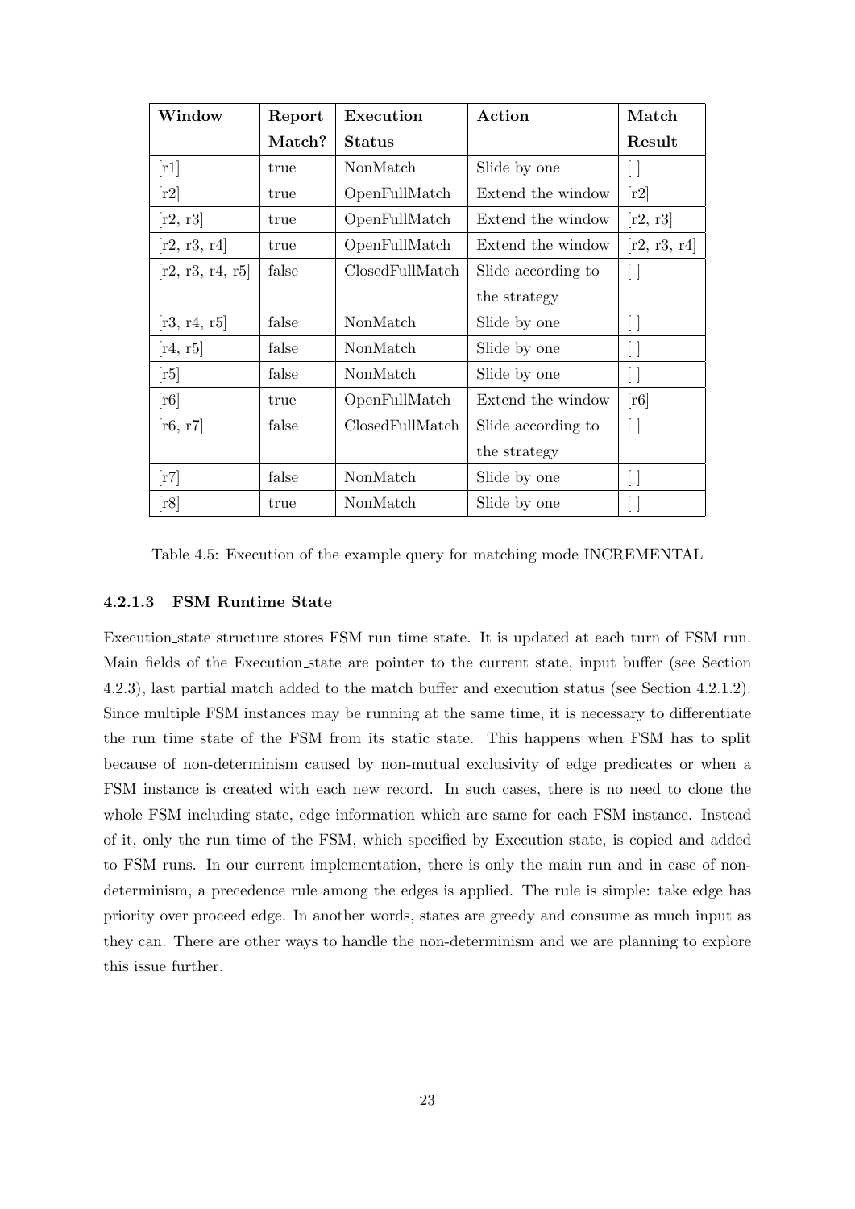| Window | Report Match? | Execution Status | Action | Match Result |
| --- | --- | --- | --- | --- |
| [r1] | true | NonMatch | Slide by one | [ ] |
| [r2] | true | OpenFullMatch | Extend the window | [r2] |
| [r2, r3] | true | OpenFullMatch | Extend the window | [r2, r3] |
| [r2, r3, r4] | true | OpenFullMatch | Extend the window | [r2, r3, r4] |
| [r2, r3, r4, r5] | false | ClosedFullMatch | Slide according to the strategy | [ ] |
| [r3, r4, r5] | false | NonMatch | Slide by one | [ ] |
| [r4, r5] | false | NonMatch | Slide by one | [ ] |
| [r5] | false | NonMatch | Slide by one | [ ] |
| [r6] | true | OpenFullMatch | Extend the window | [r6] |
| [r6, r7] | false | ClosedFullMatch | Slide according to the strategy | [ ] |
| [r7] | false | NonMatch | Slide by one | [ ] |
| [r8] | true | NonMatch | Slide by one | [ ] |

Table 4.5: Execution of the example query for matching mode INCREMENTAL

#### 4.2.1.3 FSM Runtime State

Execution_state structure stores FSM run time state. It is updated at each turn of FSM run. Main fields of the Execution_state are pointer to the current state, input buffer (see Section 4.2.3), last partial match added to the match buffer and execution status (see Section 4.2.1.2). Since multiple FSM instances may be running at the same time, it is necessary to differentiate the run time state of the FSM from its static state. This happens when FSM has to split because of non-determinism caused by non-mutual exclusivity of edge predicates or when a FSM instance is created with each new record. In such cases, there is no need to clone the whole FSM including state, edge information which are same for each FSM instance. Instead of it, only the run time of the FSM, which specified by Execution_state, is copied and added to FSM runs. In our current implementation, there is only the main run and in case of non-determinism, a precedence rule among the edges is applied. The rule is simple: take edge has priority over proceed edge. In another words, states are greedy and consume as much input as they can. There are other ways to handle the non-determinism and we are planning to explore this issue further.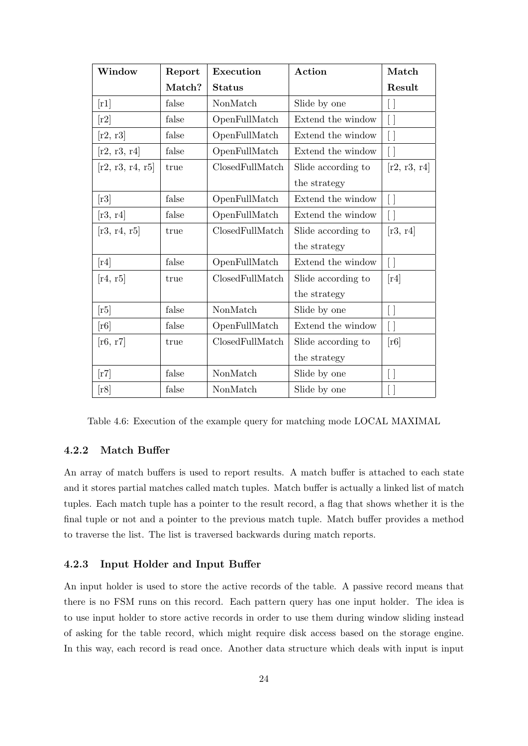| Window | Report Match? | Execution Status | Action | Match Result |
|---|---|---|---|---|
| [r1] | false | NonMatch | Slide by one | [ ] |
| [r2] | false | OpenFullMatch | Extend the window | [ ] |
| [r2, r3] | false | OpenFullMatch | Extend the window | [ ] |
| [r2, r3, r4] | false | OpenFullMatch | Extend the window | [ ] |
| [r2, r3, r4, r5] | true | ClosedFullMatch | Slide according to the strategy | [r2, r3, r4] |
| [r3] | false | OpenFullMatch | Extend the window | [ ] |
| [r3, r4] | false | OpenFullMatch | Extend the window | [ ] |
| [r3, r4, r5] | true | ClosedFullMatch | Slide according to the strategy | [r3, r4] |
| [r4] | false | OpenFullMatch | Extend the window | [ ] |
| [r4, r5] | true | ClosedFullMatch | Slide according to the strategy | [r4] |
| [r5] | false | NonMatch | Slide by one | [ ] |
| [r6] | false | OpenFullMatch | Extend the window | [ ] |
| [r6, r7] | true | ClosedFullMatch | Slide according to the strategy | [r6] |
| [r7] | false | NonMatch | Slide by one | [ ] |
| [r8] | false | NonMatch | Slide by one | [ ] |

Table 4.6: Execution of the example query for matching mode LOCAL MAXIMAL

### 4.2.2 Match Buffer

An array of match buffers is used to report results. A match buffer is attached to each state and it stores partial matches called match tuples. Match buffer is actually a linked list of match tuples. Each match tuple has a pointer to the result record, a flag that shows whether it is the final tuple or not and a pointer to the previous match tuple. Match buffer provides a method to traverse the list. The list is traversed backwards during match reports.

### 4.2.3 Input Holder and Input Buffer

An input holder is used to store the active records of the table. A passive record means that there is no FSM runs on this record. Each pattern query has one input holder. The idea is to use input holder to store active records in order to use them during window sliding instead of asking for the table record, which might require disk access based on the storage engine. In this way, each record is read once. Another data structure which deals with input is input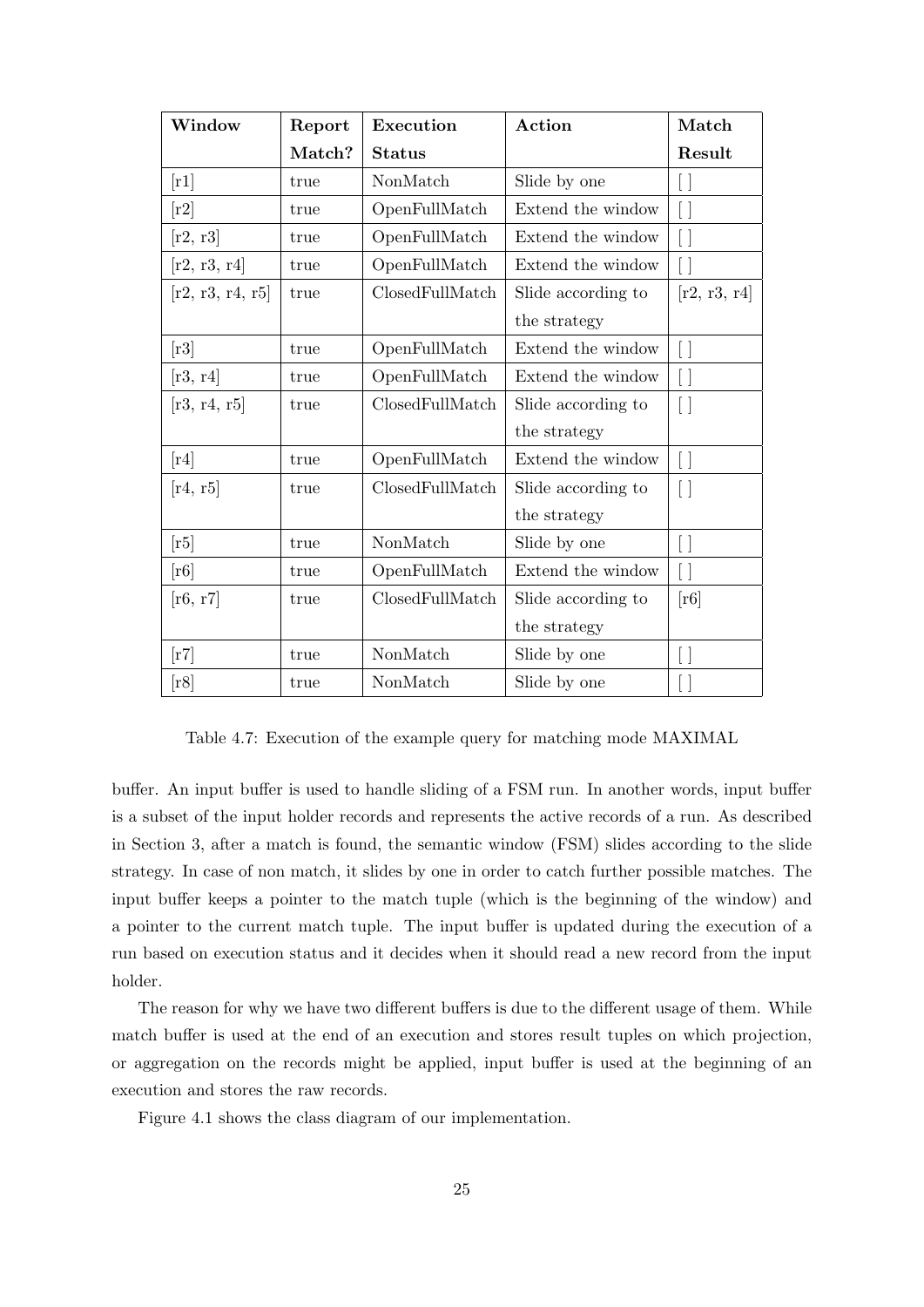| Window | Report Match? | Execution Status | Action | Match Result |
|---|---|---|---|---|
| [r1] | true | NonMatch | Slide by one | [ ] |
| [r2] | true | OpenFullMatch | Extend the window | [ ] |
| [r2, r3] | true | OpenFullMatch | Extend the window | [ ] |
| [r2, r3, r4] | true | OpenFullMatch | Extend the window | [ ] |
| [r2, r3, r4, r5] | true | ClosedFullMatch | Slide according to the strategy | [r2, r3, r4] |
| [r3] | true | OpenFullMatch | Extend the window | [ ] |
| [r3, r4] | true | OpenFullMatch | Extend the window | [ ] |
| [r3, r4, r5] | true | ClosedFullMatch | Slide according to the strategy | [ ] |
| [r4] | true | OpenFullMatch | Extend the window | [ ] |
| [r4, r5] | true | ClosedFullMatch | Slide according to the strategy | [ ] |
| [r5] | true | NonMatch | Slide by one | [ ] |
| [r6] | true | OpenFullMatch | Extend the window | [ ] |
| [r6, r7] | true | ClosedFullMatch | Slide according to the strategy | [r6] |
| [r7] | true | NonMatch | Slide by one | [ ] |
| [r8] | true | NonMatch | Slide by one | [ ] |

Table 4.7: Execution of the example query for matching mode MAXIMAL

buffer. An input buffer is used to handle sliding of a FSM run. In another words, input buffer is a subset of the input holder records and represents the active records of a run. As described in Section 3, after a match is found, the semantic window (FSM) slides according to the slide strategy. In case of non match, it slides by one in order to catch further possible matches. The input buffer keeps a pointer to the match tuple (which is the beginning of the window) and a pointer to the current match tuple. The input buffer is updated during the execution of a run based on execution status and it decides when it should read a new record from the input holder.

The reason for why we have two different buffers is due to the different usage of them. While match buffer is used at the end of an execution and stores result tuples on which projection, or aggregation on the records might be applied, input buffer is used at the beginning of an execution and stores the raw records.

Figure 4.1 shows the class diagram of our implementation.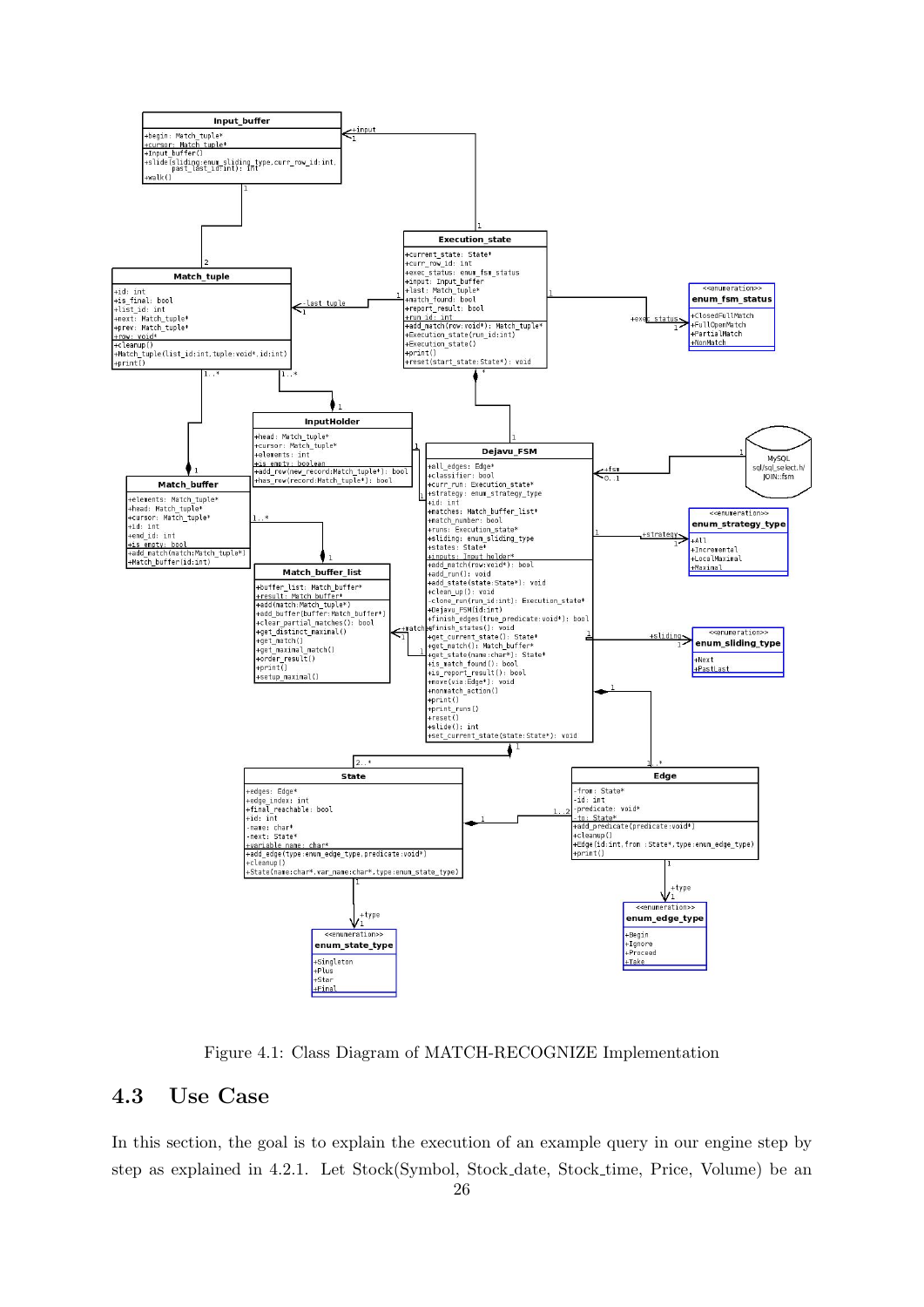Figure 4.1: Class Diagram of MATCH-RECOGNIZE Implementation

## 4.3 Use Case

In this section, the goal is to explain the execution of an example query in our engine step by step as explained in 4.2.1. Let Stock(Symbol, Stock_date, Stock_time, Price, Volume) be an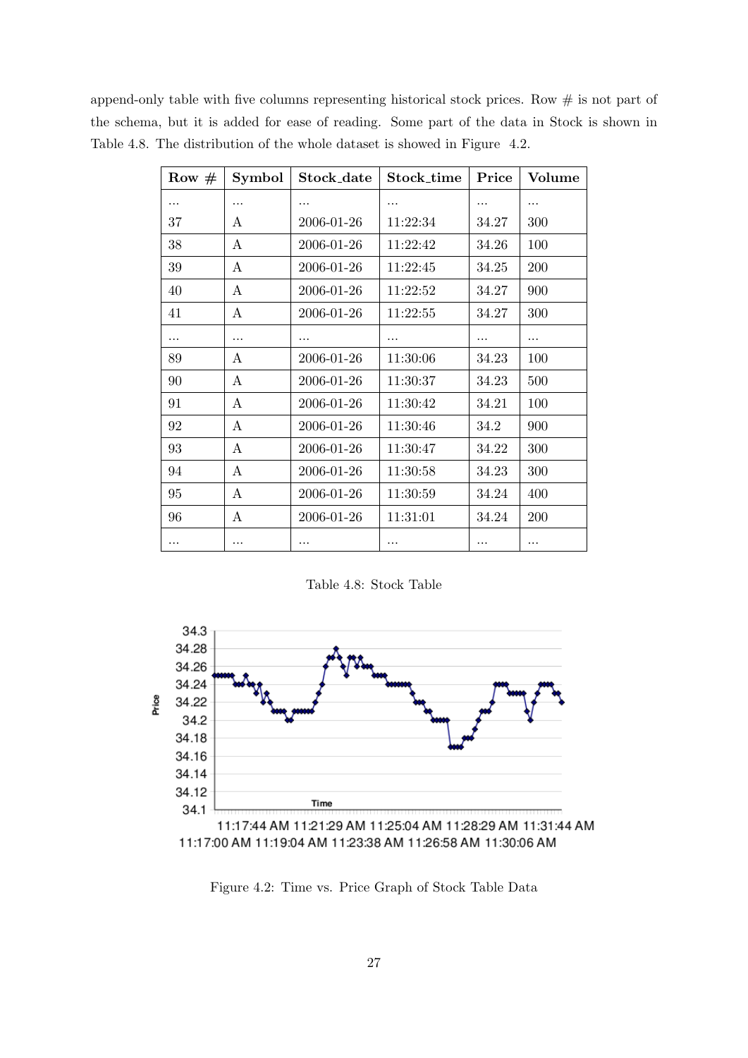append-only table with five columns representing historical stock prices. Row # is not part of the schema, but it is added for ease of reading. Some part of the data in Stock is shown in Table 4.8. The distribution of the whole dataset is showed in Figure 4.2.

| Row # | Symbol | Stock_date | Stock_time | Price | Volume |
|---|---|---|---|---|---|
| ... | ... | ... | ... | ... | ... |
| 37 | A | 2006-01-26 | 11:22:34 | 34.27 | 300 |
| 38 | A | 2006-01-26 | 11:22:42 | 34.26 | 100 |
| 39 | A | 2006-01-26 | 11:22:45 | 34.25 | 200 |
| 40 | A | 2006-01-26 | 11:22:52 | 34.27 | 900 |
| 41 | A | 2006-01-26 | 11:22:55 | 34.27 | 300 |
| ... | ... | ... | ... | ... | ... |
| 89 | A | 2006-01-26 | 11:30:06 | 34.23 | 100 |
| 90 | A | 2006-01-26 | 11:30:37 | 34.23 | 500 |
| 91 | A | 2006-01-26 | 11:30:42 | 34.21 | 100 |
| 92 | A | 2006-01-26 | 11:30:46 | 34.2 | 900 |
| 93 | A | 2006-01-26 | 11:30:47 | 34.22 | 300 |
| 94 | A | 2006-01-26 | 11:30:58 | 34.23 | 300 |
| 95 | A | 2006-01-26 | 11:30:59 | 34.24 | 400 |
| 96 | A | 2006-01-26 | 11:31:01 | 34.24 | 200 |
| ... | ... | ... | ... | ... | ... |

Table 4.8: Stock Table

Figure 4.2: Time vs. Price Graph of Stock Table Data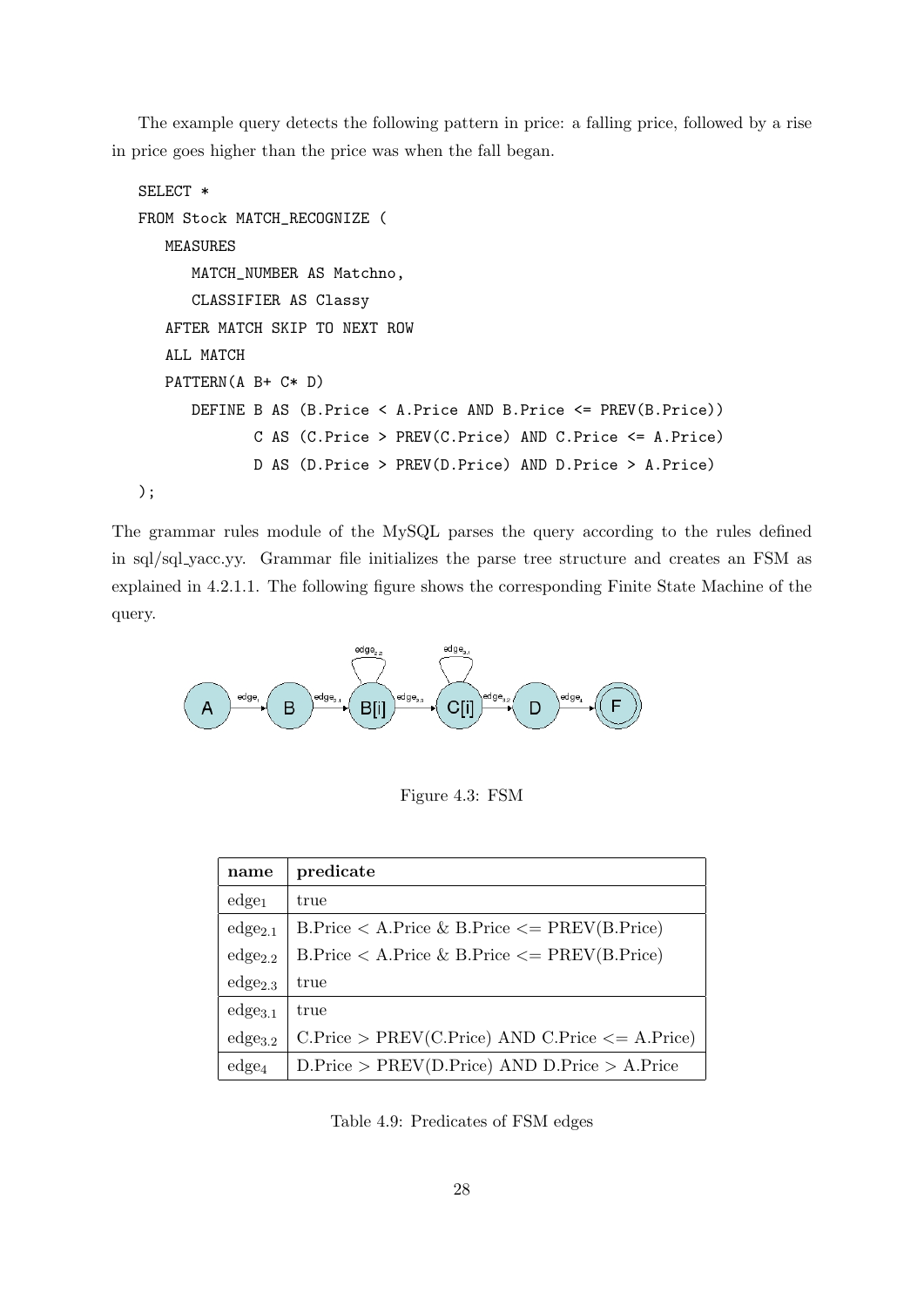The example query detects the following pattern in price: a falling price, followed by a rise in price goes higher than the price was when the fall began.

```
SELECT *
FROM Stock MATCH_RECOGNIZE (
   MEASURES
      MATCH_NUMBER AS Matchno,
      CLASSIFIER AS Classy
   AFTER MATCH SKIP TO NEXT ROW
   ALL MATCH
   PATTERN(A B+ C* D)
      DEFINE B AS (B.Price < A.Price AND B.Price <= PREV(B.Price))
             C AS (C.Price > PREV(C.Price) AND C.Price <= A.Price)
             D AS (D.Price > PREV(D.Price) AND D.Price > A.Price)
);
```

The grammar rules module of the MySQL parses the query according to the rules defined in sql/sql_yacc.yy. Grammar file initializes the parse tree structure and creates an FSM as explained in 4.2.1.1. The following figure shows the corresponding Finite State Machine of the query.

Figure 4.3: FSM

| name | predicate |
|---|---|
| $edge_1$ | true |
| $edge_{2.1}$ | B.Price < A.Price & B.Price <= PREV(B.Price) |
| $edge_{2.2}$ | B.Price < A.Price & B.Price <= PREV(B.Price) |
| $edge_{2.3}$ | true |
| $edge_{3.1}$ | true |
| $edge_{3.2}$ | C.Price > PREV(C.Price) AND C.Price <= A.Price) |
| $edge_4$ | D.Price > PREV(D.Price) AND D.Price > A.Price |

Table 4.9: Predicates of FSM edges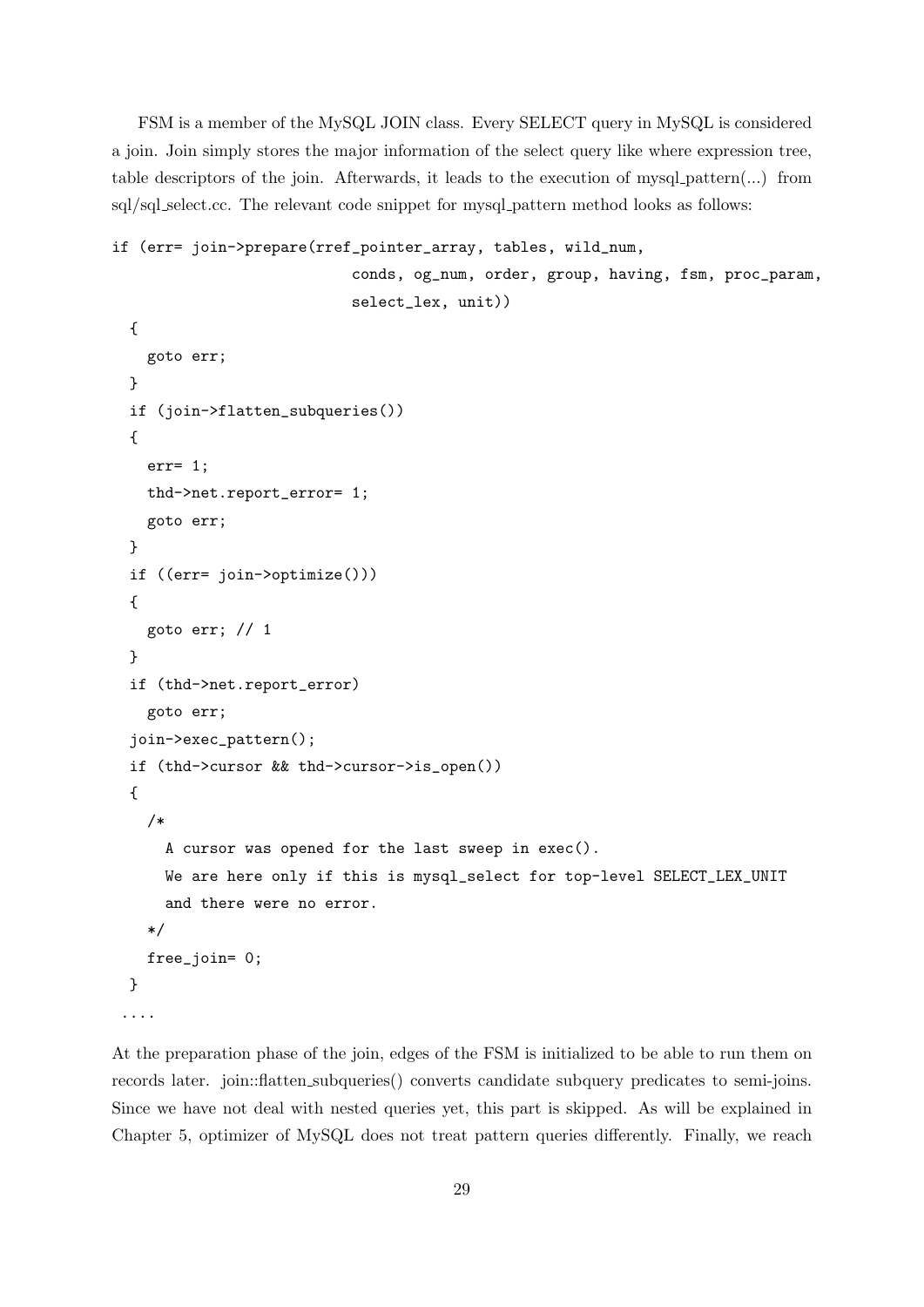FSM is a member of the MySQL JOIN class. Every SELECT query in MySQL is considered a join. Join simply stores the major information of the select query like where expression tree, table descriptors of the join. Afterwards, it leads to the execution of mysql_pattern(...) from sql/sql_select.cc. The relevant code snippet for mysql_pattern method looks as follows:

```
if (err= join->prepare(rref_pointer_array, tables, wild_num,
                          conds, og_num, order, group, having, fsm, proc_param,
                          select_lex, unit))
  {
    goto err;
  }
  if (join->flatten_subqueries())
  {
    err= 1;
    thd->net.report_error= 1;
    goto err;
  }
  if ((err= join->optimize()))
  {
    goto err; // 1
  }
  if (thd->net.report_error)
    goto err;
  join->exec_pattern();
  if (thd->cursor && thd->cursor->is_open())
  {
    /*
      A cursor was opened for the last sweep in exec().
      We are here only if this is mysql_select for top-level SELECT_LEX_UNIT
      and there were no error.
    */
    free_join= 0;
  }
 ....
```

At the preparation phase of the join, edges of the FSM is initialized to be able to run them on records later. join::flatten_subqueries() converts candidate subquery predicates to semi-joins. Since we have not deal with nested queries yet, this part is skipped. As will be explained in Chapter 5, optimizer of MySQL does not treat pattern queries differently. Finally, we reach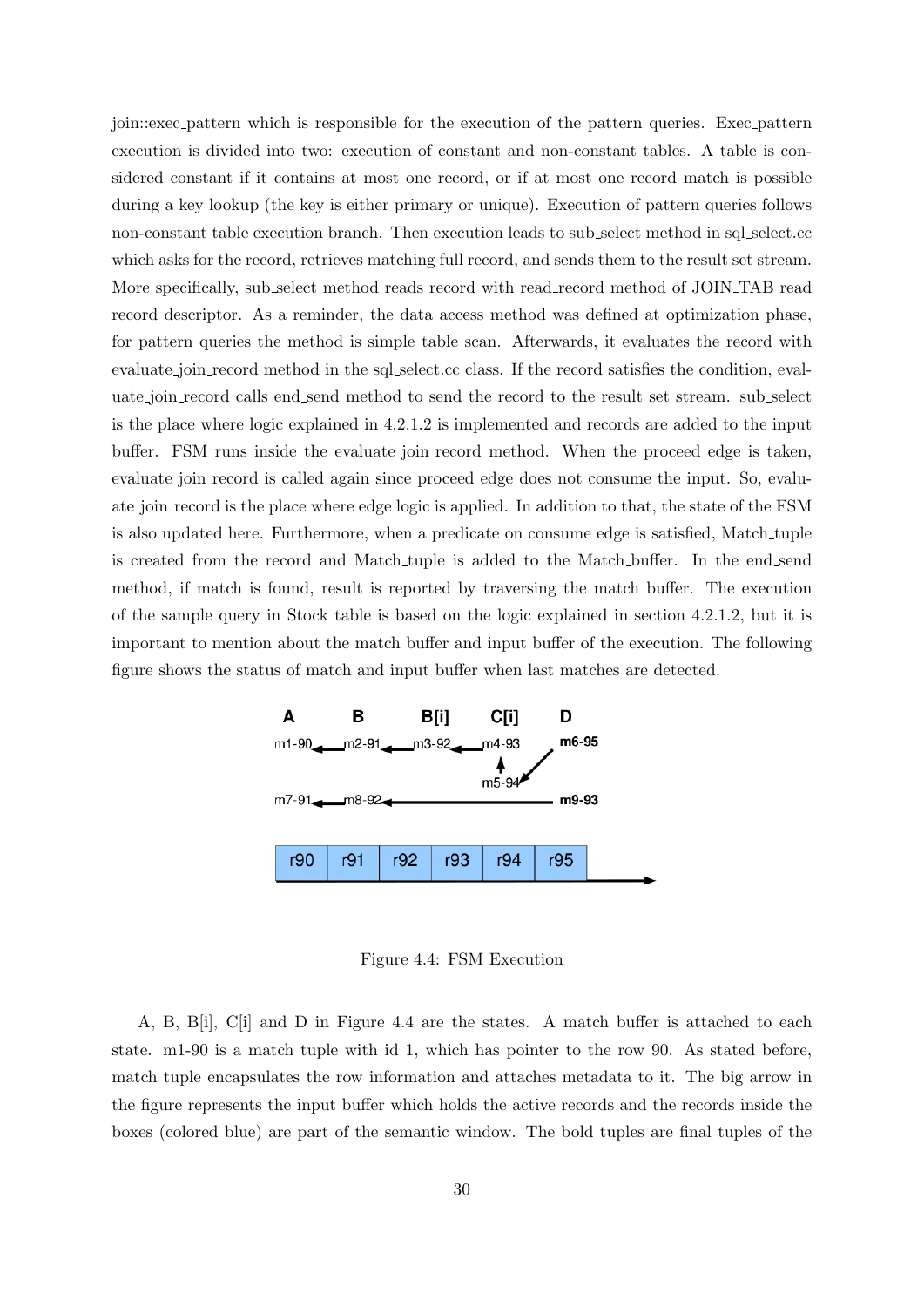join::exec_pattern which is responsible for the execution of the pattern queries. Exec_pattern execution is divided into two: execution of constant and non-constant tables. A table is considered constant if it contains at most one record, or if at most one record match is possible during a key lookup (the key is either primary or unique). Execution of pattern queries follows non-constant table execution branch. Then execution leads to sub_select method in sql_select.cc which asks for the record, retrieves matching full record, and sends them to the result set stream. More specifically, sub_select method reads record with read_record method of JOIN_TAB read record descriptor. As a reminder, the data access method was defined at optimization phase, for pattern queries the method is simple table scan. Afterwards, it evaluates the record with evaluate_join_record method in the sql_select.cc class. If the record satisfies the condition, evaluate_join_record calls end_send method to send the record to the result set stream. sub_select is the place where logic explained in 4.2.1.2 is implemented and records are added to the input buffer. FSM runs inside the evaluate_join_record method. When the proceed edge is taken, evaluate_join_record is called again since proceed edge does not consume the input. So, evaluate_join_record is the place where edge logic is applied. In addition to that, the state of the FSM is also updated here. Furthermore, when a predicate on consume edge is satisfied, Match_tuple is created from the record and Match_tuple is added to the Match_buffer. In the end_send method, if match is found, result is reported by traversing the match buffer. The execution of the sample query in Stock table is based on the logic explained in section 4.2.1.2, but it is important to mention about the match buffer and input buffer of the execution. The following figure shows the status of match and input buffer when last matches are detected.

Figure 4.4: FSM Execution

A, B, B[i], C[i] and D in Figure 4.4 are the states. A match buffer is attached to each state. m1-90 is a match tuple with id 1, which has pointer to the row 90. As stated before, match tuple encapsulates the row information and attaches metadata to it. The big arrow in the figure represents the input buffer which holds the active records and the records inside the boxes (colored blue) are part of the semantic window. The bold tuples are final tuples of the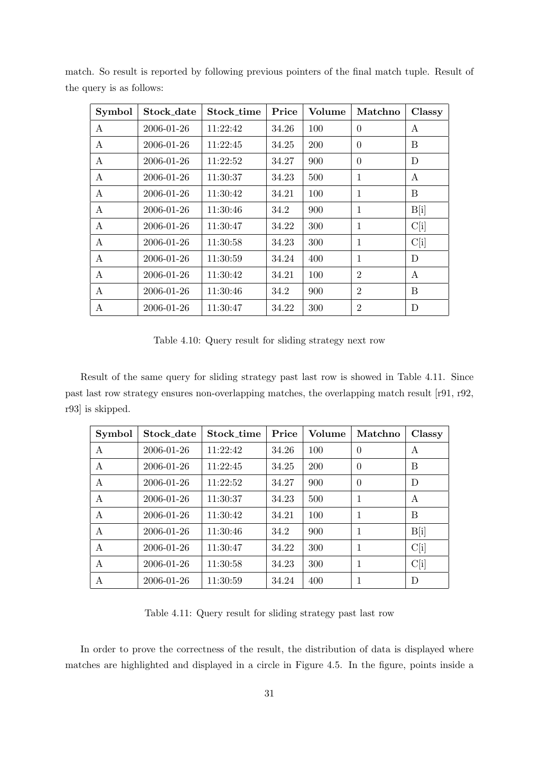match. So result is reported by following previous pointers of the final match tuple. Result of the query is as follows:

| Symbol | Stock_date | Stock_time | Price | Volume | Matchno | Classy |
|---|---|---|---|---|---|---|
| A | 2006-01-26 | 11:22:42 | 34.26 | 100 | 0 | A |
| A | 2006-01-26 | 11:22:45 | 34.25 | 200 | 0 | B |
| A | 2006-01-26 | 11:22:52 | 34.27 | 900 | 0 | D |
| A | 2006-01-26 | 11:30:37 | 34.23 | 500 | 1 | A |
| A | 2006-01-26 | 11:30:42 | 34.21 | 100 | 1 | B |
| A | 2006-01-26 | 11:30:46 | 34.2 | 900 | 1 | B[i] |
| A | 2006-01-26 | 11:30:47 | 34.22 | 300 | 1 | C[i] |
| A | 2006-01-26 | 11:30:58 | 34.23 | 300 | 1 | C[i] |
| A | 2006-01-26 | 11:30:59 | 34.24 | 400 | 1 | D |
| A | 2006-01-26 | 11:30:42 | 34.21 | 100 | 2 | A |
| A | 2006-01-26 | 11:30:46 | 34.2 | 900 | 2 | B |
| A | 2006-01-26 | 11:30:47 | 34.22 | 300 | 2 | D |

Table 4.10: Query result for sliding strategy next row

Result of the same query for sliding strategy past last row is showed in Table 4.11. Since past last row strategy ensures non-overlapping matches, the overlapping match result [r91, r92, r93] is skipped.

| Symbol | Stock_date | Stock_time | Price | Volume | Matchno | Classy |
|---|---|---|---|---|---|---|
| A | 2006-01-26 | 11:22:42 | 34.26 | 100 | 0 | A |
| A | 2006-01-26 | 11:22:45 | 34.25 | 200 | 0 | B |
| A | 2006-01-26 | 11:22:52 | 34.27 | 900 | 0 | D |
| A | 2006-01-26 | 11:30:37 | 34.23 | 500 | 1 | A |
| A | 2006-01-26 | 11:30:42 | 34.21 | 100 | 1 | B |
| A | 2006-01-26 | 11:30:46 | 34.2 | 900 | 1 | B[i] |
| A | 2006-01-26 | 11:30:47 | 34.22 | 300 | 1 | C[i] |
| A | 2006-01-26 | 11:30:58 | 34.23 | 300 | 1 | C[i] |
| A | 2006-01-26 | 11:30:59 | 34.24 | 400 | 1 | D |

Table 4.11: Query result for sliding strategy past last row

In order to prove the correctness of the result, the distribution of data is displayed where matches are highlighted and displayed in a circle in Figure 4.5. In the figure, points inside a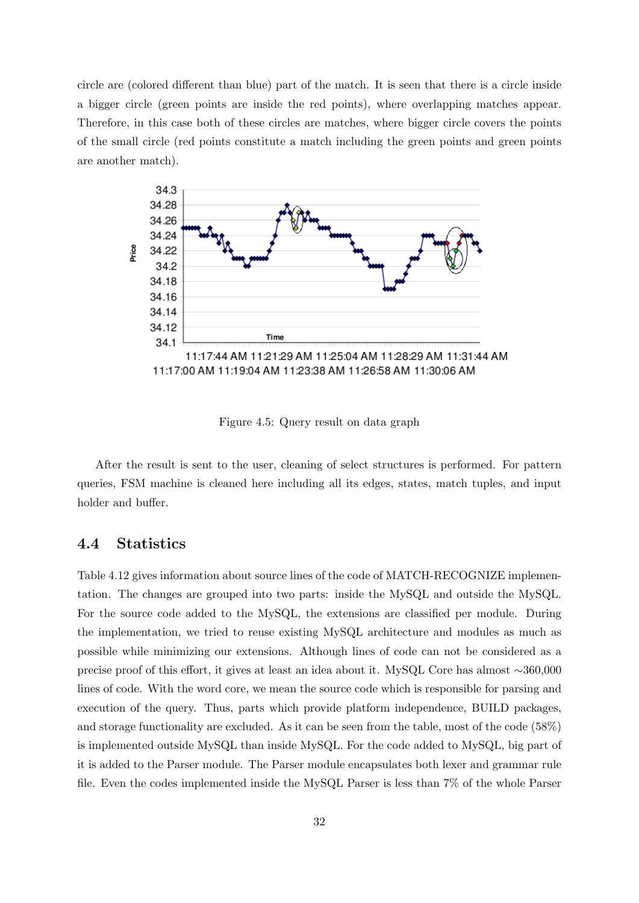circle are (colored different than blue) part of the match. It is seen that there is a circle inside a bigger circle (green points are inside the red points), where overlapping matches appear. Therefore, in this case both of these circles are matches, where bigger circle covers the points of the small circle (red points constitute a match including the green points and green points are another match).

Figure 4.5: Query result on data graph

After the result is sent to the user, cleaning of select structures is performed. For pattern queries, FSM machine is cleaned here including all its edges, states, match tuples, and input holder and buffer.

## 4.4 Statistics

Table 4.12 gives information about source lines of the code of MATCH-RECOGNIZE implementation. The changes are grouped into two parts: inside the MySQL and outside the MySQL. For the source code added to the MySQL, the extensions are classified per module. During the implementation, we tried to reuse existing MySQL architecture and modules as much as possible while minimizing our extensions. Although lines of code can not be considered as a precise proof of this effort, it gives at least an idea about it. MySQL Core has almost ~360,000 lines of code. With the word core, we mean the source code which is responsible for parsing and execution of the query. Thus, parts which provide platform independence, BUILD packages, and storage functionality are excluded. As it can be seen from the table, most of the code (58%) is implemented outside MySQL than inside MySQL. For the code added to MySQL, big part of it is added to the Parser module. The Parser module encapsulates both lexer and grammar rule file. Even the codes implemented inside the MySQL Parser is less than 7% of the whole Parser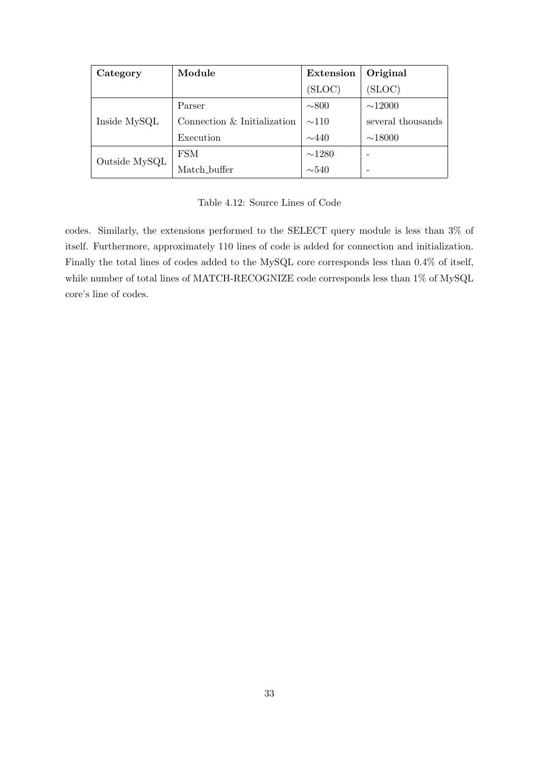| Category | Module | Extension (SLOC) | Original (SLOC) |
|---|---|---|---|
| Inside MySQL | Parser | ∼800 | ∼12000 |
| | Connection & Initialization | ∼110 | several thousands |
| | Execution | ∼440 | ∼18000 |
| Outside MySQL | FSM | ∼1280 | - |
| | Match_buffer | ∼540 | - |

Table 4.12: Source Lines of Code

codes. Similarly, the extensions performed to the SELECT query module is less than 3% of itself. Furthermore, approximately 110 lines of code is added for connection and initialization. Finally the total lines of codes added to the MySQL core corresponds less than 0.4% of itself, while number of total lines of MATCH-RECOGNIZE code corresponds less than 1% of MySQL core's line of codes.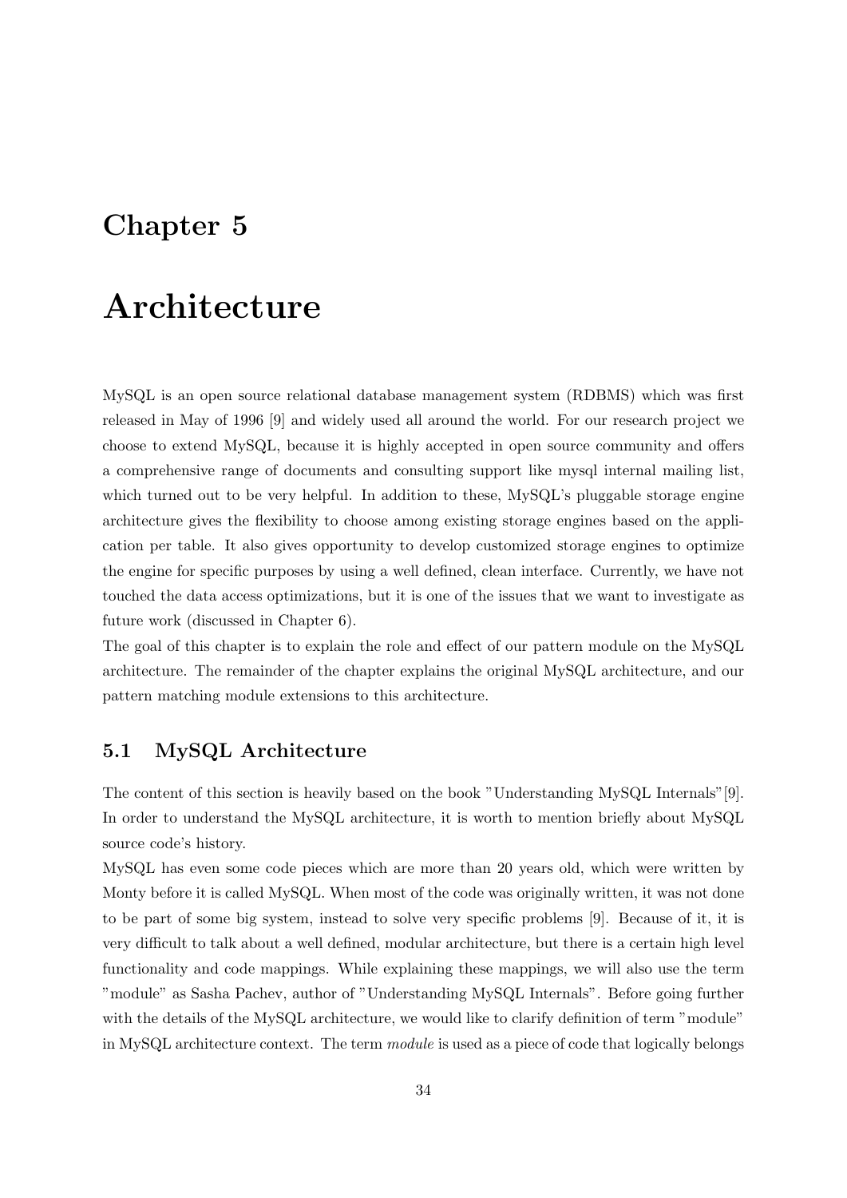# Chapter 5

# Architecture

MySQL is an open source relational database management system (RDBMS) which was first released in May of 1996 [9] and widely used all around the world. For our research project we choose to extend MySQL, because it is highly accepted in open source community and offers a comprehensive range of documents and consulting support like mysql internal mailing list, which turned out to be very helpful. In addition to these, MySQL's pluggable storage engine architecture gives the flexibility to choose among existing storage engines based on the application per table. It also gives opportunity to develop customized storage engines to optimize the engine for specific purposes by using a well defined, clean interface. Currently, we have not touched the data access optimizations, but it is one of the issues that we want to investigate as future work (discussed in Chapter 6).

The goal of this chapter is to explain the role and effect of our pattern module on the MySQL architecture. The remainder of the chapter explains the original MySQL architecture, and our pattern matching module extensions to this architecture.

## 5.1 MySQL Architecture

The content of this section is heavily based on the book "Understanding MySQL Internals"[9]. In order to understand the MySQL architecture, it is worth to mention briefly about MySQL source code's history.

MySQL has even some code pieces which are more than 20 years old, which were written by Monty before it is called MySQL. When most of the code was originally written, it was not done to be part of some big system, instead to solve very specific problems [9]. Because of it, it is very difficult to talk about a well defined, modular architecture, but there is a certain high level functionality and code mappings. While explaining these mappings, we will also use the term "module" as Sasha Pachev, author of "Understanding MySQL Internals". Before going further with the details of the MySQL architecture, we would like to clarify definition of term "module" in MySQL architecture context. The term *module* is used as a piece of code that logically belongs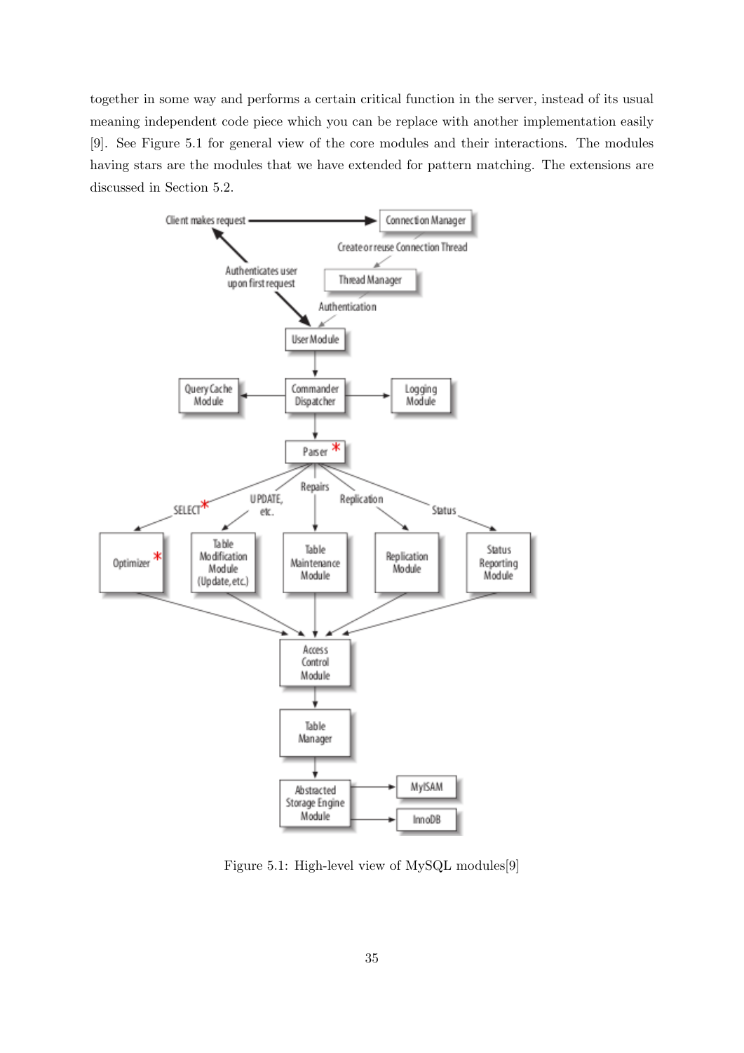together in some way and performs a certain critical function in the server, instead of its usual meaning independent code piece which you can be replace with another implementation easily [9]. See Figure 5.1 for general view of the core modules and their interactions. The modules having stars are the modules that we have extended for pattern matching. The extensions are discussed in Section 5.2.

Figure 5.1: High-level view of MySQL modules[9]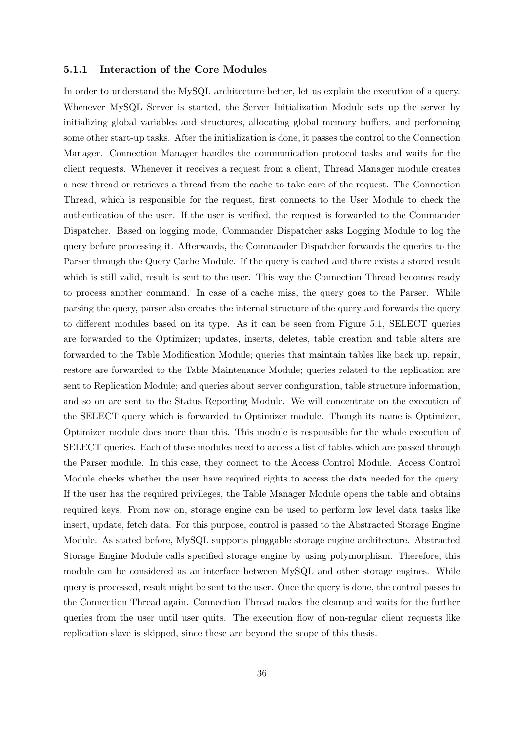### 5.1.1 Interaction of the Core Modules

In order to understand the MySQL architecture better, let us explain the execution of a query. Whenever MySQL Server is started, the Server Initialization Module sets up the server by initializing global variables and structures, allocating global memory buffers, and performing some other start-up tasks. After the initialization is done, it passes the control to the Connection Manager. Connection Manager handles the communication protocol tasks and waits for the client requests. Whenever it receives a request from a client, Thread Manager module creates a new thread or retrieves a thread from the cache to take care of the request. The Connection Thread, which is responsible for the request, first connects to the User Module to check the authentication of the user. If the user is verified, the request is forwarded to the Commander Dispatcher. Based on logging mode, Commander Dispatcher asks Logging Module to log the query before processing it. Afterwards, the Commander Dispatcher forwards the queries to the Parser through the Query Cache Module. If the query is cached and there exists a stored result which is still valid, result is sent to the user. This way the Connection Thread becomes ready to process another command. In case of a cache miss, the query goes to the Parser. While parsing the query, parser also creates the internal structure of the query and forwards the query to different modules based on its type. As it can be seen from Figure 5.1, SELECT queries are forwarded to the Optimizer; updates, inserts, deletes, table creation and table alters are forwarded to the Table Modification Module; queries that maintain tables like back up, repair, restore are forwarded to the Table Maintenance Module; queries related to the replication are sent to Replication Module; and queries about server configuration, table structure information, and so on are sent to the Status Reporting Module. We will concentrate on the execution of the SELECT query which is forwarded to Optimizer module. Though its name is Optimizer, Optimizer module does more than this. This module is responsible for the whole execution of SELECT queries. Each of these modules need to access a list of tables which are passed through the Parser module. In this case, they connect to the Access Control Module. Access Control Module checks whether the user have required rights to access the data needed for the query. If the user has the required privileges, the Table Manager Module opens the table and obtains required keys. From now on, storage engine can be used to perform low level data tasks like insert, update, fetch data. For this purpose, control is passed to the Abstracted Storage Engine Module. As stated before, MySQL supports pluggable storage engine architecture. Abstracted Storage Engine Module calls specified storage engine by using polymorphism. Therefore, this module can be considered as an interface between MySQL and other storage engines. While query is processed, result might be sent to the user. Once the query is done, the control passes to the Connection Thread again. Connection Thread makes the cleanup and waits for the further queries from the user until user quits. The execution flow of non-regular client requests like replication slave is skipped, since these are beyond the scope of this thesis.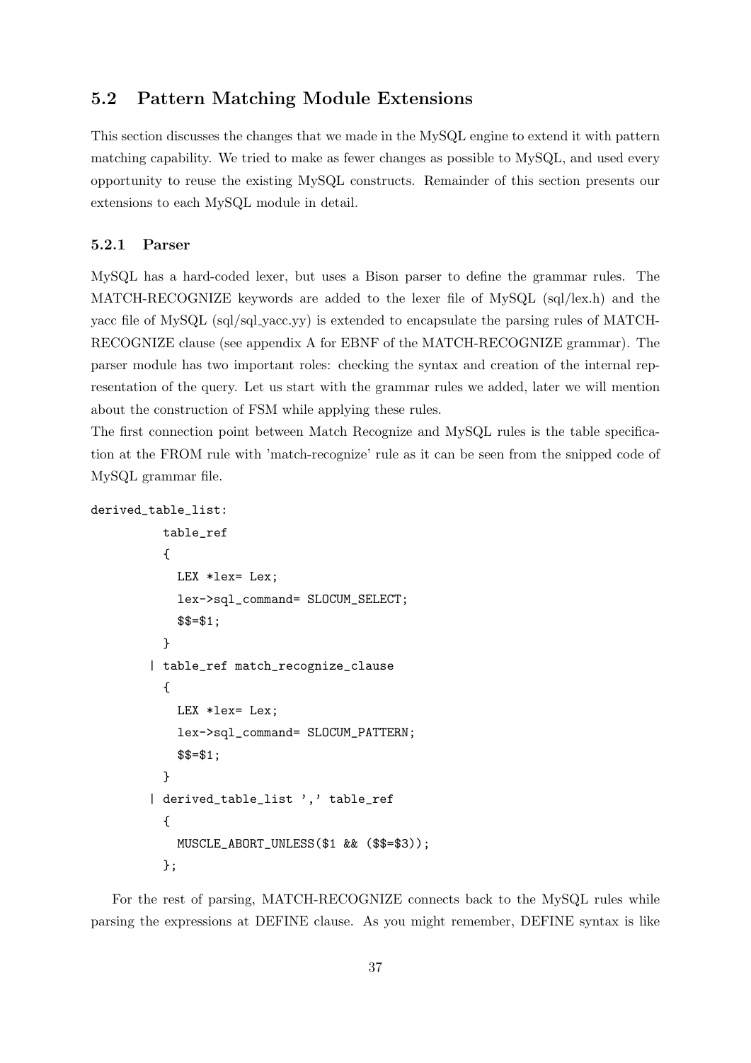## 5.2 Pattern Matching Module Extensions

This section discusses the changes that we made in the MySQL engine to extend it with pattern matching capability. We tried to make as fewer changes as possible to MySQL, and used every opportunity to reuse the existing MySQL constructs. Remainder of this section presents our extensions to each MySQL module in detail.

### 5.2.1 Parser

MySQL has a hard-coded lexer, but uses a Bison parser to define the grammar rules. The MATCH-RECOGNIZE keywords are added to the lexer file of MySQL (sql/lex.h) and the yacc file of MySQL (sql/sql_yacc.yy) is extended to encapsulate the parsing rules of MATCH-RECOGNIZE clause (see appendix A for EBNF of the MATCH-RECOGNIZE grammar). The parser module has two important roles: checking the syntax and creation of the internal representation of the query. Let us start with the grammar rules we added, later we will mention about the construction of FSM while applying these rules.

The first connection point between Match Recognize and MySQL rules is the table specification at the FROM rule with 'match-recognize' rule as it can be seen from the snipped code of MySQL grammar file.

```
derived_table_list:
          table_ref
          {
            LEX *lex= Lex;
            lex->sql_command= SLOCUM_SELECT;
            $$=$1;
          }
        | table_ref match_recognize_clause
          {
            LEX *lex= Lex;
            lex->sql_command= SLOCUM_PATTERN;
            $$=$1;
          }
        | derived_table_list ',' table_ref
          {
            MUSCLE_ABORT_UNLESS($1 && ($$=$3));
          };
```

For the rest of parsing, MATCH-RECOGNIZE connects back to the MySQL rules while parsing the expressions at DEFINE clause. As you might remember, DEFINE syntax is like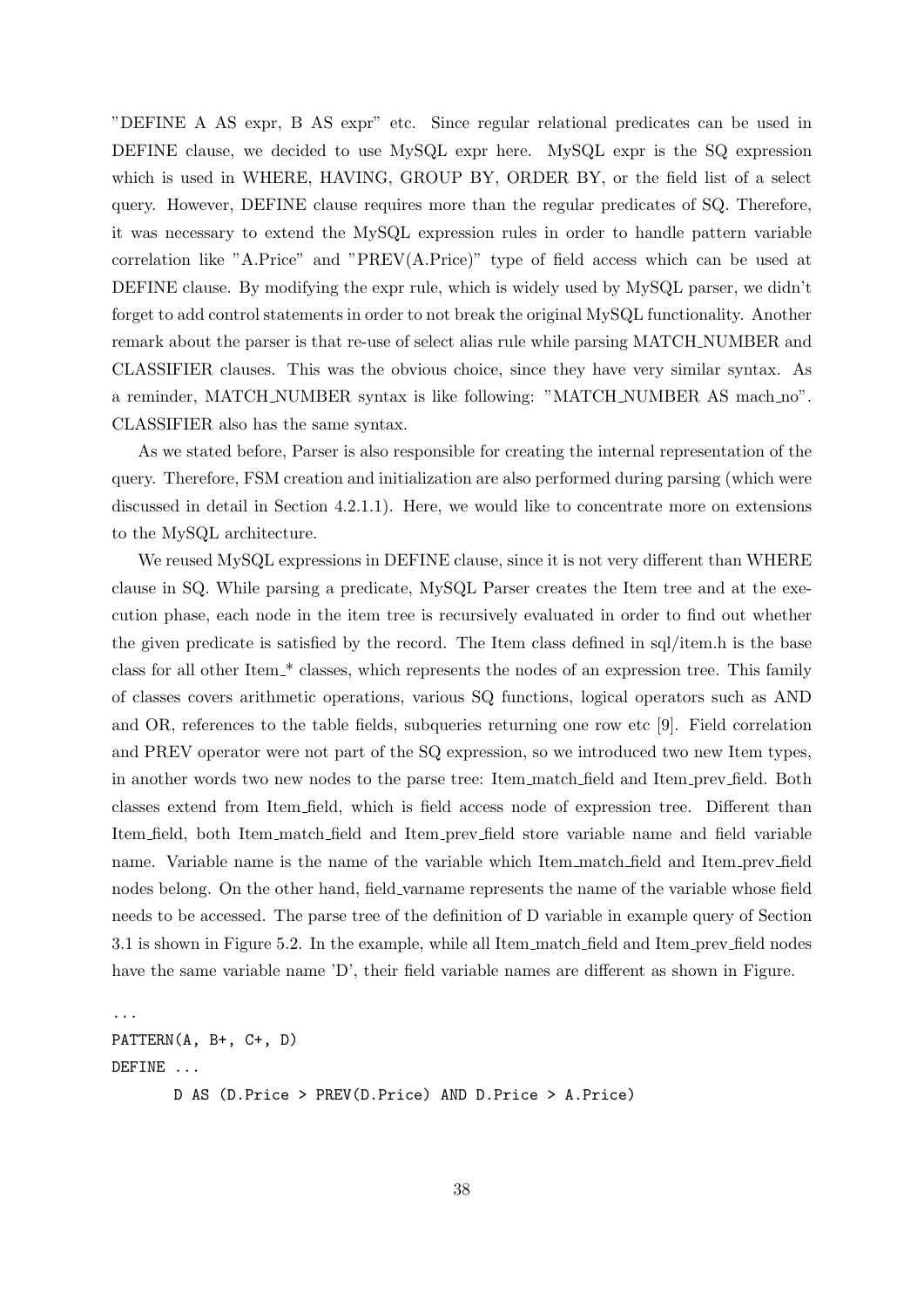"DEFINE A AS expr, B AS expr" etc. Since regular relational predicates can be used in DEFINE clause, we decided to use MySQL expr here. MySQL expr is the SQ expression which is used in WHERE, HAVING, GROUP BY, ORDER BY, or the field list of a select query. However, DEFINE clause requires more than the regular predicates of SQ. Therefore, it was necessary to extend the MySQL expression rules in order to handle pattern variable correlation like "A.Price" and "PREV(A.Price)" type of field access which can be used at DEFINE clause. By modifying the expr rule, which is widely used by MySQL parser, we didn't forget to add control statements in order to not break the original MySQL functionality. Another remark about the parser is that re-use of select alias rule while parsing MATCH_NUMBER and CLASSIFIER clauses. This was the obvious choice, since they have very similar syntax. As a reminder, MATCH_NUMBER syntax is like following: "MATCH_NUMBER AS mach_no". CLASSIFIER also has the same syntax.

As we stated before, Parser is also responsible for creating the internal representation of the query. Therefore, FSM creation and initialization are also performed during parsing (which were discussed in detail in Section 4.2.1.1). Here, we would like to concentrate more on extensions to the MySQL architecture.

We reused MySQL expressions in DEFINE clause, since it is not very different than WHERE clause in SQ. While parsing a predicate, MySQL Parser creates the Item tree and at the execution phase, each node in the item tree is recursively evaluated in order to find out whether the given predicate is satisfied by the record. The Item class defined in sql/item.h is the base class for all other Item_* classes, which represents the nodes of an expression tree. This family of classes covers arithmetic operations, various SQ functions, logical operators such as AND and OR, references to the table fields, subqueries returning one row etc [9]. Field correlation and PREV operator were not part of the SQ expression, so we introduced two new Item types, in another words two new nodes to the parse tree: Item_match_field and Item_prev_field. Both classes extend from Item_field, which is field access node of expression tree. Different than Item_field, both Item_match_field and Item_prev_field store variable name and field variable name. Variable name is the name of the variable which Item_match_field and Item_prev_field nodes belong. On the other hand, field_varname represents the name of the variable whose field needs to be accessed. The parse tree of the definition of D variable in example query of Section 3.1 is shown in Figure 5.2. In the example, while all Item_match_field and Item_prev_field nodes have the same variable name 'D', their field variable names are different as shown in Figure.

```
...
PATTERN(A, B+, C+, D)
DEFINE ...
       D AS (D.Price > PREV(D.Price) AND D.Price > A.Price)
```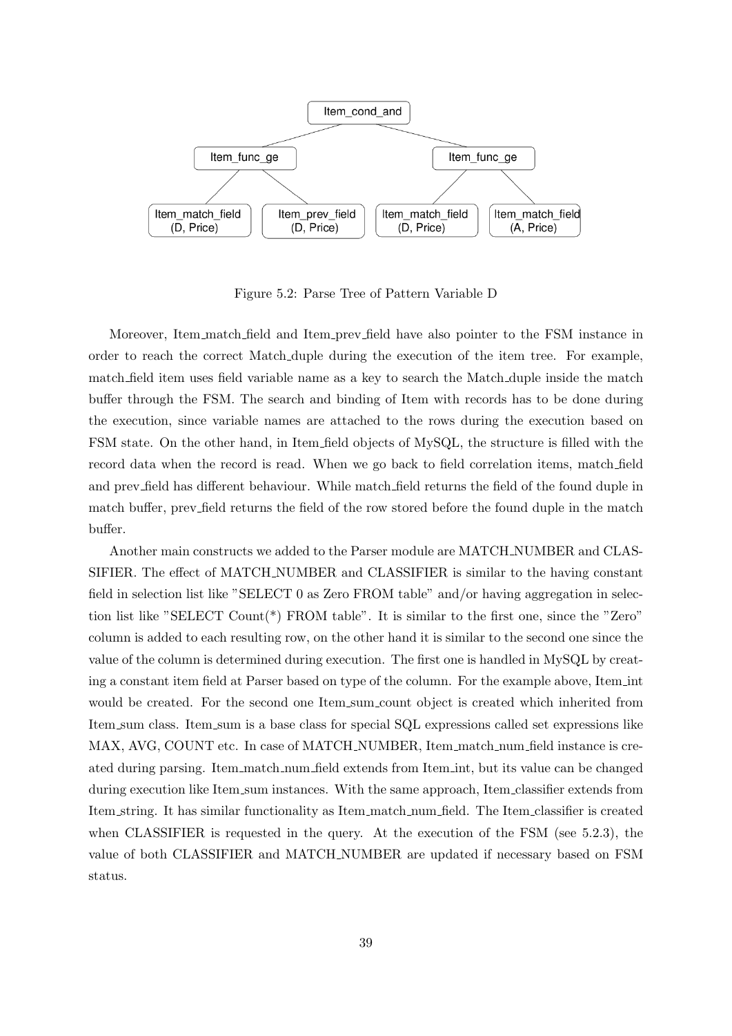```
                         Item_cond_and
                /                           \
        Item_func_ge                     Item_func_ge
        /          \                     /          \
Item_match_field  Item_prev_field  Item_match_field  Item_match_field
   (D, Price)       (D, Price)        (D, Price)        (A, Price)
```

Figure 5.2: Parse Tree of Pattern Variable D

Moreover, Item_match_field and Item_prev_field have also pointer to the FSM instance in order to reach the correct Match_duple during the execution of the item tree. For example, match_field item uses field variable name as a key to search the Match_duple inside the match buffer through the FSM. The search and binding of Item with records has to be done during the execution, since variable names are attached to the rows during the execution based on FSM state. On the other hand, in Item_field objects of MySQL, the structure is filled with the record data when the record is read. When we go back to field correlation items, match_field and prev_field has different behaviour. While match_field returns the field of the found duple in match buffer, prev_field returns the field of the row stored before the found duple in the match buffer.

Another main constructs we added to the Parser module are MATCH_NUMBER and CLASSIFIER. The effect of MATCH_NUMBER and CLASSIFIER is similar to the having constant field in selection list like "SELECT 0 as Zero FROM table" and/or having aggregation in selection list like "SELECT Count(*) FROM table". It is similar to the first one, since the "Zero" column is added to each resulting row, on the other hand it is similar to the second one since the value of the column is determined during execution. The first one is handled in MySQL by creating a constant item field at Parser based on type of the column. For the example above, Item_int would be created. For the second one Item_sum_count object is created which inherited from Item_sum class. Item_sum is a base class for special SQL expressions called set expressions like MAX, AVG, COUNT etc. In case of MATCH_NUMBER, Item_match_num_field instance is created during parsing. Item_match_num_field extends from Item_int, but its value can be changed during execution like Item_sum instances. With the same approach, Item_classifier extends from Item_string. It has similar functionality as Item_match_num_field. The Item_classifier is created when CLASSIFIER is requested in the query. At the execution of the FSM (see 5.2.3), the value of both CLASSIFIER and MATCH_NUMBER are updated if necessary based on FSM status.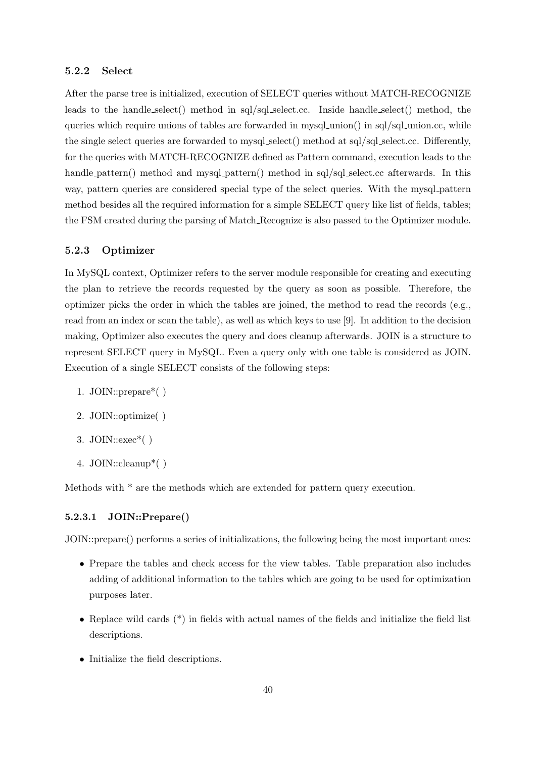### 5.2.2 Select

After the parse tree is initialized, execution of SELECT queries without MATCH-RECOGNIZE leads to the handle_select() method in sql/sql_select.cc. Inside handle_select() method, the queries which require unions of tables are forwarded in mysql_union() in sql/sql_union.cc, while the single select queries are forwarded to mysql_select() method at sql/sql_select.cc. Differently, for the queries with MATCH-RECOGNIZE defined as Pattern command, execution leads to the handle_pattern() method and mysql_pattern() method in sql/sql_select.cc afterwards. In this way, pattern queries are considered special type of the select queries. With the mysql_pattern method besides all the required information for a simple SELECT query like list of fields, tables; the FSM created during the parsing of Match_Recognize is also passed to the Optimizer module.

### 5.2.3 Optimizer

In MySQL context, Optimizer refers to the server module responsible for creating and executing the plan to retrieve the records requested by the query as soon as possible. Therefore, the optimizer picks the order in which the tables are joined, the method to read the records (e.g., read from an index or scan the table), as well as which keys to use [9]. In addition to the decision making, Optimizer also executes the query and does cleanup afterwards. JOIN is a structure to represent SELECT query in MySQL. Even a query only with one table is considered as JOIN. Execution of a single SELECT consists of the following steps:

1. JOIN::prepare*( )
2. JOIN::optimize( )
3. JOIN::exec*( )
4. JOIN::cleanup*( )

Methods with * are the methods which are extended for pattern query execution.

#### 5.2.3.1 JOIN::Prepare()

JOIN::prepare() performs a series of initializations, the following being the most important ones:

- Prepare the tables and check access for the view tables. Table preparation also includes adding of additional information to the tables which are going to be used for optimization purposes later.
- Replace wild cards (*) in fields with actual names of the fields and initialize the field list descriptions.
- Initialize the field descriptions.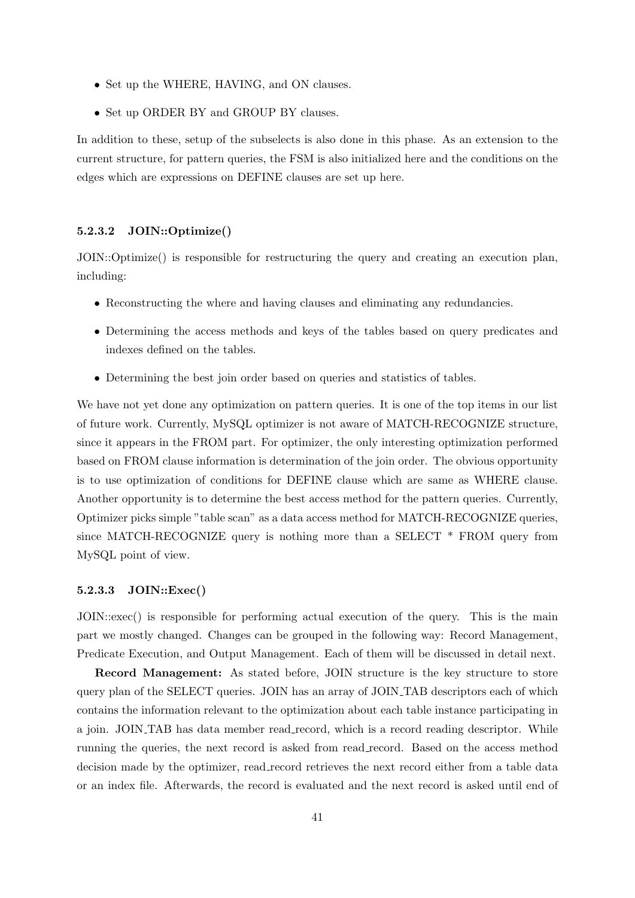- Set up the WHERE, HAVING, and ON clauses.
- Set up ORDER BY and GROUP BY clauses.

In addition to these, setup of the subselects is also done in this phase. As an extension to the current structure, for pattern queries, the FSM is also initialized here and the conditions on the edges which are expressions on DEFINE clauses are set up here.

#### 5.2.3.2 JOIN::Optimize()

JOIN::Optimize() is responsible for restructuring the query and creating an execution plan, including:

- Reconstructing the where and having clauses and eliminating any redundancies.
- Determining the access methods and keys of the tables based on query predicates and indexes defined on the tables.
- Determining the best join order based on queries and statistics of tables.

We have not yet done any optimization on pattern queries. It is one of the top items in our list of future work. Currently, MySQL optimizer is not aware of MATCH-RECOGNIZE structure, since it appears in the FROM part. For optimizer, the only interesting optimization performed based on FROM clause information is determination of the join order. The obvious opportunity is to use optimization of conditions for DEFINE clause which are same as WHERE clause. Another opportunity is to determine the best access method for the pattern queries. Currently, Optimizer picks simple "table scan" as a data access method for MATCH-RECOGNIZE queries, since MATCH-RECOGNIZE query is nothing more than a SELECT * FROM query from MySQL point of view.

#### 5.2.3.3 JOIN::Exec()

JOIN::exec() is responsible for performing actual execution of the query. This is the main part we mostly changed. Changes can be grouped in the following way: Record Management, Predicate Execution, and Output Management. Each of them will be discussed in detail next.

**Record Management:** As stated before, JOIN structure is the key structure to store query plan of the SELECT queries. JOIN has an array of JOIN_TAB descriptors each of which contains the information relevant to the optimization about each table instance participating in a join. JOIN_TAB has data member read_record, which is a record reading descriptor. While running the queries, the next record is asked from read_record. Based on the access method decision made by the optimizer, read_record retrieves the next record either from a table data or an index file. Afterwards, the record is evaluated and the next record is asked until end of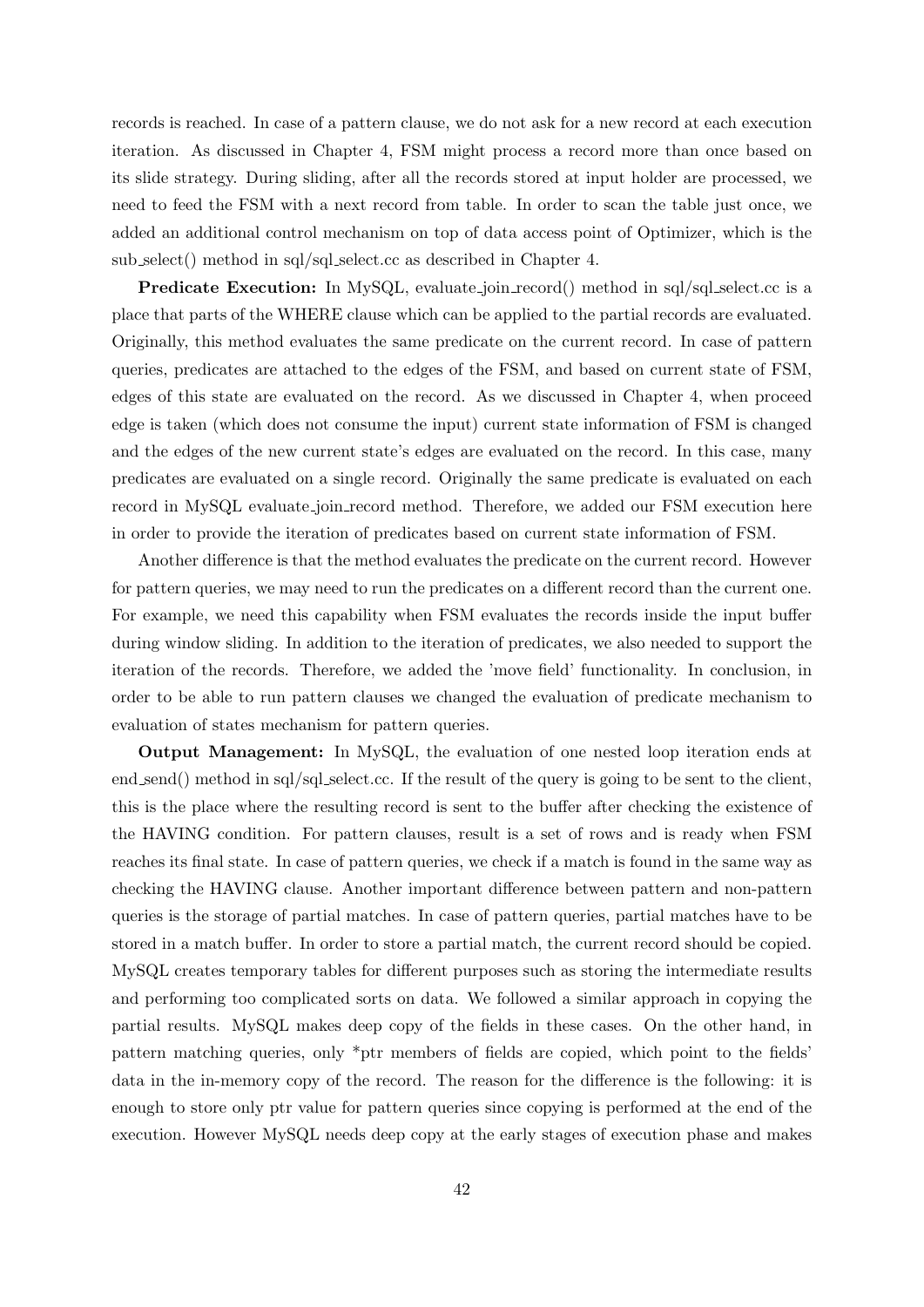records is reached. In case of a pattern clause, we do not ask for a new record at each execution iteration. As discussed in Chapter 4, FSM might process a record more than once based on its slide strategy. During sliding, after all the records stored at input holder are processed, we need to feed the FSM with a next record from table. In order to scan the table just once, we added an additional control mechanism on top of data access point of Optimizer, which is the sub_select() method in sql/sql_select.cc as described in Chapter 4.

**Predicate Execution:** In MySQL, evaluate_join_record() method in sql/sql_select.cc is a place that parts of the WHERE clause which can be applied to the partial records are evaluated. Originally, this method evaluates the same predicate on the current record. In case of pattern queries, predicates are attached to the edges of the FSM, and based on current state of FSM, edges of this state are evaluated on the record. As we discussed in Chapter 4, when proceed edge is taken (which does not consume the input) current state information of FSM is changed and the edges of the new current state's edges are evaluated on the record. In this case, many predicates are evaluated on a single record. Originally the same predicate is evaluated on each record in MySQL evaluate_join_record method. Therefore, we added our FSM execution here in order to provide the iteration of predicates based on current state information of FSM.

Another difference is that the method evaluates the predicate on the current record. However for pattern queries, we may need to run the predicates on a different record than the current one. For example, we need this capability when FSM evaluates the records inside the input buffer during window sliding. In addition to the iteration of predicates, we also needed to support the iteration of the records. Therefore, we added the 'move field' functionality. In conclusion, in order to be able to run pattern clauses we changed the evaluation of predicate mechanism to evaluation of states mechanism for pattern queries.

**Output Management:** In MySQL, the evaluation of one nested loop iteration ends at end_send() method in sql/sql_select.cc. If the result of the query is going to be sent to the client, this is the place where the resulting record is sent to the buffer after checking the existence of the HAVING condition. For pattern clauses, result is a set of rows and is ready when FSM reaches its final state. In case of pattern queries, we check if a match is found in the same way as checking the HAVING clause. Another important difference between pattern and non-pattern queries is the storage of partial matches. In case of pattern queries, partial matches have to be stored in a match buffer. In order to store a partial match, the current record should be copied. MySQL creates temporary tables for different purposes such as storing the intermediate results and performing too complicated sorts on data. We followed a similar approach in copying the partial results. MySQL makes deep copy of the fields in these cases. On the other hand, in pattern matching queries, only *ptr members of fields are copied, which point to the fields' data in the in-memory copy of the record. The reason for the difference is the following: it is enough to store only ptr value for pattern queries since copying is performed at the end of the execution. However MySQL needs deep copy at the early stages of execution phase and makes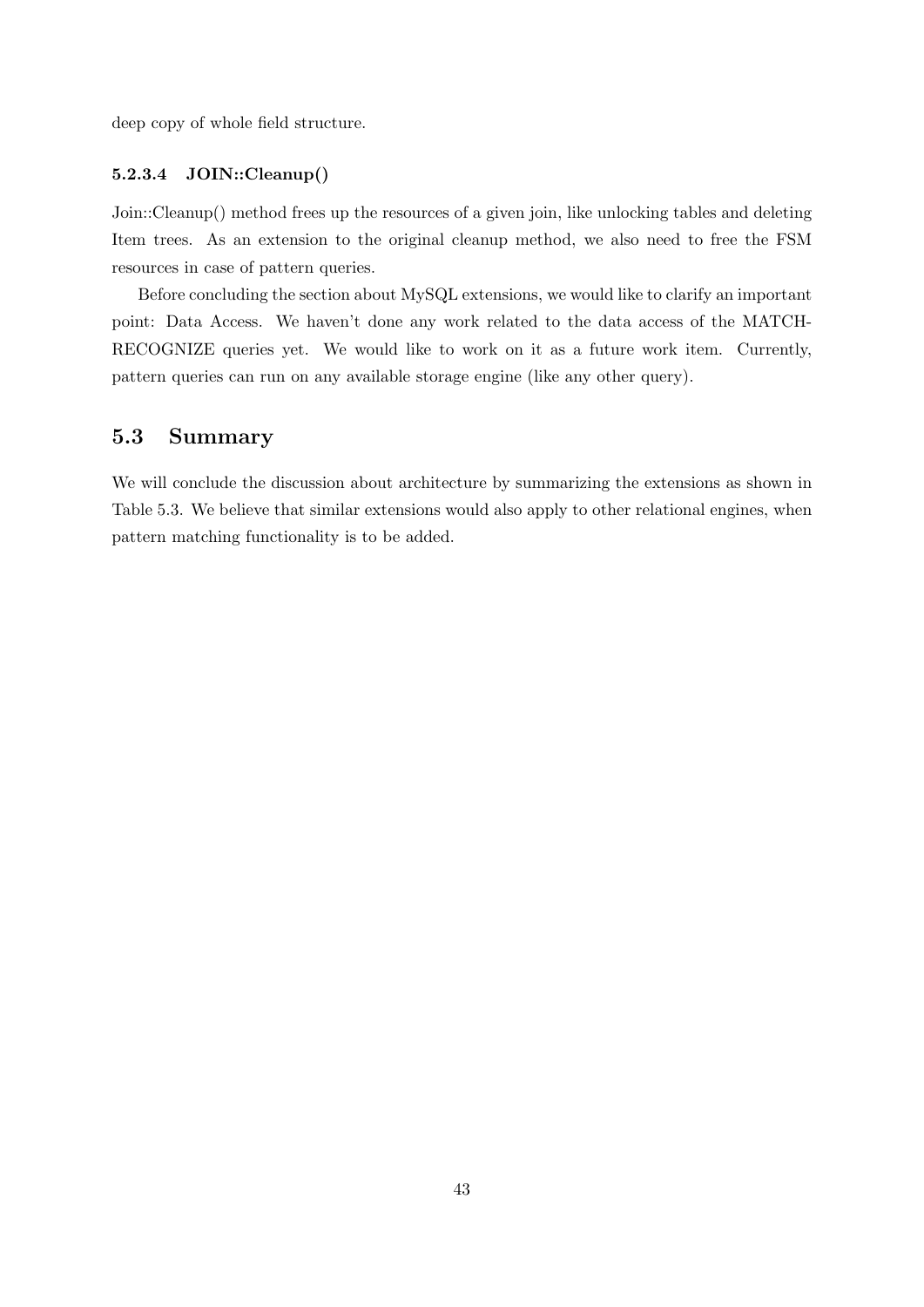deep copy of whole field structure.

#### 5.2.3.4 JOIN::Cleanup()

Join::Cleanup() method frees up the resources of a given join, like unlocking tables and deleting Item trees. As an extension to the original cleanup method, we also need to free the FSM resources in case of pattern queries.

Before concluding the section about MySQL extensions, we would like to clarify an important point: Data Access. We haven't done any work related to the data access of the MATCH-RECOGNIZE queries yet. We would like to work on it as a future work item. Currently, pattern queries can run on any available storage engine (like any other query).

## 5.3 Summary

We will conclude the discussion about architecture by summarizing the extensions as shown in Table 5.3. We believe that similar extensions would also apply to other relational engines, when pattern matching functionality is to be added.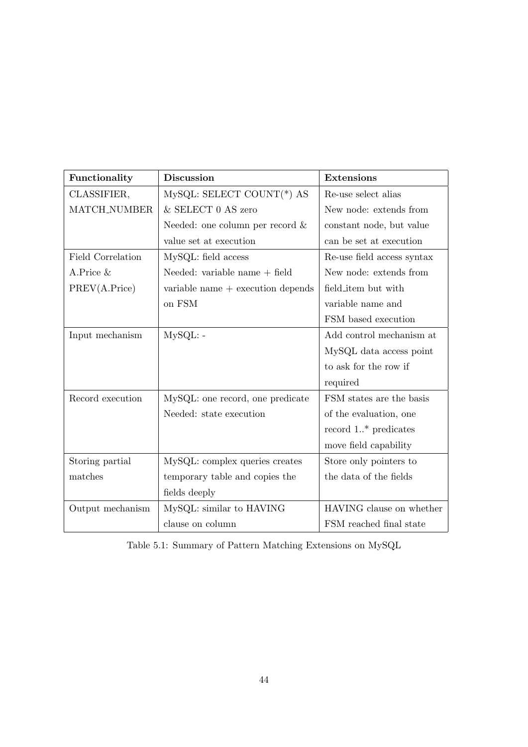| Functionality | Discussion | Extensions |
|---|---|---|
| CLASSIFIER, MATCH_NUMBER | MySQL: SELECT COUNT(*) AS & SELECT 0 AS zero<br>Needed: one column per record & value set at execution | Re-use select alias<br>New node: extends from constant node, but value can be set at execution |
| Field Correlation A.Price & PREV(A.Price) | MySQL: field access<br>Needed: variable name + field variable name + execution depends on FSM | Re-use field access syntax<br>New node: extends from field_item but with variable name and FSM based execution |
| Input mechanism | MySQL: - | Add control mechanism at MySQL data access point to ask for the row if required |
| Record execution | MySQL: one record, one predicate<br>Needed: state execution | FSM states are the basis of the evaluation, one record 1..* predicates move field capability |
| Storing partial matches | MySQL: complex queries creates temporary table and copies the fields deeply | Store only pointers to the data of the fields |
| Output mechanism | MySQL: similar to HAVING clause on column | HAVING clause on whether FSM reached final state |

Table 5.1: Summary of Pattern Matching Extensions on MySQL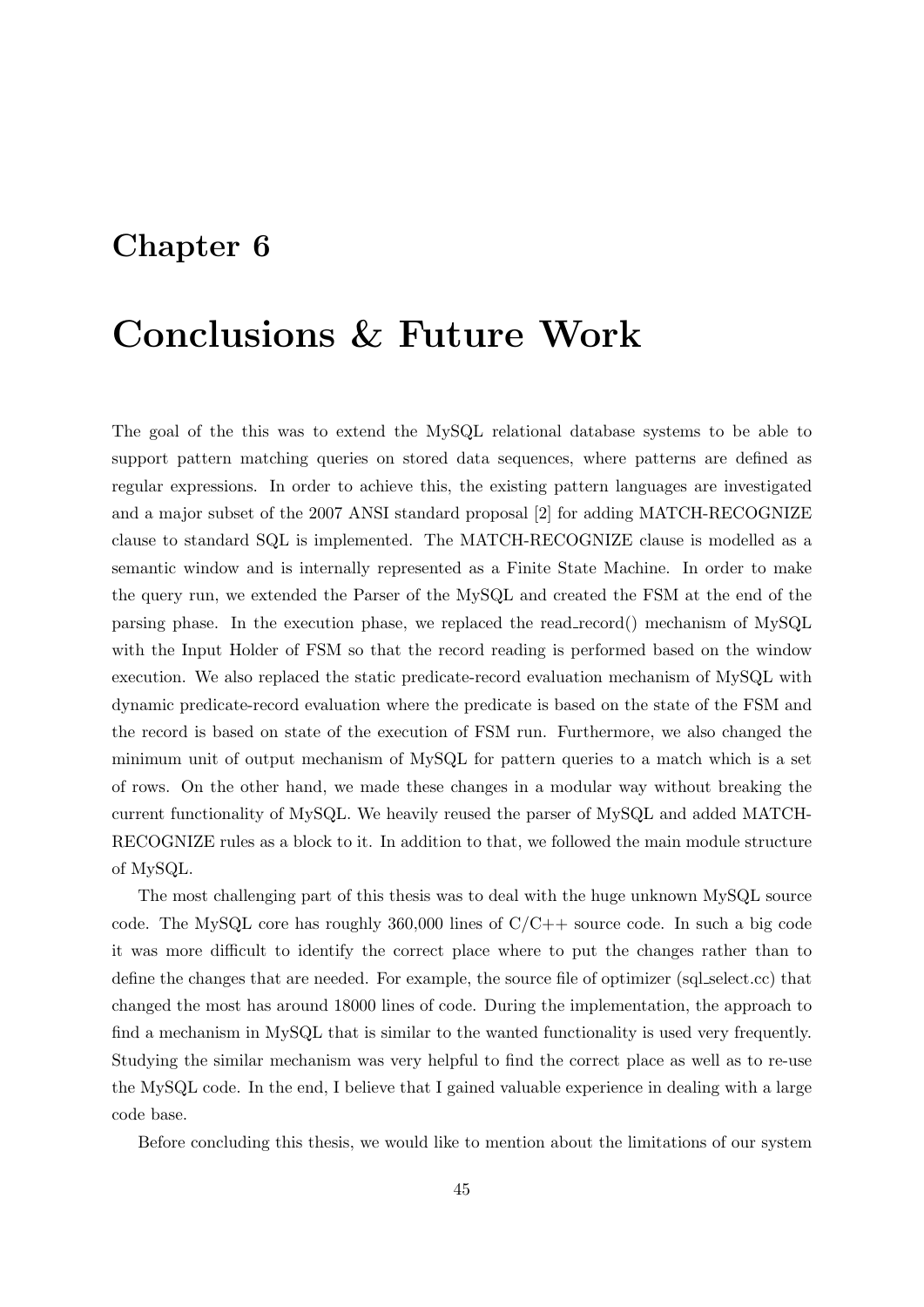# Chapter 6

# Conclusions & Future Work

The goal of the this was to extend the MySQL relational database systems to be able to support pattern matching queries on stored data sequences, where patterns are defined as regular expressions. In order to achieve this, the existing pattern languages are investigated and a major subset of the 2007 ANSI standard proposal [2] for adding MATCH-RECOGNIZE clause to standard SQL is implemented. The MATCH-RECOGNIZE clause is modelled as a semantic window and is internally represented as a Finite State Machine. In order to make the query run, we extended the Parser of the MySQL and created the FSM at the end of the parsing phase. In the execution phase, we replaced the read_record() mechanism of MySQL with the Input Holder of FSM so that the record reading is performed based on the window execution. We also replaced the static predicate-record evaluation mechanism of MySQL with dynamic predicate-record evaluation where the predicate is based on the state of the FSM and the record is based on state of the execution of FSM run. Furthermore, we also changed the minimum unit of output mechanism of MySQL for pattern queries to a match which is a set of rows. On the other hand, we made these changes in a modular way without breaking the current functionality of MySQL. We heavily reused the parser of MySQL and added MATCH-RECOGNIZE rules as a block to it. In addition to that, we followed the main module structure of MySQL.

The most challenging part of this thesis was to deal with the huge unknown MySQL source code. The MySQL core has roughly 360,000 lines of C/C++ source code. In such a big code it was more difficult to identify the correct place where to put the changes rather than to define the changes that are needed. For example, the source file of optimizer (sql_select.cc) that changed the most has around 18000 lines of code. During the implementation, the approach to find a mechanism in MySQL that is similar to the wanted functionality is used very frequently. Studying the similar mechanism was very helpful to find the correct place as well as to re-use the MySQL code. In the end, I believe that I gained valuable experience in dealing with a large code base.

Before concluding this thesis, we would like to mention about the limitations of our system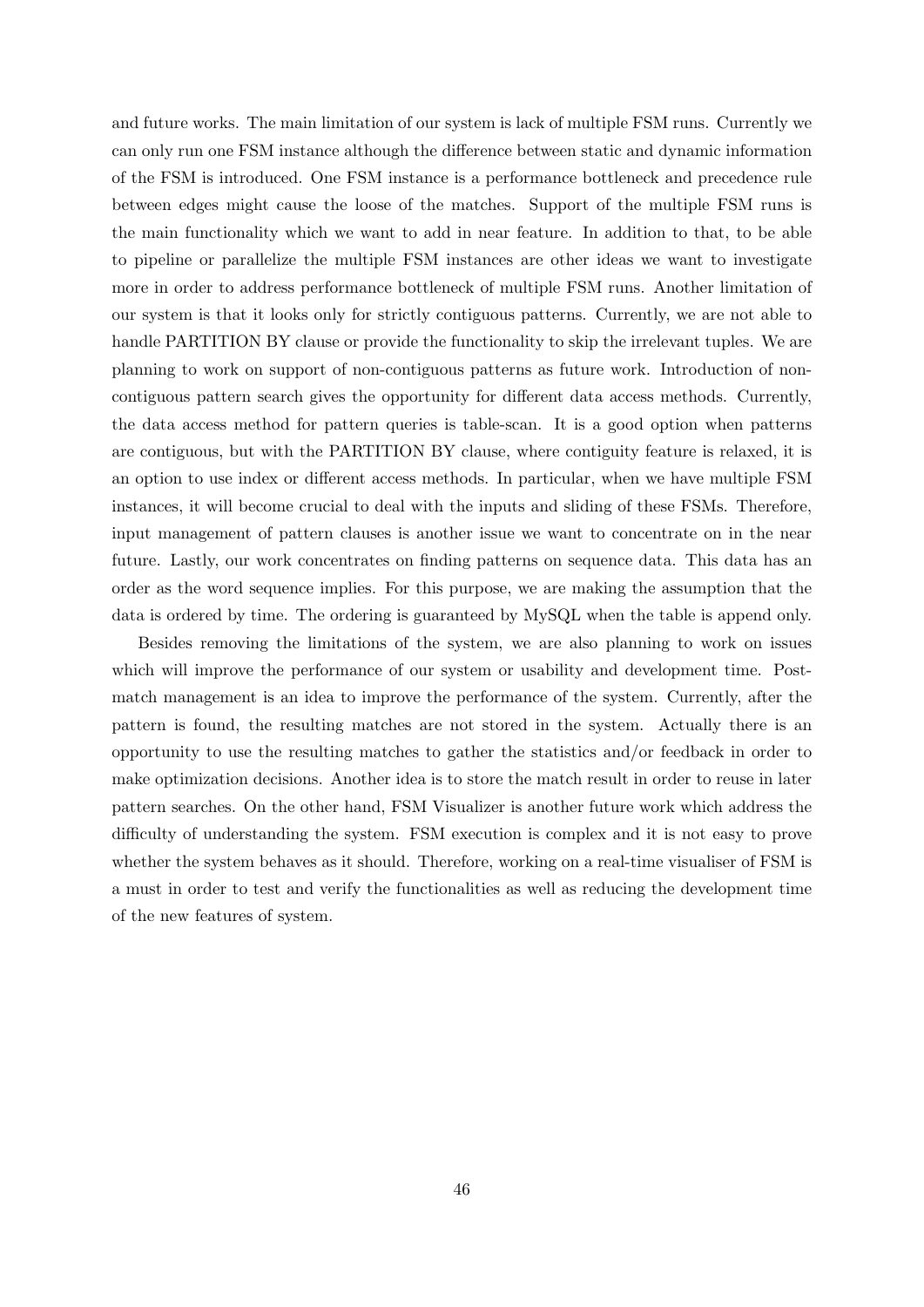and future works. The main limitation of our system is lack of multiple FSM runs. Currently we can only run one FSM instance although the difference between static and dynamic information of the FSM is introduced. One FSM instance is a performance bottleneck and precedence rule between edges might cause the loose of the matches. Support of the multiple FSM runs is the main functionality which we want to add in near feature. In addition to that, to be able to pipeline or parallelize the multiple FSM instances are other ideas we want to investigate more in order to address performance bottleneck of multiple FSM runs. Another limitation of our system is that it looks only for strictly contiguous patterns. Currently, we are not able to handle PARTITION BY clause or provide the functionality to skip the irrelevant tuples. We are planning to work on support of non-contiguous patterns as future work. Introduction of non-contiguous pattern search gives the opportunity for different data access methods. Currently, the data access method for pattern queries is table-scan. It is a good option when patterns are contiguous, but with the PARTITION BY clause, where contiguity feature is relaxed, it is an option to use index or different access methods. In particular, when we have multiple FSM instances, it will become crucial to deal with the inputs and sliding of these FSMs. Therefore, input management of pattern clauses is another issue we want to concentrate on in the near future. Lastly, our work concentrates on finding patterns on sequence data. This data has an order as the word sequence implies. For this purpose, we are making the assumption that the data is ordered by time. The ordering is guaranteed by MySQL when the table is append only.

Besides removing the limitations of the system, we are also planning to work on issues which will improve the performance of our system or usability and development time. Post-match management is an idea to improve the performance of the system. Currently, after the pattern is found, the resulting matches are not stored in the system. Actually there is an opportunity to use the resulting matches to gather the statistics and/or feedback in order to make optimization decisions. Another idea is to store the match result in order to reuse in later pattern searches. On the other hand, FSM Visualizer is another future work which address the difficulty of understanding the system. FSM execution is complex and it is not easy to prove whether the system behaves as it should. Therefore, working on a real-time visualiser of FSM is a must in order to test and verify the functionalities as well as reducing the development time of the new features of system.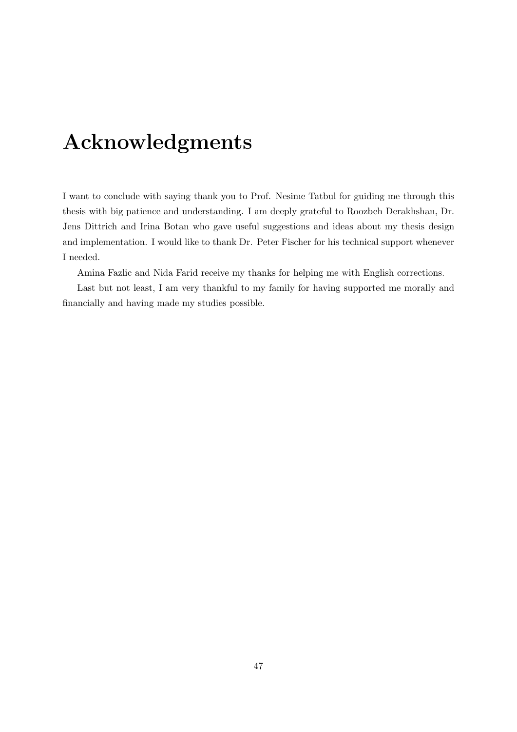# Acknowledgments

I want to conclude with saying thank you to Prof. Nesime Tatbul for guiding me through this thesis with big patience and understanding. I am deeply grateful to Roozbeh Derakhshan, Dr. Jens Dittrich and Irina Botan who gave useful suggestions and ideas about my thesis design and implementation. I would like to thank Dr. Peter Fischer for his technical support whenever I needed.

Amina Fazlic and Nida Farid receive my thanks for helping me with English corrections.

Last but not least, I am very thankful to my family for having supported me morally and financially and having made my studies possible.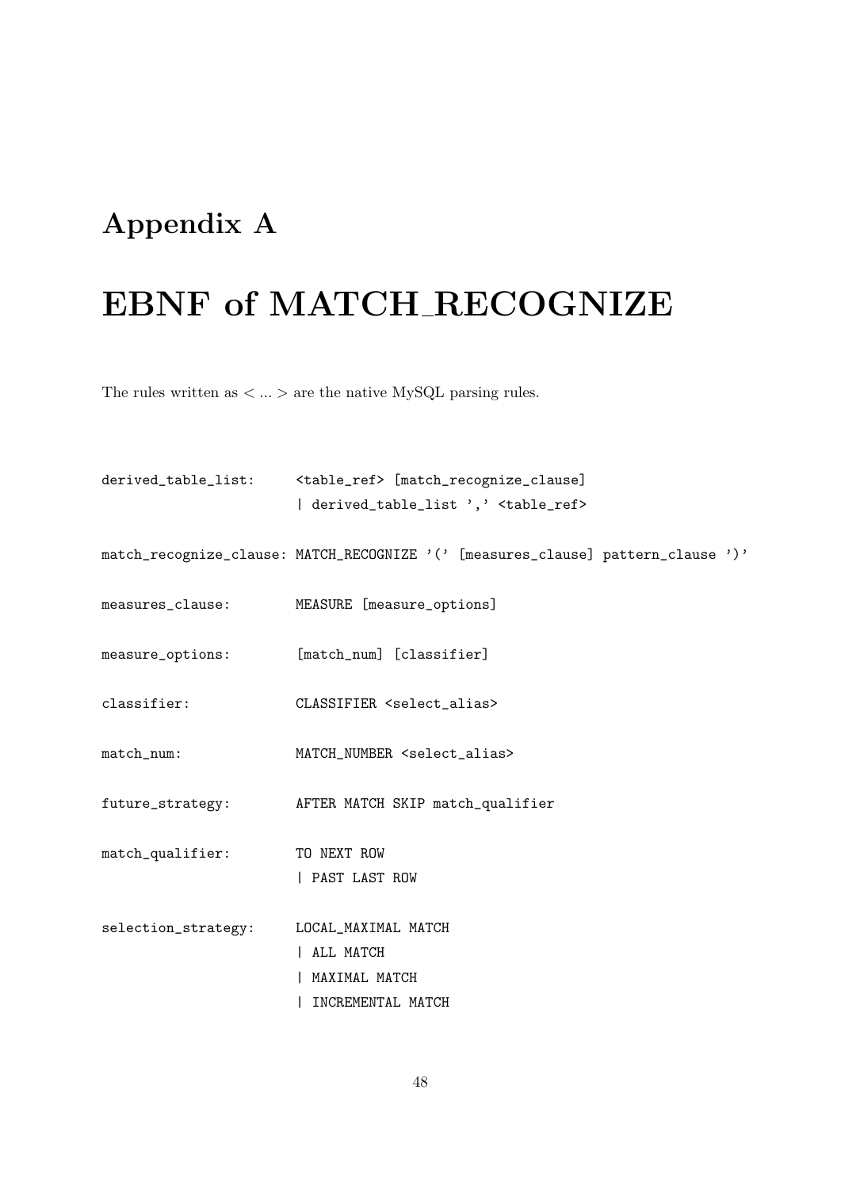# Appendix A

# EBNF of MATCH_RECOGNIZE

The rules written as < ... > are the native MySQL parsing rules.

```
derived_table_list:     <table_ref> [match_recognize_clause]
                        | derived_table_list ',' <table_ref>

match_recognize_clause: MATCH_RECOGNIZE '(' [measures_clause] pattern_clause ')'

measures_clause:        MEASURE [measure_options]

measure_options:        [match_num] [classifier]

classifier:             CLASSIFIER <select_alias>

match_num:              MATCH_NUMBER <select_alias>

future_strategy:        AFTER MATCH SKIP match_qualifier

match_qualifier:        TO NEXT ROW
                        | PAST LAST ROW

selection_strategy:     LOCAL_MAXIMAL MATCH
                        | ALL MATCH
                        | MAXIMAL MATCH
                        | INCREMENTAL MATCH
```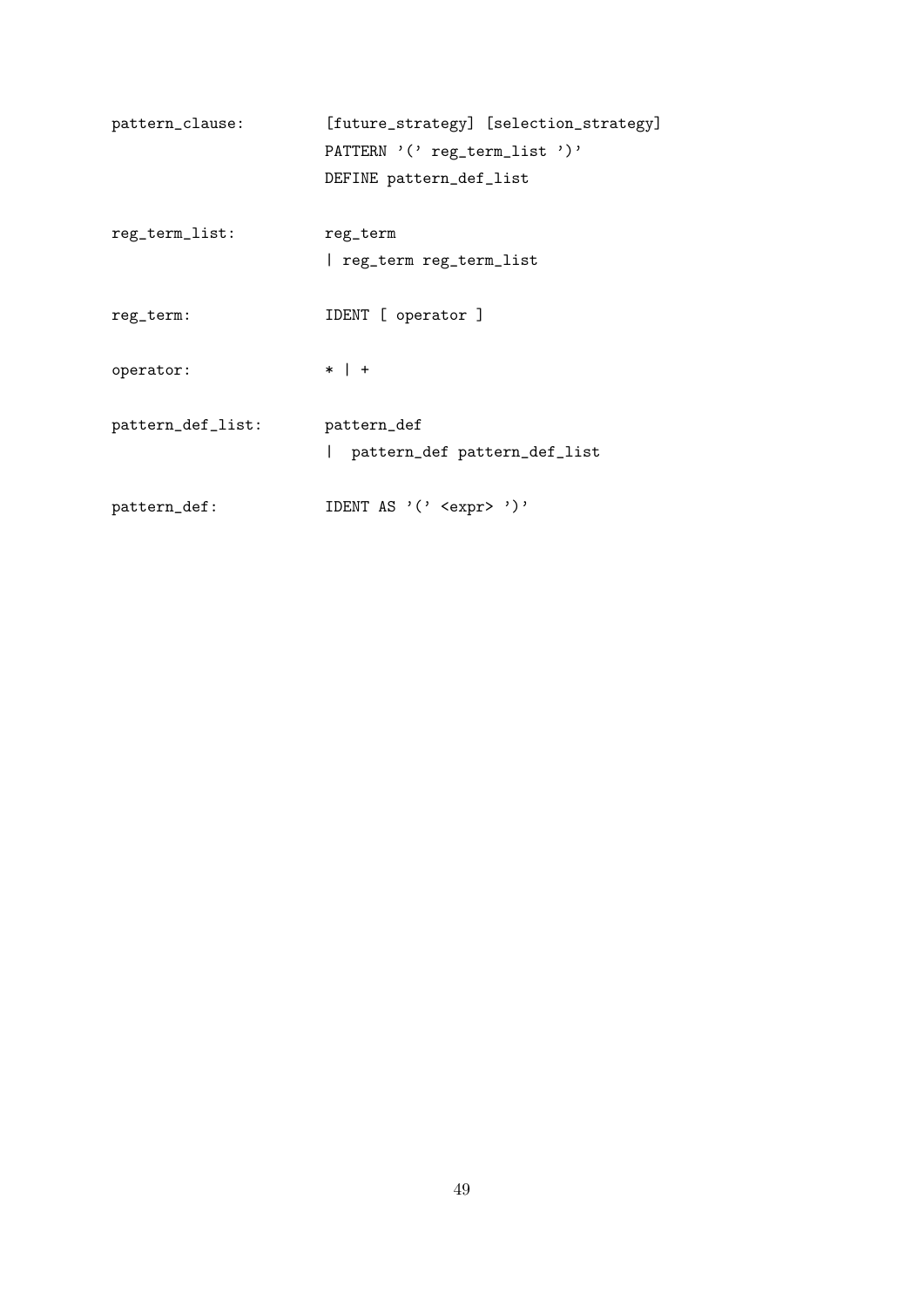```
pattern_clause:         [future_strategy] [selection_strategy]
                        PATTERN '(' reg_term_list ')'
                        DEFINE pattern_def_list

reg_term_list:          reg_term
                        | reg_term reg_term_list

reg_term:               IDENT [ operator ]

operator:               * | +

pattern_def_list:       pattern_def
                        |  pattern_def pattern_def_list

pattern_def:            IDENT AS '(' <expr> ')'
```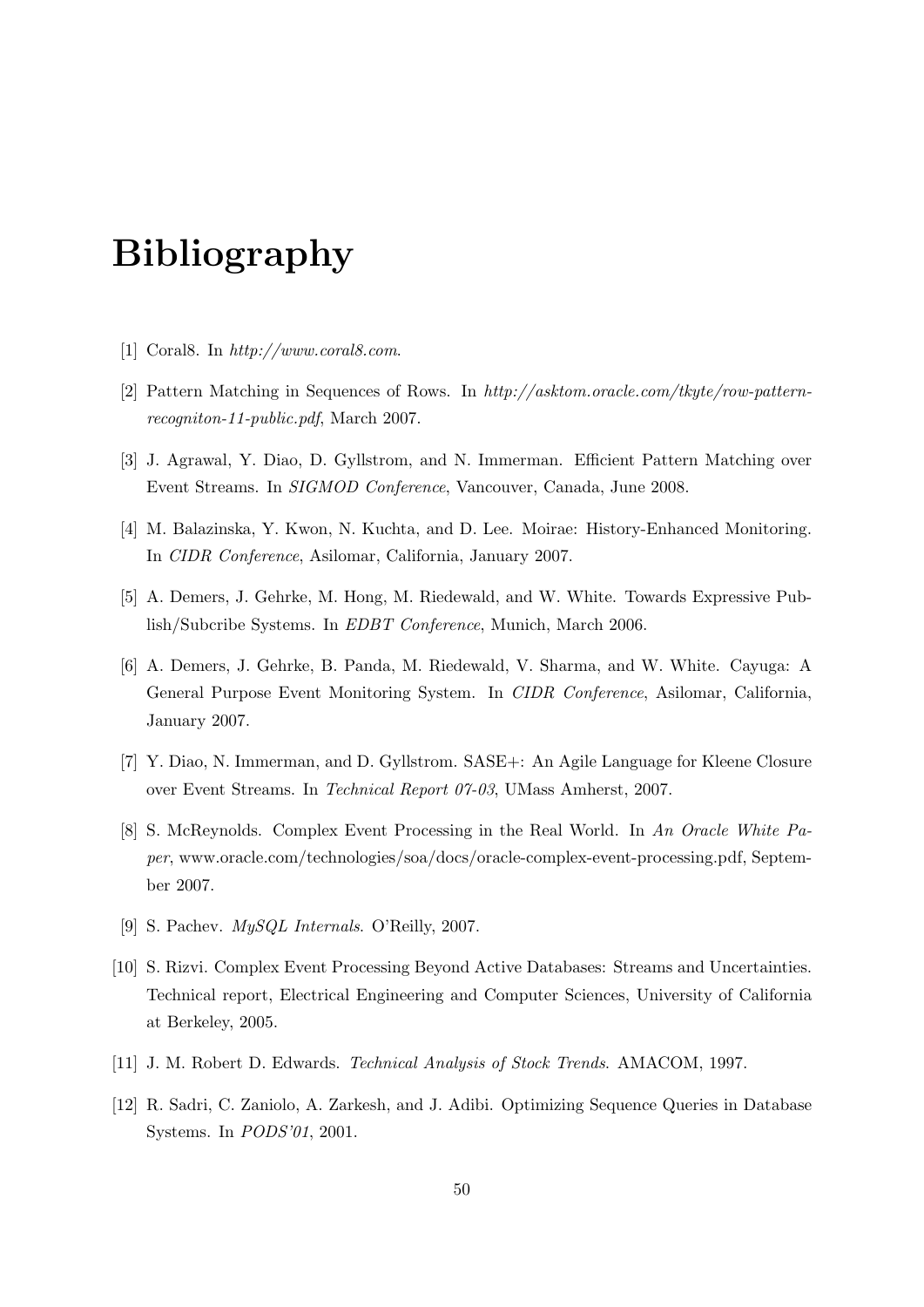# Bibliography

[1] Coral8. In *http://www.coral8.com*.

[2] Pattern Matching in Sequences of Rows. In *http://asktom.oracle.com/tkyte/row-pattern-recogniton-11-public.pdf*, March 2007.

[3] J. Agrawal, Y. Diao, D. Gyllstrom, and N. Immerman. Efficient Pattern Matching over Event Streams. In *SIGMOD Conference*, Vancouver, Canada, June 2008.

[4] M. Balazinska, Y. Kwon, N. Kuchta, and D. Lee. Moirae: History-Enhanced Monitoring. In *CIDR Conference*, Asilomar, California, January 2007.

[5] A. Demers, J. Gehrke, M. Hong, M. Riedewald, and W. White. Towards Expressive Publish/Subcribe Systems. In *EDBT Conference*, Munich, March 2006.

[6] A. Demers, J. Gehrke, B. Panda, M. Riedewald, V. Sharma, and W. White. Cayuga: A General Purpose Event Monitoring System. In *CIDR Conference*, Asilomar, California, January 2007.

[7] Y. Diao, N. Immerman, and D. Gyllstrom. SASE+: An Agile Language for Kleene Closure over Event Streams. In *Technical Report 07-03*, UMass Amherst, 2007.

[8] S. McReynolds. Complex Event Processing in the Real World. In *An Oracle White Paper*, www.oracle.com/technologies/soa/docs/oracle-complex-event-processing.pdf, September 2007.

[9] S. Pachev. *MySQL Internals*. O'Reilly, 2007.

[10] S. Rizvi. Complex Event Processing Beyond Active Databases: Streams and Uncertainties. Technical report, Electrical Engineering and Computer Sciences, University of California at Berkeley, 2005.

[11] J. M. Robert D. Edwards. *Technical Analysis of Stock Trends*. AMACOM, 1997.

[12] R. Sadri, C. Zaniolo, A. Zarkesh, and J. Adibi. Optimizing Sequence Queries in Database Systems. In *PODS'01*, 2001.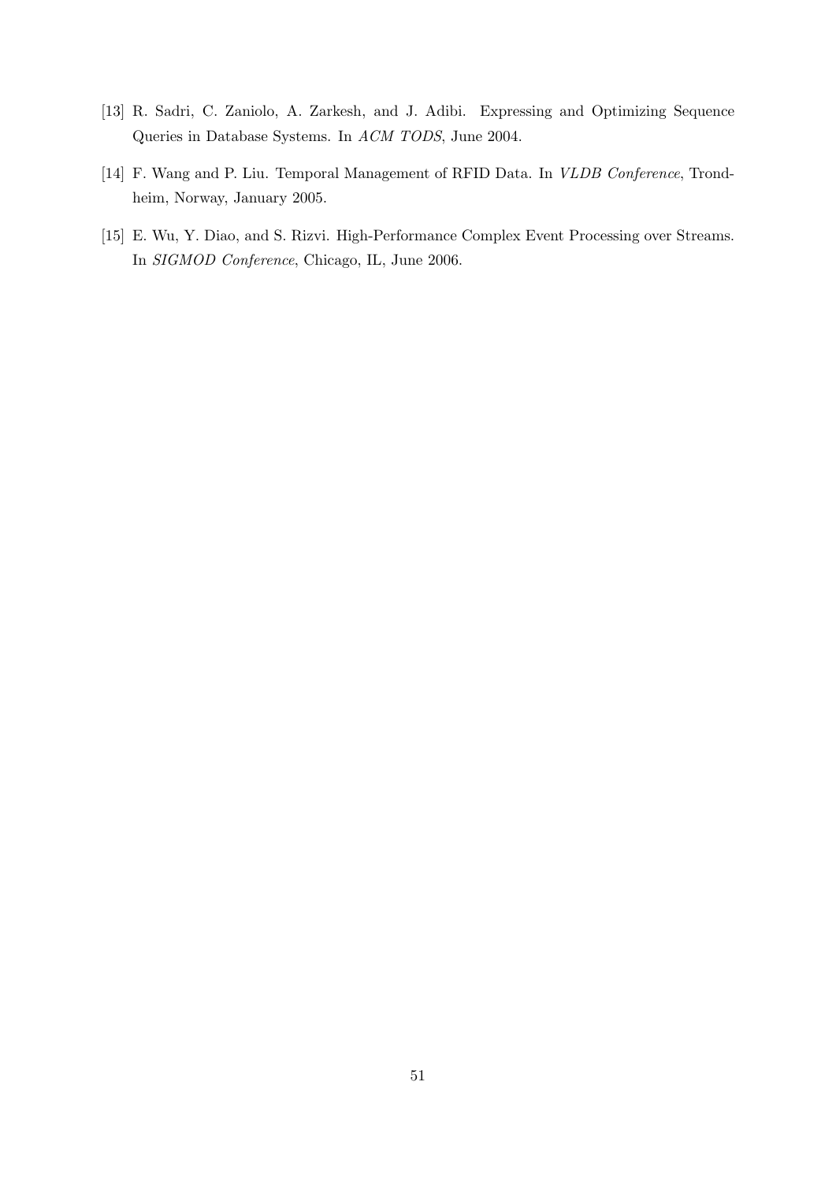[13] R. Sadri, C. Zaniolo, A. Zarkesh, and J. Adibi. Expressing and Optimizing Sequence Queries in Database Systems. In *ACM TODS*, June 2004.

[14] F. Wang and P. Liu. Temporal Management of RFID Data. In *VLDB Conference*, Trondheim, Norway, January 2005.

[15] E. Wu, Y. Diao, and S. Rizvi. High-Performance Complex Event Processing over Streams. In *SIGMOD Conference*, Chicago, IL, June 2006.